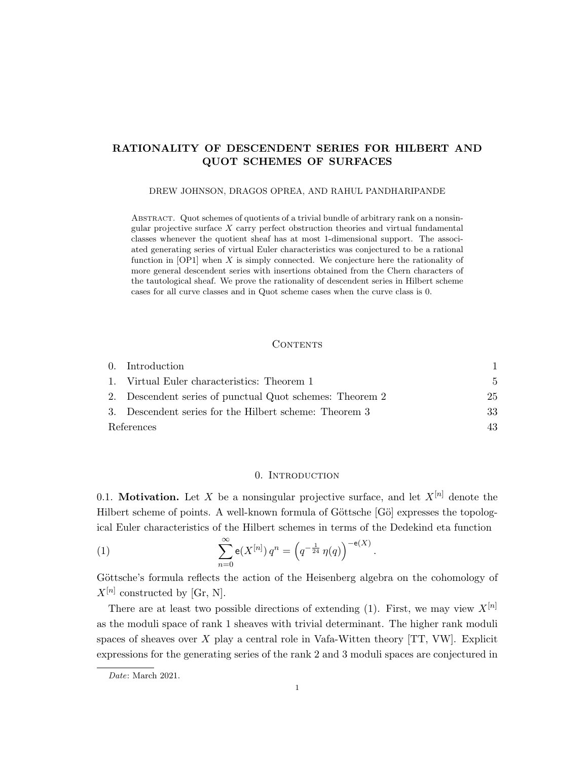# RATIONALITY OF DESCENDENT SERIES FOR HILBERT AND QUOT SCHEMES OF SURFACES

DREW JOHNSON, DRAGOS OPREA, AND RAHUL PANDHARIPANDE

Abstract. Quot schemes of quotients of a trivial bundle of arbitrary rank on a nonsingular projective surface $X$ carry perfect obstruction theories and virtual fundamental classes whenever the quotient sheaf has at most 1-dimensional support. The associated generating series of virtual Euler characteristics was conjectured to be a rational function in [OP1] when $X$ is simply connected. We conjecture here the rationality of more general descendent series with insertions obtained from the Chern characters of the tautological sheaf. We prove the rationality of descendent series in Hilbert scheme cases for all curve classes and in Quot scheme cases when the curve class is 0.

## Contents

| | |
|---|---|
| 0. Introduction | 1 |
| 1. Virtual Euler characteristics: Theorem 1 | 5 |
| 2. Descendent series of punctual Quot schemes: Theorem 2 | 25 |
| 3. Descendent series for the Hilbert scheme: Theorem 3 | 33 |
| References | 43 |

## 0. Introduction

0.1. **Motivation.** Let $X$ be a nonsingular projective surface, and let $X^{[n]}$ denote the Hilbert scheme of points. A well-known formula of Göttsche [Gö] expresses the topological Euler characteristics of the Hilbert schemes in terms of the Dedekind eta function

$$\sum_{n=0}^{\infty} \mathsf{e}(X^{[n]})\, q^n = \left(q^{-\frac{1}{24}}\, \eta(q)\right)^{-\mathsf{e}(X)}. \tag{1}$$

Göttsche's formula reflects the action of the Heisenberg algebra on the cohomology of $X^{[n]}$ constructed by [Gr, N].

There are at least two possible directions of extending (1). First, we may view $X^{[n]}$ as the moduli space of rank 1 sheaves with trivial determinant. The higher rank moduli spaces of sheaves over $X$ play a central role in Vafa-Witten theory [TT, VW]. Explicit expressions for the generating series of the rank 2 and 3 moduli spaces are conjectured in

*Date*: March 2021.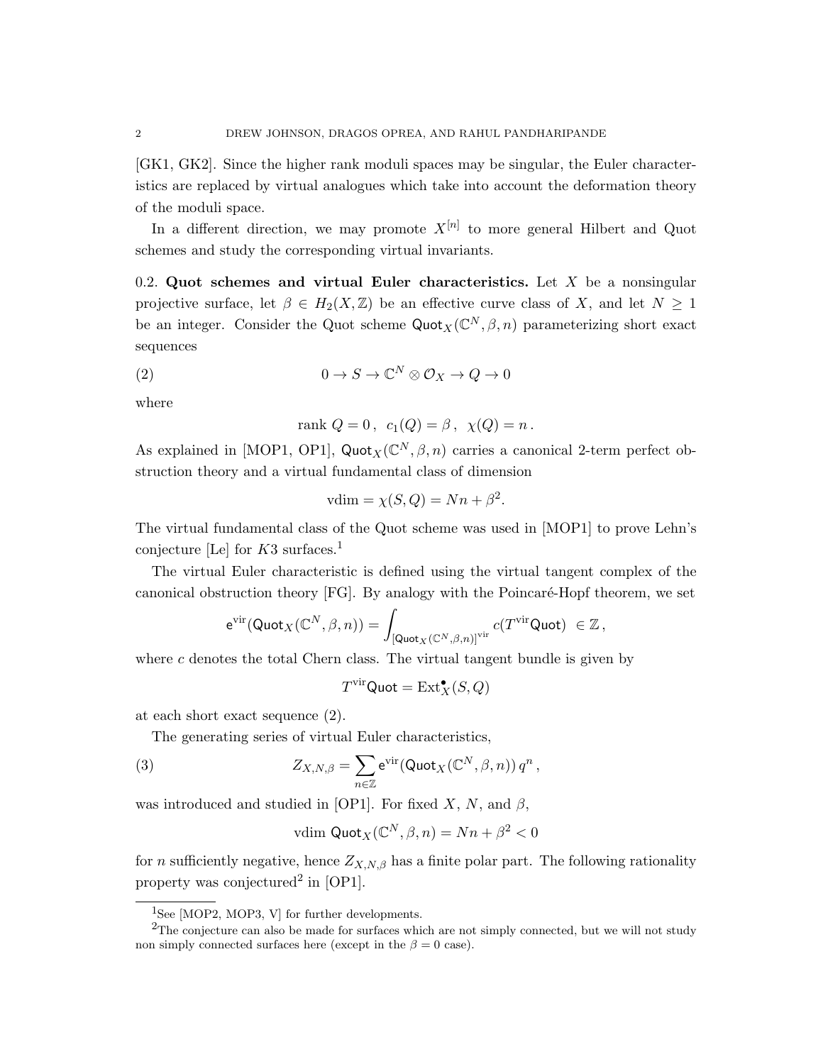[GK1, GK2]. Since the higher rank moduli spaces may be singular, the Euler characteristics are replaced by virtual analogues which take into account the deformation theory of the moduli space.

In a different direction, we may promote $X^{[n]}$ to more general Hilbert and Quot schemes and study the corresponding virtual invariants.

0.2. **Quot schemes and virtual Euler characteristics.** Let $X$ be a nonsingular projective surface, let $\beta \in H_2(X, \mathbb{Z})$ be an effective curve class of $X$, and let $N \geq 1$ be an integer. Consider the Quot scheme $\mathsf{Quot}_X(\mathbb{C}^N, \beta, n)$ parameterizing short exact sequences

$$0 \to S \to \mathbb{C}^N \otimes \mathcal{O}_X \to Q \to 0 \tag{2}$$

where

$$\text{rank } Q = 0\,, \;\; c_1(Q) = \beta\,, \;\; \chi(Q) = n\,.$$

As explained in [MOP1, OP1], $\mathsf{Quot}_X(\mathbb{C}^N, \beta, n)$ carries a canonical 2-term perfect obstruction theory and a virtual fundamental class of dimension

$$\text{vdim} = \chi(S, Q) = Nn + \beta^2.$$

The virtual fundamental class of the Quot scheme was used in [MOP1] to prove Lehn's conjecture [Le] for $K3$ surfaces.[1]

The virtual Euler characteristic is defined using the virtual tangent complex of the canonical obstruction theory [FG]. By analogy with the Poincaré-Hopf theorem, we set

$$\mathsf{e}^{\text{vir}}(\mathsf{Quot}_X(\mathbb{C}^N, \beta, n)) = \int_{[\mathsf{Quot}_X(\mathbb{C}^N, \beta, n)]^{\text{vir}}} c(T^{\text{vir}}\mathsf{Quot}) \;\in \mathbb{Z}\,,$$

where $c$ denotes the total Chern class. The virtual tangent bundle is given by

$$T^{\text{vir}}\mathsf{Quot} = \text{Ext}^{\bullet}_X(S, Q)$$

at each short exact sequence (2).

The generating series of virtual Euler characteristics,

$$Z_{X,N,\beta} = \sum_{n \in \mathbb{Z}} \mathsf{e}^{\text{vir}}(\mathsf{Quot}_X(\mathbb{C}^N, \beta, n))\, q^n\,, \tag{3}$$

was introduced and studied in [OP1]. For fixed $X$, $N$, and $\beta$,

$$\text{vdim } \mathsf{Quot}_X(\mathbb{C}^N, \beta, n) = Nn + \beta^2 < 0$$

for $n$ sufficiently negative, hence $Z_{X,N,\beta}$ has a finite polar part. The following rationality property was conjectured[2] in [OP1].

---

[1] See [MOP2, MOP3, V] for further developments.

[2] The conjecture can also be made for surfaces which are not simply connected, but we will not study non simply connected surfaces here (except in the $\beta = 0$ case).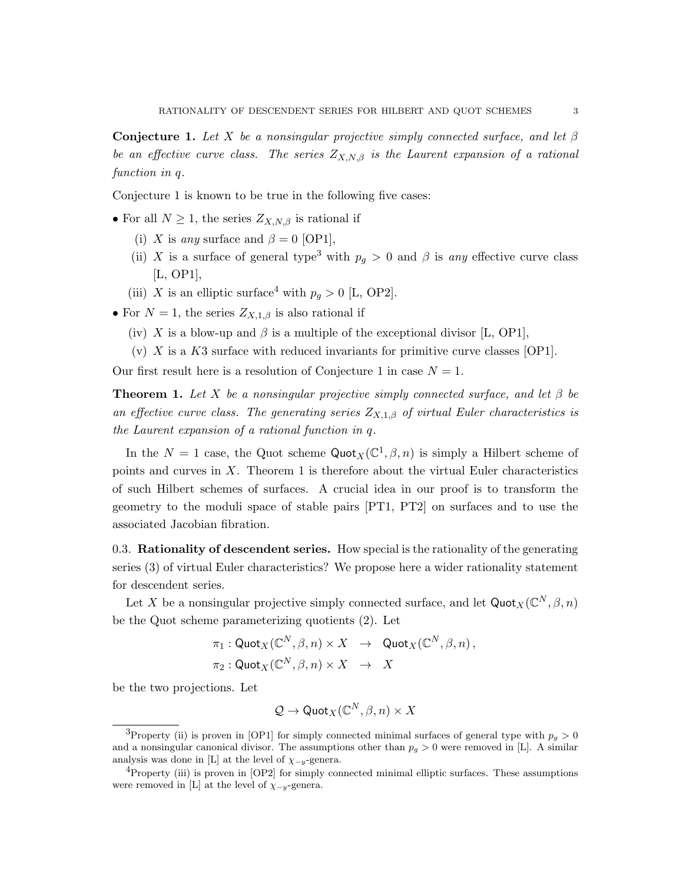**Conjecture 1.** *Let $X$ be a nonsingular projective simply connected surface, and let $\beta$ be an effective curve class. The series $Z_{X,N,\beta}$ is the Laurent expansion of a rational function in $q$.*

Conjecture 1 is known to be true in the following five cases:

- For all $N \geq 1$, the series $Z_{X,N,\beta}$ is rational if
  - (i) $X$ is *any* surface and $\beta = 0$ [OP1],
  - (ii) $X$ is a surface of general type[3] with $p_g > 0$ and $\beta$ is *any* effective curve class [L, OP1],
  - (iii) $X$ is an elliptic surface[4] with $p_g > 0$ [L, OP2].
- For $N = 1$, the series $Z_{X,1,\beta}$ is also rational if
  - (iv) $X$ is a blow-up and $\beta$ is a multiple of the exceptional divisor [L, OP1],
  - (v) $X$ is a $K3$ surface with reduced invariants for primitive curve classes [OP1].

Our first result here is a resolution of Conjecture 1 in case $N = 1$.

**Theorem 1.** *Let $X$ be a nonsingular projective simply connected surface, and let $\beta$ be an effective curve class. The generating series $Z_{X,1,\beta}$ of virtual Euler characteristics is the Laurent expansion of a rational function in $q$.*

In the $N = 1$ case, the Quot scheme $\mathsf{Quot}_X(\mathbb{C}^1, \beta, n)$ is simply a Hilbert scheme of points and curves in $X$. Theorem 1 is therefore about the virtual Euler characteristics of such Hilbert schemes of surfaces. A crucial idea in our proof is to transform the geometry to the moduli space of stable pairs [PT1, PT2] on surfaces and to use the associated Jacobian fibration.

0.3. **Rationality of descendent series.** How special is the rationality of the generating series (3) of virtual Euler characteristics? We propose here a wider rationality statement for descendent series.

Let $X$ be a nonsingular projective simply connected surface, and let $\mathsf{Quot}_X(\mathbb{C}^N, \beta, n)$ be the Quot scheme parameterizing quotients (2). Let

$$\pi_1 : \mathsf{Quot}_X(\mathbb{C}^N, \beta, n) \times X \quad \to \quad \mathsf{Quot}_X(\mathbb{C}^N, \beta, n)\,,$$
$$\pi_2 : \mathsf{Quot}_X(\mathbb{C}^N, \beta, n) \times X \quad \to \quad X$$

be the two projections. Let

$$\mathcal{Q} \to \mathsf{Quot}_X(\mathbb{C}^N, \beta, n) \times X$$

---

[3] Property (ii) is proven in [OP1] for simply connected minimal surfaces of general type with $p_g > 0$ and a nonsingular canonical divisor. The assumptions other than $p_g > 0$ were removed in [L]. A similar analysis was done in [L] at the level of $\chi_{-y}$-genera.

[4] Property (iii) is proven in [OP2] for simply connected minimal elliptic surfaces. These assumptions were removed in [L] at the level of $\chi_{-y}$-genera.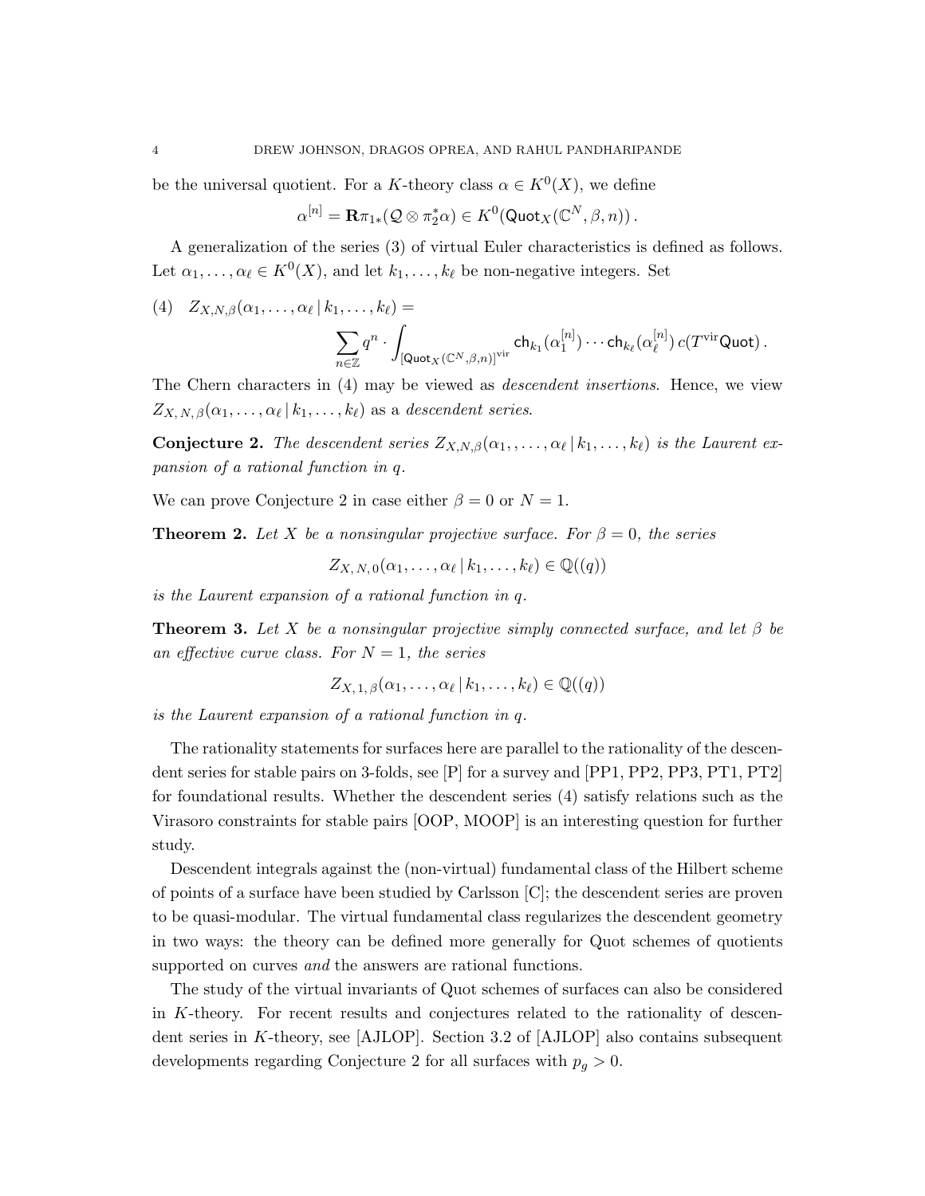be the universal quotient. For a $K$-theory class $\alpha \in K^0(X)$, we define

$$\alpha^{[n]} = \mathbf{R}\pi_{1*}(\mathcal{Q} \otimes \pi_2^* \alpha) \in K^0(\mathsf{Quot}_X(\mathbb{C}^N, \beta, n)) .$$

A generalization of the series (3) of virtual Euler characteristics is defined as follows. Let $\alpha_1, \ldots, \alpha_\ell \in K^0(X)$, and let $k_1, \ldots, k_\ell$ be non-negative integers. Set

$$(4) \quad Z_{X,N,\beta}(\alpha_1, \ldots, \alpha_\ell \,|\, k_1, \ldots, k_\ell) = \sum_{n \in \mathbb{Z}} q^n \cdot \int_{[\mathsf{Quot}_X(\mathbb{C}^N, \beta, n)]^{\mathrm{vir}}} \mathsf{ch}_{k_1}(\alpha_1^{[n]}) \cdots \mathsf{ch}_{k_\ell}(\alpha_\ell^{[n]}) \, c(T^{\mathrm{vir}} \mathsf{Quot}) .$$

The Chern characters in (4) may be viewed as *descendent insertions*. Hence, we view $Z_{X,\,N,\,\beta}(\alpha_1, \ldots, \alpha_\ell \,|\, k_1, \ldots, k_\ell)$ as a *descendent series*.

**Conjecture 2.** *The descendent series $Z_{X,N,\beta}(\alpha_1, \ldots, \alpha_\ell \,|\, k_1, \ldots, k_\ell)$ is the Laurent expansion of a rational function in $q$.*

We can prove Conjecture 2 in case either $\beta = 0$ or $N = 1$.

**Theorem 2.** *Let $X$ be a nonsingular projective surface. For $\beta = 0$, the series*

$$Z_{X,\,N,\,0}(\alpha_1, \ldots, \alpha_\ell \,|\, k_1, \ldots, k_\ell) \in \mathbb{Q}((q))$$

*is the Laurent expansion of a rational function in $q$.*

**Theorem 3.** *Let $X$ be a nonsingular projective simply connected surface, and let $\beta$ be an effective curve class. For $N = 1$, the series*

$$Z_{X,\,1,\,\beta}(\alpha_1, \ldots, \alpha_\ell \,|\, k_1, \ldots, k_\ell) \in \mathbb{Q}((q))$$

*is the Laurent expansion of a rational function in $q$.*

The rationality statements for surfaces here are parallel to the rationality of the descendent series for stable pairs on 3-folds, see [P] for a survey and [PP1, PP2, PP3, PT1, PT2] for foundational results. Whether the descendent series (4) satisfy relations such as the Virasoro constraints for stable pairs [OOP, MOOP] is an interesting question for further study.

Descendent integrals against the (non-virtual) fundamental class of the Hilbert scheme of points of a surface have been studied by Carlsson [C]; the descendent series are proven to be quasi-modular. The virtual fundamental class regularizes the descendent geometry in two ways: the theory can be defined more generally for Quot schemes of quotients supported on curves *and* the answers are rational functions.

The study of the virtual invariants of Quot schemes of surfaces can also be considered in $K$-theory. For recent results and conjectures related to the rationality of descendent series in $K$-theory, see [AJLOP]. Section 3.2 of [AJLOP] also contains subsequent developments regarding Conjecture 2 for all surfaces with $p_g > 0$.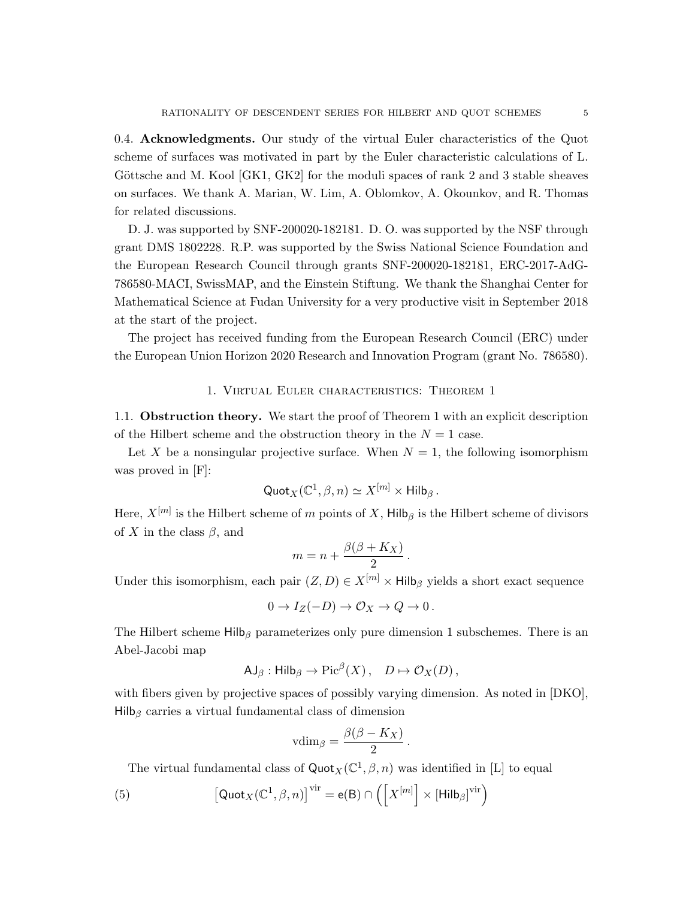**0.4. Acknowledgments.** Our study of the virtual Euler characteristics of the Quot scheme of surfaces was motivated in part by the Euler characteristic calculations of L. Göttsche and M. Kool [GK1, GK2] for the moduli spaces of rank 2 and 3 stable sheaves on surfaces. We thank A. Marian, W. Lim, A. Oblomkov, A. Okounkov, and R. Thomas for related discussions.

D. J. was supported by SNF-200020-182181. D. O. was supported by the NSF through grant DMS 1802228. R.P. was supported by the Swiss National Science Foundation and the European Research Council through grants SNF-200020-182181, ERC-2017-AdG-786580-MACI, SwissMAP, and the Einstein Stiftung. We thank the Shanghai Center for Mathematical Science at Fudan University for a very productive visit in September 2018 at the start of the project.

The project has received funding from the European Research Council (ERC) under the European Union Horizon 2020 Research and Innovation Program (grant No. 786580).

## 1. Virtual Euler characteristics: Theorem 1

**1.1. Obstruction theory.** We start the proof of Theorem 1 with an explicit description of the Hilbert scheme and the obstruction theory in the $N = 1$ case.

Let $X$ be a nonsingular projective surface. When $N = 1$, the following isomorphism was proved in [F]:

$$\mathsf{Quot}_X(\mathbb{C}^1, \beta, n) \simeq X^{[m]} \times \mathsf{Hilb}_\beta \,.$$

Here, $X^{[m]}$ is the Hilbert scheme of $m$ points of $X$, $\mathsf{Hilb}_\beta$ is the Hilbert scheme of divisors of $X$ in the class $\beta$, and

$$m = n + \frac{\beta(\beta + K_X)}{2} \,.$$

Under this isomorphism, each pair $(Z, D) \in X^{[m]} \times \mathsf{Hilb}_\beta$ yields a short exact sequence

$$0 \to I_Z(-D) \to \mathcal{O}_X \to Q \to 0 \,.$$

The Hilbert scheme $\mathsf{Hilb}_\beta$ parameterizes only pure dimension 1 subschemes. There is an Abel-Jacobi map

$$\mathsf{AJ}_\beta : \mathsf{Hilb}_\beta \to \mathrm{Pic}^\beta(X) \,, \quad D \mapsto \mathcal{O}_X(D) \,,$$

with fibers given by projective spaces of possibly varying dimension. As noted in [DKO], $\mathsf{Hilb}_\beta$ carries a virtual fundamental class of dimension

$$\mathrm{vdim}_\beta = \frac{\beta(\beta - K_X)}{2} \,.$$

The virtual fundamental class of $\mathsf{Quot}_X(\mathbb{C}^1, \beta, n)$ was identified in [L] to equal

$$\left[\mathsf{Quot}_X(\mathbb{C}^1, \beta, n)\right]^{\mathrm{vir}} = \mathsf{e}(\mathsf{B}) \cap \left( \left[X^{[m]}\right] \times [\mathsf{Hilb}_\beta]^{\mathrm{vir}} \right) \tag{5}$$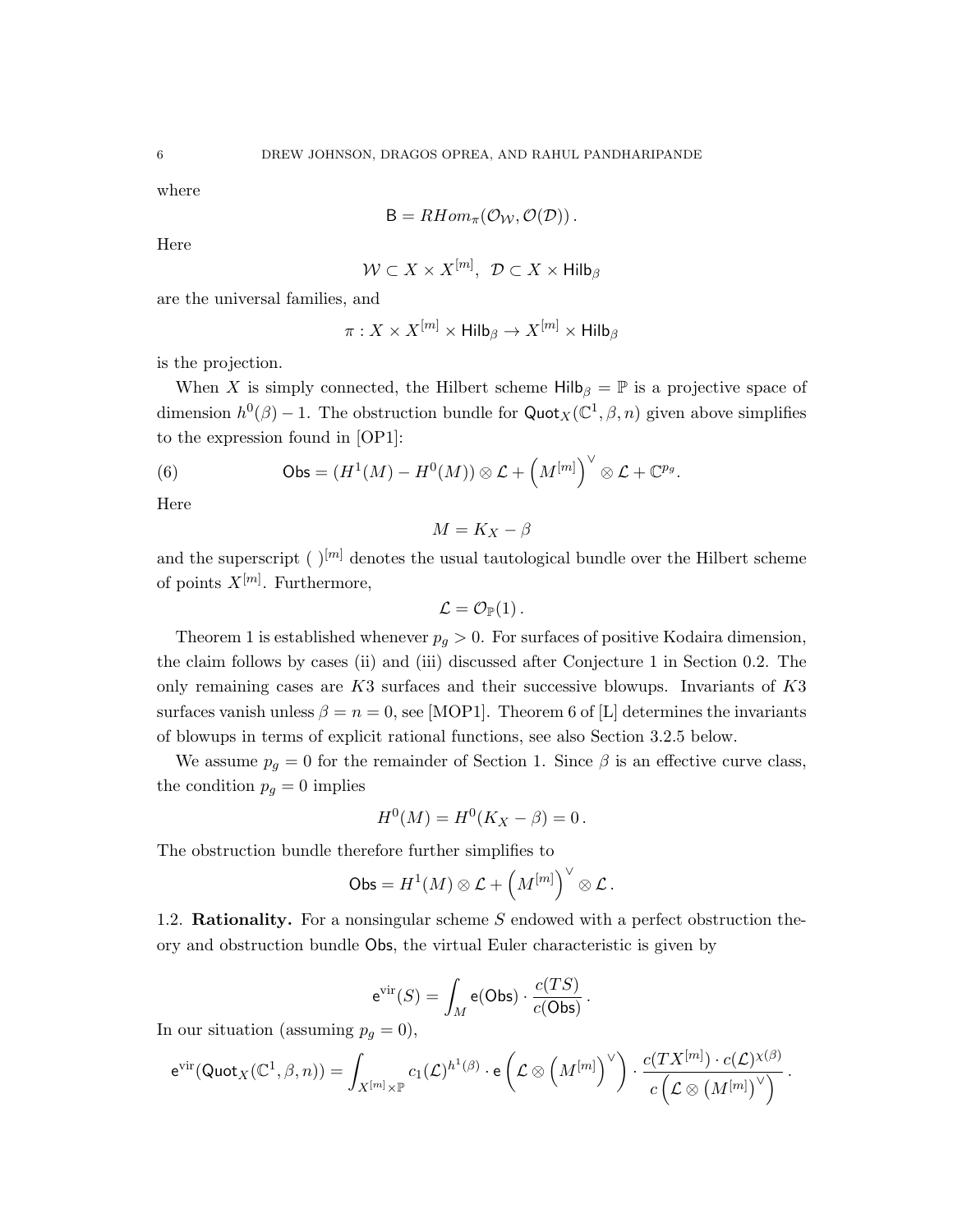where

$$\mathsf{B} = RHom_\pi(\mathcal{O}_{\mathcal{W}}, \mathcal{O}(\mathcal{D}))\,.$$

Here

$$\mathcal{W} \subset X \times X^{[m]}, \ \ \mathcal{D} \subset X \times \mathsf{Hilb}_\beta$$

are the universal families, and

$$\pi : X \times X^{[m]} \times \mathsf{Hilb}_\beta \to X^{[m]} \times \mathsf{Hilb}_\beta$$

is the projection.

When $X$ is simply connected, the Hilbert scheme $\mathsf{Hilb}_\beta = \mathbb{P}$ is a projective space of dimension $h^0(\beta) - 1$. The obstruction bundle for $\mathsf{Quot}_X(\mathbb{C}^1, \beta, n)$ given above simplifies to the expression found in [OP1]:

$$\mathsf{Obs} = (H^1(M) - H^0(M)) \otimes \mathcal{L} + \left(M^{[m]}\right)^\vee \otimes \mathcal{L} + \mathbb{C}^{p_g}. \tag{6}$$

Here

$$M = K_X - \beta$$

and the superscript $(\ )^{[m]}$ denotes the usual tautological bundle over the Hilbert scheme of points $X^{[m]}$. Furthermore,

$$\mathcal{L} = \mathcal{O}_{\mathbb{P}}(1)\,.$$

Theorem 1 is established whenever $p_g > 0$. For surfaces of positive Kodaira dimension, the claim follows by cases (ii) and (iii) discussed after Conjecture 1 in Section 0.2. The only remaining cases are $K3$ surfaces and their successive blowups. Invariants of $K3$ surfaces vanish unless $\beta = n = 0$, see [MOP1]. Theorem 6 of [L] determines the invariants of blowups in terms of explicit rational functions, see also Section 3.2.5 below.

We assume $p_g = 0$ for the remainder of Section 1. Since $\beta$ is an effective curve class, the condition $p_g = 0$ implies

$$H^0(M) = H^0(K_X - \beta) = 0\,.$$

The obstruction bundle therefore further simplifies to

$$\mathsf{Obs} = H^1(M) \otimes \mathcal{L} + \left(M^{[m]}\right)^\vee \otimes \mathcal{L}\,.$$

## 1.2. Rationality.

For a nonsingular scheme $S$ endowed with a perfect obstruction theory and obstruction bundle $\mathsf{Obs}$, the virtual Euler characteristic is given by

$$\mathsf{e}^{\mathrm{vir}}(S) = \int_M \mathsf{e}(\mathsf{Obs}) \cdot \frac{c(TS)}{c(\mathsf{Obs})}\,.$$

In our situation (assuming $p_g = 0$),

$$\mathsf{e}^{\mathrm{vir}}(\mathsf{Quot}_X(\mathbb{C}^1, \beta, n)) = \int_{X^{[m]} \times \mathbb{P}} c_1(\mathcal{L})^{h^1(\beta)} \cdot \mathsf{e}\left(\mathcal{L} \otimes \left(M^{[m]}\right)^\vee\right) \cdot \frac{c(TX^{[m]}) \cdot c(\mathcal{L})^{\chi(\beta)}}{c\left(\mathcal{L} \otimes \left(M^{[m]}\right)^\vee\right)}\,.$$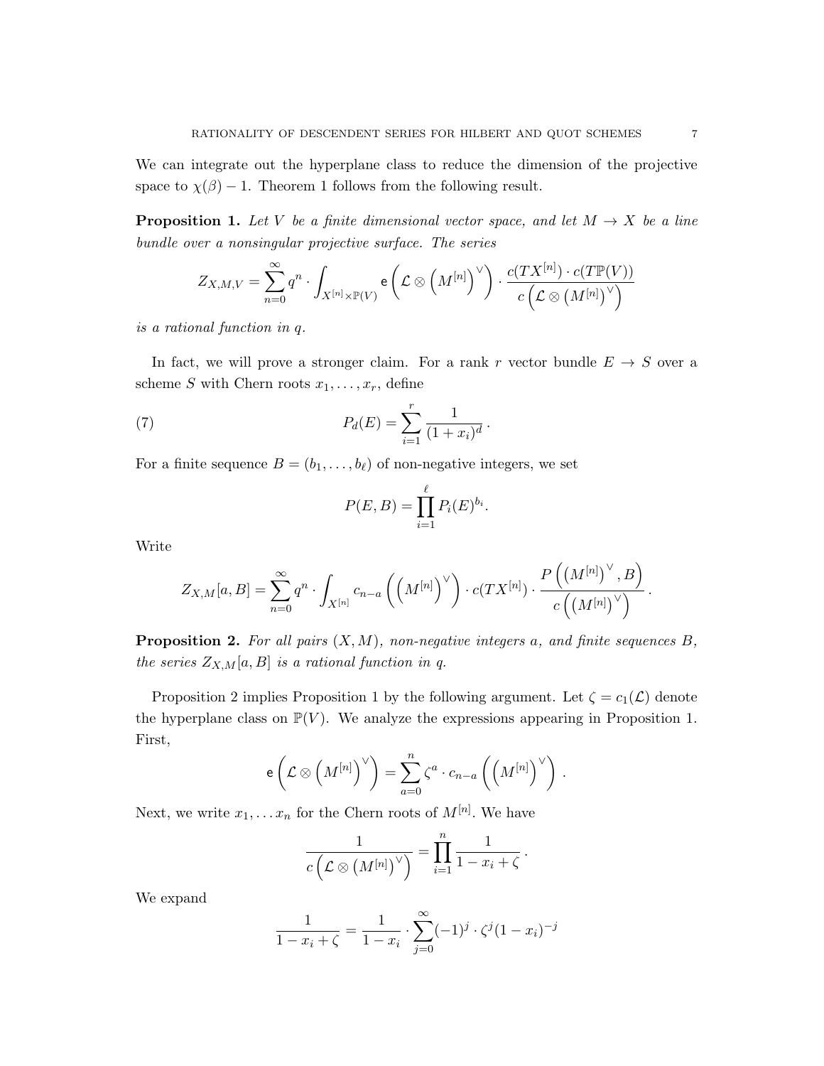We can integrate out the hyperplane class to reduce the dimension of the projective space to $\chi(\beta) - 1$. Theorem 1 follows from the following result.

**Proposition 1.** *Let $V$ be a finite dimensional vector space, and let $M \to X$ be a line bundle over a nonsingular projective surface. The series*

$$Z_{X,M,V} = \sum_{n=0}^{\infty} q^n \cdot \int_{X^{[n]} \times \mathbb{P}(V)} \mathsf{e}\left(\mathcal{L} \otimes \left(M^{[n]}\right)^{\vee}\right) \cdot \frac{c(TX^{[n]}) \cdot c(T\mathbb{P}(V))}{c\left(\mathcal{L} \otimes \left(M^{[n]}\right)^{\vee}\right)}$$

*is a rational function in $q$.*

In fact, we will prove a stronger claim. For a rank $r$ vector bundle $E \to S$ over a scheme $S$ with Chern roots $x_1, \ldots, x_r$, define

$$P_d(E) = \sum_{i=1}^{r} \frac{1}{(1+x_i)^d}\,. \tag{7}$$

For a finite sequence $B = (b_1, \ldots, b_\ell)$ of non-negative integers, we set

$$P(E, B) = \prod_{i=1}^{\ell} P_i(E)^{b_i}.$$

Write

$$Z_{X,M}[a, B] = \sum_{n=0}^{\infty} q^n \cdot \int_{X^{[n]}} c_{n-a}\left(\left(M^{[n]}\right)^{\vee}\right) \cdot c(TX^{[n]}) \cdot \frac{P\left(\left(M^{[n]}\right)^{\vee}, B\right)}{c\left(\left(M^{[n]}\right)^{\vee}\right)}\,.$$

**Proposition 2.** *For all pairs $(X, M)$, non-negative integers $a$, and finite sequences $B$, the series $Z_{X,M}[a, B]$ is a rational function in $q$.*

Proposition 2 implies Proposition 1 by the following argument. Let $\zeta = c_1(\mathcal{L})$ denote the hyperplane class on $\mathbb{P}(V)$. We analyze the expressions appearing in Proposition 1. First,

$$\mathsf{e}\left(\mathcal{L} \otimes \left(M^{[n]}\right)^{\vee}\right) = \sum_{a=0}^{n} \zeta^a \cdot c_{n-a}\left(\left(M^{[n]}\right)^{\vee}\right)\,.$$

Next, we write $x_1, \ldots x_n$ for the Chern roots of $M^{[n]}$. We have

$$\frac{1}{c\left(\mathcal{L} \otimes \left(M^{[n]}\right)^{\vee}\right)} = \prod_{i=1}^{n} \frac{1}{1 - x_i + \zeta}\,.$$

We expand

$$\frac{1}{1 - x_i + \zeta} = \frac{1}{1 - x_i} \cdot \sum_{j=0}^{\infty} (-1)^j \cdot \zeta^j (1 - x_i)^{-j}$$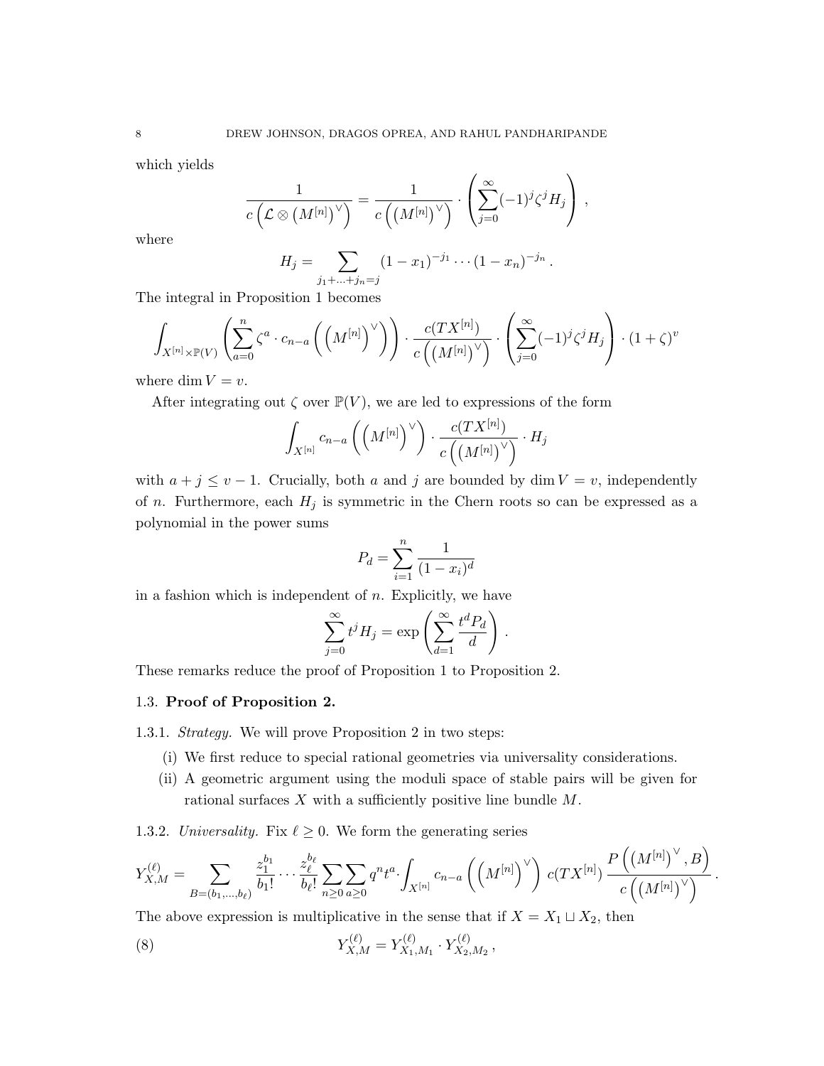which yields

$$\frac{1}{c\left(\mathcal{L}\otimes\left(M^{[n]}\right)^\vee\right)} = \frac{1}{c\left(\left(M^{[n]}\right)^\vee\right)}\cdot\left(\sum_{j=0}^{\infty}(-1)^j\zeta^j H_j\right),$$

where

$$H_j = \sum_{j_1+\ldots+j_n=j}(1-x_1)^{-j_1}\cdots(1-x_n)^{-j_n}.$$

The integral in Proposition 1 becomes

$$\int_{X^{[n]}\times\mathbb{P}(V)}\left(\sum_{a=0}^{n}\zeta^a\cdot c_{n-a}\left(\left(M^{[n]}\right)^\vee\right)\right)\cdot\frac{c(TX^{[n]})}{c\left(\left(M^{[n]}\right)^\vee\right)}\cdot\left(\sum_{j=0}^{\infty}(-1)^j\zeta^jH_j\right)\cdot(1+\zeta)^v$$

where $\dim V = v$.

After integrating out $\zeta$ over $\mathbb{P}(V)$, we are led to expressions of the form

$$\int_{X^{[n]}} c_{n-a}\left(\left(M^{[n]}\right)^\vee\right)\cdot\frac{c(TX^{[n]})}{c\left(\left(M^{[n]}\right)^\vee\right)}\cdot H_j$$

with $a+j\leq v-1$. Crucially, both $a$ and $j$ are bounded by $\dim V = v$, independently of $n$. Furthermore, each $H_j$ is symmetric in the Chern roots so can be expressed as a polynomial in the power sums

$$P_d = \sum_{i=1}^{n}\frac{1}{(1-x_i)^d}$$

in a fashion which is independent of $n$. Explicitly, we have

$$\sum_{j=0}^{\infty}t^jH_j = \exp\left(\sum_{d=1}^{\infty}\frac{t^dP_d}{d}\right).$$

These remarks reduce the proof of Proposition 1 to Proposition 2.

### 1.3. **Proof of Proposition 2.**

1.3.1. *Strategy.* We will prove Proposition 2 in two steps:

(i) We first reduce to special rational geometries via universality considerations.

(ii) A geometric argument using the moduli space of stable pairs will be given for rational surfaces $X$ with a sufficiently positive line bundle $M$.

1.3.2. *Universality.* Fix $\ell\geq 0$. We form the generating series

$$Y_{X,M}^{(\ell)} = \sum_{B=(b_1,\ldots,b_\ell)}\frac{z_1^{b_1}}{b_1!}\cdots\frac{z_\ell^{b_\ell}}{b_\ell!}\sum_{n\geq 0}\sum_{a\geq 0}q^nt^a\cdot\int_{X^{[n]}}c_{n-a}\left(\left(M^{[n]}\right)^\vee\right)\,c(TX^{[n]})\,\frac{P\left(\left(M^{[n]}\right)^\vee,B\right)}{c\left(\left(M^{[n]}\right)^\vee\right)}.$$

The above expression is multiplicative in the sense that if $X = X_1\sqcup X_2$, then

$$Y_{X,M}^{(\ell)} = Y_{X_1,M_1}^{(\ell)}\cdot Y_{X_2,M_2}^{(\ell)}, \tag{8}$$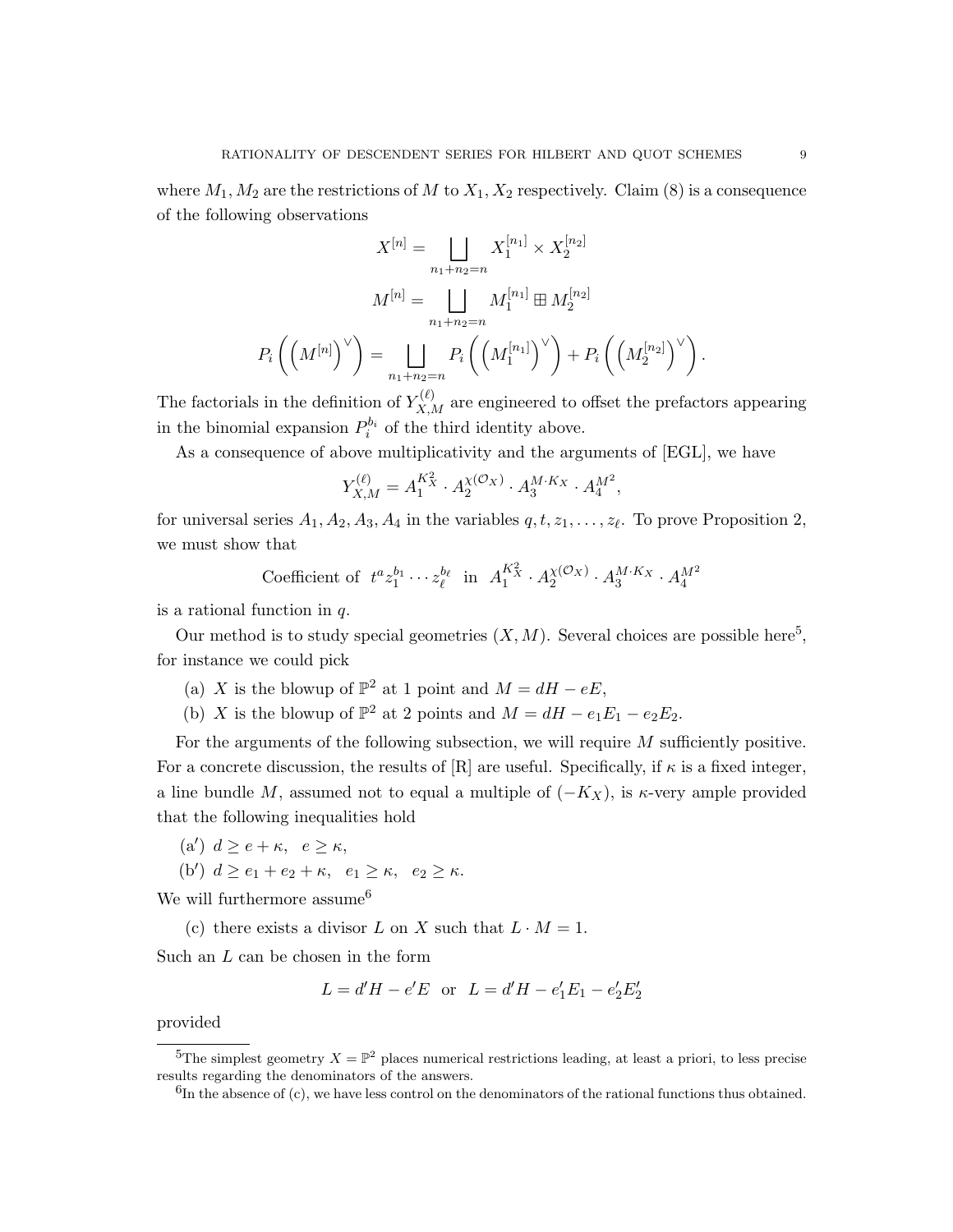where $M_1, M_2$ are the restrictions of $M$ to $X_1, X_2$ respectively. Claim (8) is a consequence of the following observations

$$X^{[n]} = \bigsqcup_{n_1+n_2=n} X_1^{[n_1]} \times X_2^{[n_2]}$$

$$M^{[n]} = \bigsqcup_{n_1+n_2=n} M_1^{[n_1]} \boxplus M_2^{[n_2]}$$

$$P_i\left(\left(M^{[n]}\right)^\vee\right) = \bigsqcup_{n_1+n_2=n} P_i\left(\left(M_1^{[n_1]}\right)^\vee\right) + P_i\left(\left(M_2^{[n_2]}\right)^\vee\right).$$

The factorials in the definition of $Y_{X,M}^{(\ell)}$ are engineered to offset the prefactors appearing in the binomial expansion $P_i^{b_i}$ of the third identity above.

As a consequence of above multiplicativity and the arguments of [EGL], we have

$$Y_{X,M}^{(\ell)} = A_1^{K_X^2} \cdot A_2^{\chi(\mathcal{O}_X)} \cdot A_3^{M \cdot K_X} \cdot A_4^{M^2},$$

for universal series $A_1, A_2, A_3, A_4$ in the variables $q, t, z_1, \ldots, z_\ell$. To prove Proposition 2, we must show that

$$\text{Coefficient of } \ t^a z_1^{b_1} \cdots z_\ell^{b_\ell} \ \text{ in } \ A_1^{K_X^2} \cdot A_2^{\chi(\mathcal{O}_X)} \cdot A_3^{M \cdot K_X} \cdot A_4^{M^2}$$

is a rational function in $q$.

Our method is to study special geometries $(X, M)$. Several choices are possible here[5], for instance we could pick

(a) $X$ is the blowup of $\mathbb{P}^2$ at 1 point and $M = dH - eE$,

(b) $X$ is the blowup of $\mathbb{P}^2$ at 2 points and $M = dH - e_1E_1 - e_2E_2$.

For the arguments of the following subsection, we will require $M$ sufficiently positive. For a concrete discussion, the results of [R] are useful. Specifically, if $\kappa$ is a fixed integer, a line bundle $M$, assumed not to equal a multiple of $(-K_X)$, is $\kappa$-very ample provided that the following inequalities hold

(a′) $d \geq e + \kappa, \ \ e \geq \kappa$,

(b′) $d \geq e_1 + e_2 + \kappa, \ \ e_1 \geq \kappa, \ \ e_2 \geq \kappa$.

We will furthermore assume[6]

(c) there exists a divisor $L$ on $X$ such that $L \cdot M = 1$.

Such an $L$ can be chosen in the form

$$L = d'H - e'E \ \text{ or } \ L = d'H - e_1'E_1 - e_2'E_2'$$

provided

---

[5]The simplest geometry $X = \mathbb{P}^2$ places numerical restrictions leading, at least a priori, to less precise results regarding the denominators of the answers.

[6]In the absence of (c), we have less control on the denominators of the rational functions thus obtained.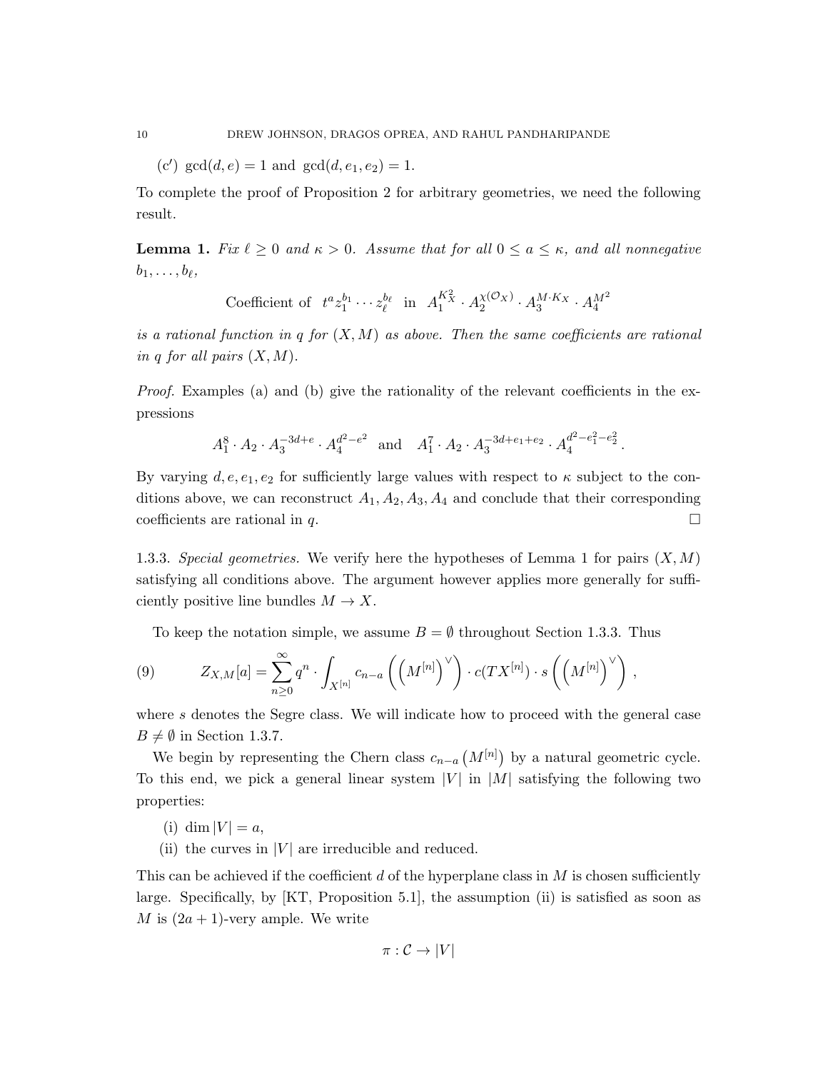(c′) $\gcd(d, e) = 1$ and $\gcd(d, e_1, e_2) = 1$.

To complete the proof of Proposition 2 for arbitrary geometries, we need the following result.

**Lemma 1.** *Fix $\ell \geq 0$ and $\kappa > 0$. Assume that for all $0 \leq a \leq \kappa$, and all nonnegative $b_1, \ldots, b_\ell$,*

$$\text{Coefficient of } \; t^a z_1^{b_1} \cdots z_\ell^{b_\ell} \; \text{ in } \; A_1^{K_X^2} \cdot A_2^{\chi(\mathcal{O}_X)} \cdot A_3^{M \cdot K_X} \cdot A_4^{M^2}$$

*is a rational function in $q$ for $(X, M)$ as above. Then the same coefficients are rational in $q$ for all pairs $(X, M)$.*

*Proof.* Examples (a) and (b) give the rationality of the relevant coefficients in the expressions

$$A_1^8 \cdot A_2 \cdot A_3^{-3d+e} \cdot A_4^{d^2-e^2} \quad \text{and} \quad A_1^7 \cdot A_2 \cdot A_3^{-3d+e_1+e_2} \cdot A_4^{d^2-e_1^2-e_2^2}.$$

By varying $d, e, e_1, e_2$ for sufficiently large values with respect to $\kappa$ subject to the conditions above, we can reconstruct $A_1, A_2, A_3, A_4$ and conclude that their corresponding coefficients are rational in $q$. $\square$

1.3.3. *Special geometries.* We verify here the hypotheses of Lemma 1 for pairs $(X, M)$ satisfying all conditions above. The argument however applies more generally for sufficiently positive line bundles $M \to X$.

To keep the notation simple, we assume $B = \emptyset$ throughout Section 1.3.3. Thus

$$Z_{X,M}[a] = \sum_{n \geq 0}^{\infty} q^n \cdot \int_{X^{[n]}} c_{n-a}\left(\left(M^{[n]}\right)^\vee\right) \cdot c(TX^{[n]}) \cdot s\left(\left(M^{[n]}\right)^\vee\right), \tag{9}$$

where $s$ denotes the Segre class. We will indicate how to proceed with the general case $B \neq \emptyset$ in Section 1.3.7.

We begin by representing the Chern class $c_{n-a}\left(M^{[n]}\right)$ by a natural geometric cycle. To this end, we pick a general linear system $|V|$ in $|M|$ satisfying the following two properties:

(i) $\dim |V| = a$,

(ii) the curves in $|V|$ are irreducible and reduced.

This can be achieved if the coefficient $d$ of the hyperplane class in $M$ is chosen sufficiently large. Specifically, by [KT, Proposition 5.1], the assumption (ii) is satisfied as soon as $M$ is $(2a + 1)$-very ample. We write

$$\pi : \mathcal{C} \to |V|$$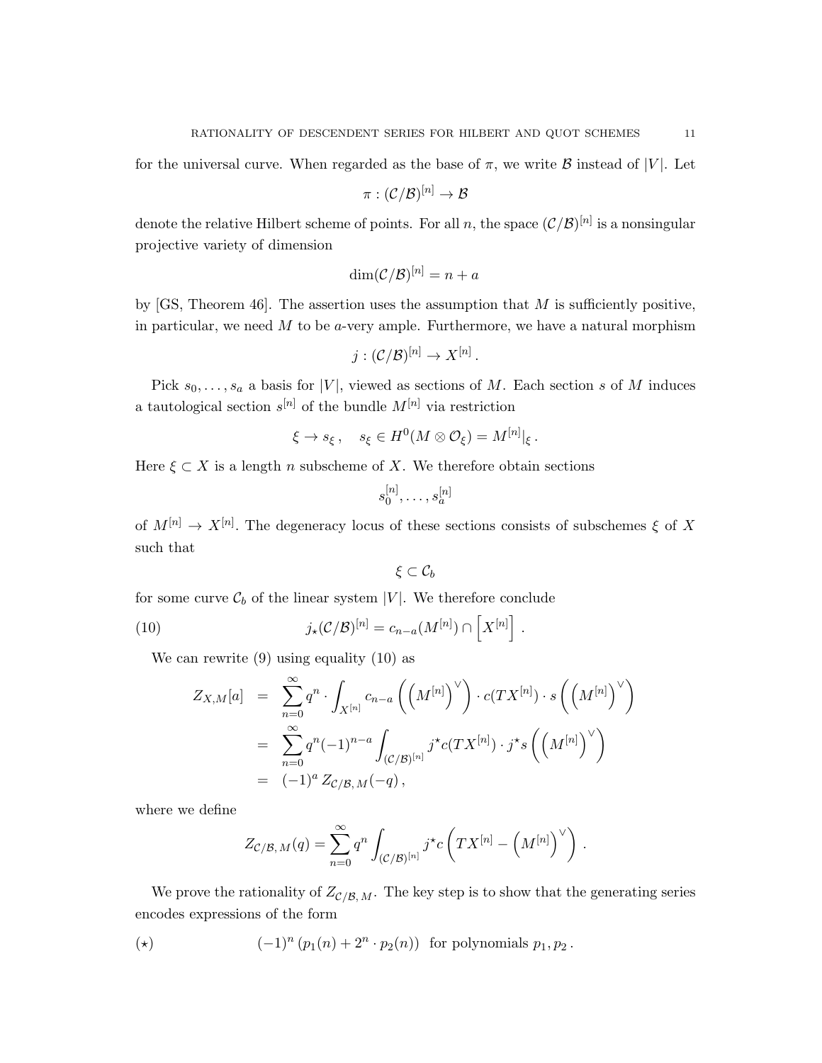for the universal curve. When regarded as the base of $\pi$, we write $\mathcal{B}$ instead of $|V|$. Let

$$\pi : (\mathcal{C}/\mathcal{B})^{[n]} \to \mathcal{B}$$

denote the relative Hilbert scheme of points. For all $n$, the space $(\mathcal{C}/\mathcal{B})^{[n]}$ is a nonsingular projective variety of dimension

$$\dim (\mathcal{C}/\mathcal{B})^{[n]} = n + a$$

by [GS, Theorem 46]. The assertion uses the assumption that $M$ is sufficiently positive, in particular, we need $M$ to be $a$-very ample. Furthermore, we have a natural morphism

$$j : (\mathcal{C}/\mathcal{B})^{[n]} \to X^{[n]} .$$

Pick $s_0, \ldots, s_a$ a basis for $|V|$, viewed as sections of $M$. Each section $s$ of $M$ induces a tautological section $s^{[n]}$ of the bundle $M^{[n]}$ via restriction

$$\xi \to s_\xi , \quad s_\xi \in H^0(M \otimes \mathcal{O}_\xi) = M^{[n]}|_\xi .$$

Here $\xi \subset X$ is a length $n$ subscheme of $X$. We therefore obtain sections

$$s_0^{[n]}, \ldots, s_a^{[n]}$$

of $M^{[n]} \to X^{[n]}$. The degeneracy locus of these sections consists of subschemes $\xi$ of $X$ such that

$$\xi \subset \mathcal{C}_b$$

for some curve $\mathcal{C}_b$ of the linear system $|V|$. We therefore conclude

$$j_\star (\mathcal{C}/\mathcal{B})^{[n]} = c_{n-a}(M^{[n]}) \cap \left[ X^{[n]} \right] . \tag{10}$$

We can rewrite (9) using equality (10) as

$$\begin{aligned}
Z_{X,M}[a] &= \sum_{n=0}^{\infty} q^n \cdot \int_{X^{[n]}} c_{n-a}\left(\left(M^{[n]}\right)^\vee\right) \cdot c(TX^{[n]}) \cdot s\left(\left(M^{[n]}\right)^\vee\right) \\
&= \sum_{n=0}^{\infty} q^n (-1)^{n-a} \int_{(\mathcal{C}/\mathcal{B})^{[n]}} j^\star c(TX^{[n]}) \cdot j^\star s\left(\left(M^{[n]}\right)^\vee\right) \\
&= (-1)^a \, Z_{\mathcal{C}/\mathcal{B},\, M}(-q) ,
\end{aligned}$$

where we define

$$Z_{\mathcal{C}/\mathcal{B},\, M}(q) = \sum_{n=0}^{\infty} q^n \int_{(\mathcal{C}/\mathcal{B})^{[n]}} j^\star c\left( TX^{[n]} - \left(M^{[n]}\right)^\vee \right) .$$

We prove the rationality of $Z_{\mathcal{C}/\mathcal{B},\, M}$. The key step is to show that the generating series encodes expressions of the form

$$(-1)^n \left(p_1(n) + 2^n \cdot p_2(n)\right) \ \text{ for polynomials } p_1, p_2 . \tag{$\star$}$$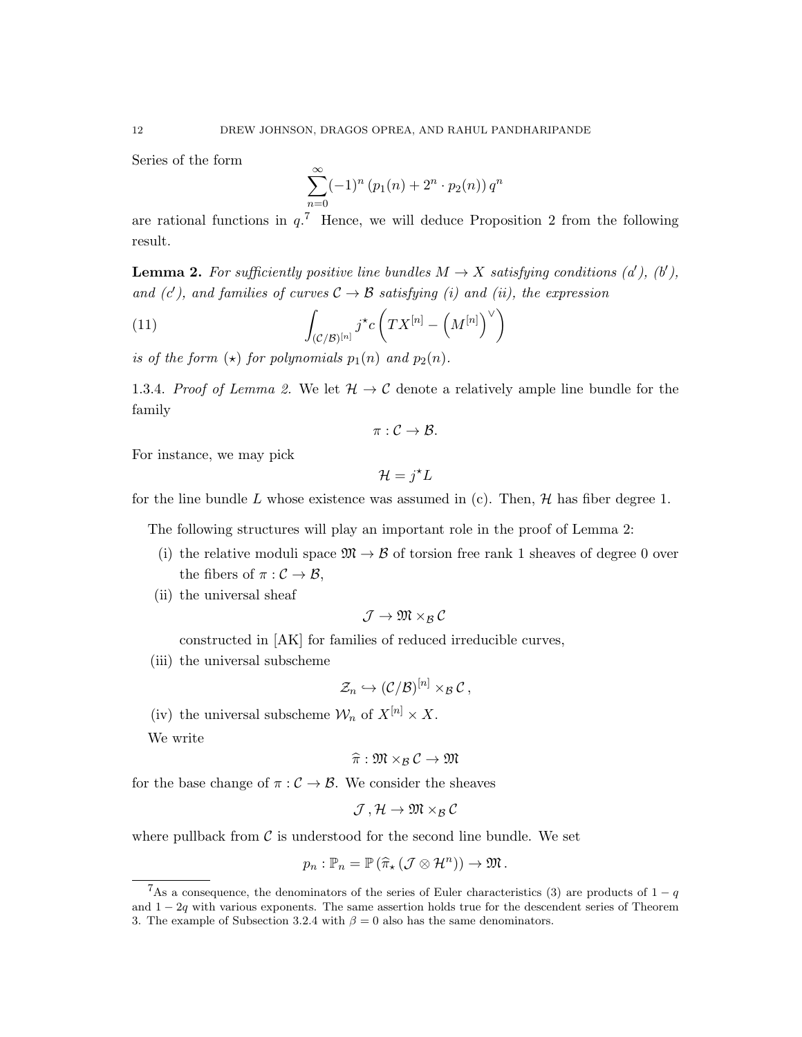Series of the form

$$\sum_{n=0}^{\infty}(-1)^n \left(p_1(n) + 2^n \cdot p_2(n)\right) q^n$$

are rational functions in $q$.[7] Hence, we will deduce Proposition 2 from the following result.

**Lemma 2.** *For sufficiently positive line bundles $M \to X$ satisfying conditions (a′), (b′), and (c′), and families of curves $\mathcal{C} \to \mathcal{B}$ satisfying (i) and (ii), the expression*

$$\int_{(\mathcal{C}/\mathcal{B})^{[n]}} j^\star c\left(TX^{[n]} - \left(M^{[n]}\right)^\vee\right) \tag{11}$$

*is of the form ($\star$) for polynomials $p_1(n)$ and $p_2(n)$.*

1.3.4. *Proof of Lemma 2.* We let $\mathcal{H} \to \mathcal{C}$ denote a relatively ample line bundle for the family

$$\pi : \mathcal{C} \to \mathcal{B}.$$

For instance, we may pick

$$\mathcal{H} = j^\star L$$

for the line bundle $L$ whose existence was assumed in (c). Then, $\mathcal{H}$ has fiber degree 1.

The following structures will play an important role in the proof of Lemma 2:

(i) the relative moduli space $\mathfrak{M} \to \mathcal{B}$ of torsion free rank 1 sheaves of degree 0 over the fibers of $\pi : \mathcal{C} \to \mathcal{B}$,

(ii) the universal sheaf

$$\mathcal{J} \to \mathfrak{M} \times_{\mathcal{B}} \mathcal{C}$$

constructed in [AK] for families of reduced irreducible curves,

(iii) the universal subscheme

$$\mathcal{Z}_n \hookrightarrow (\mathcal{C}/\mathcal{B})^{[n]} \times_{\mathcal{B}} \mathcal{C}\,,$$

(iv) the universal subscheme $\mathcal{W}_n$ of $X^{[n]} \times X$.

We write

$$\widehat{\pi} : \mathfrak{M} \times_{\mathcal{B}} \mathcal{C} \to \mathfrak{M}$$

for the base change of $\pi : \mathcal{C} \to \mathcal{B}$. We consider the sheaves

$$\mathcal{J}\,, \mathcal{H} \to \mathfrak{M} \times_{\mathcal{B}} \mathcal{C}$$

where pullback from $\mathcal{C}$ is understood for the second line bundle. We set

$$p_n : \mathbb{P}_n = \mathbb{P}\left(\widehat{\pi}_\star\left(\mathcal{J} \otimes \mathcal{H}^n\right)\right) \to \mathfrak{M}\,.$$

---

[7] As a consequence, the denominators of the series of Euler characteristics (3) are products of $1 - q$ and $1 - 2q$ with various exponents. The same assertion holds true for the descendent series of Theorem 3. The example of Subsection 3.2.4 with $\beta = 0$ also has the same denominators.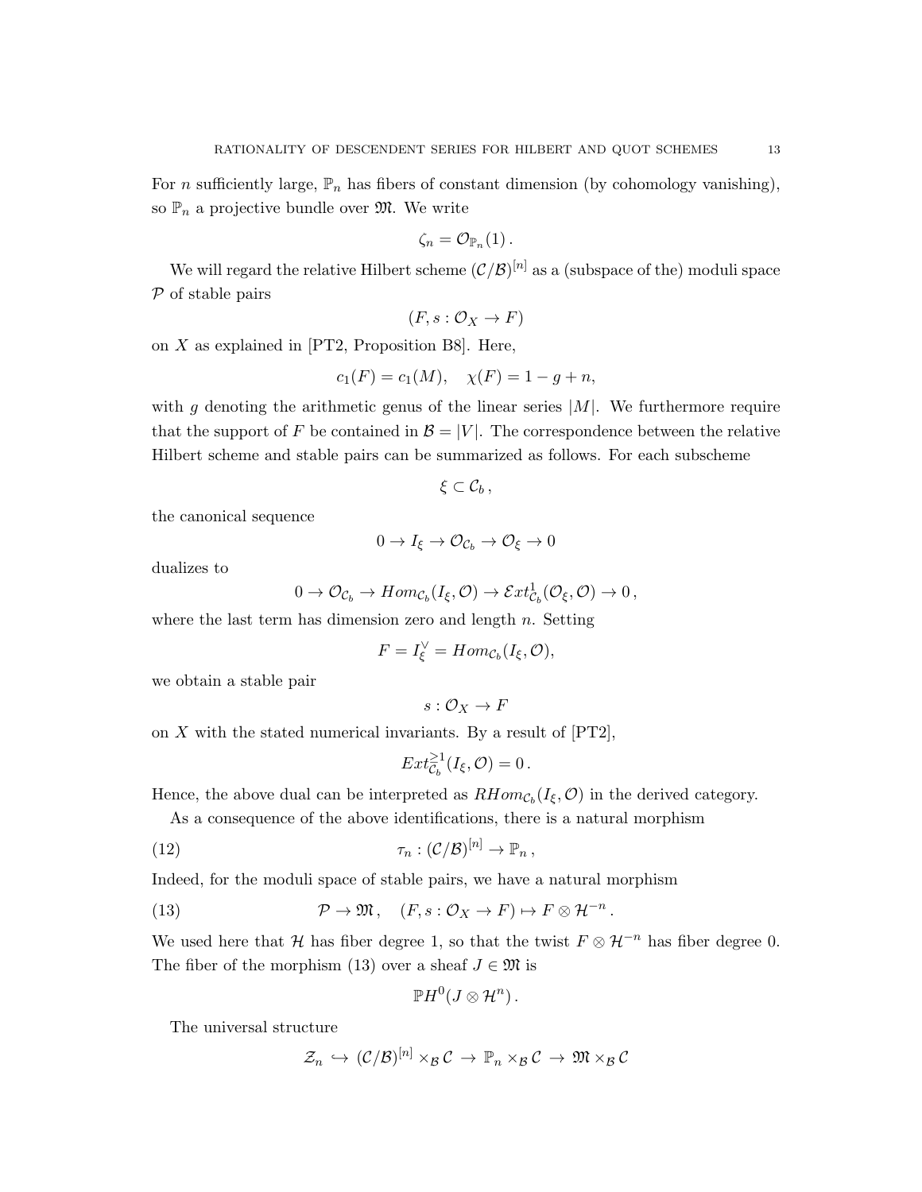For $n$ sufficiently large, $\mathbb{P}_n$ has fibers of constant dimension (by cohomology vanishing), so $\mathbb{P}_n$ a projective bundle over $\mathfrak{M}$. We write

$$\zeta_n = \mathcal{O}_{\mathbb{P}_n}(1)\,.$$

We will regard the relative Hilbert scheme $(\mathcal{C}/\mathcal{B})^{[n]}$ as a (subspace of the) moduli space $\mathcal{P}$ of stable pairs

$$(F, s : \mathcal{O}_X \to F)$$

on $X$ as explained in [PT2, Proposition B8]. Here,

$$c_1(F) = c_1(M), \quad \chi(F) = 1 - g + n,$$

with $g$ denoting the arithmetic genus of the linear series $|M|$. We furthermore require that the support of $F$ be contained in $\mathcal{B} = |V|$. The correspondence between the relative Hilbert scheme and stable pairs can be summarized as follows. For each subscheme

$$\xi \subset \mathcal{C}_b\,,$$

the canonical sequence

$$0 \to I_\xi \to \mathcal{O}_{\mathcal{C}_b} \to \mathcal{O}_\xi \to 0$$

dualizes to

$$0 \to \mathcal{O}_{\mathcal{C}_b} \to Hom_{\mathcal{C}_b}(I_\xi, \mathcal{O}) \to \mathcal{E}xt^1_{\mathcal{C}_b}(\mathcal{O}_\xi, \mathcal{O}) \to 0\,,$$

where the last term has dimension zero and length $n$. Setting

$$F = I_\xi^\vee = Hom_{\mathcal{C}_b}(I_\xi, \mathcal{O}),$$

we obtain a stable pair

$$s : \mathcal{O}_X \to F$$

on $X$ with the stated numerical invariants. By a result of [PT2],

$$Ext^{\geq 1}_{\mathcal{C}_b}(I_\xi, \mathcal{O}) = 0\,.$$

Hence, the above dual can be interpreted as $RHom_{\mathcal{C}_b}(I_\xi, \mathcal{O})$ in the derived category.

As a consequence of the above identifications, there is a natural morphism

$$\tau_n : (\mathcal{C}/\mathcal{B})^{[n]} \to \mathbb{P}_n\,, \tag{12}$$

Indeed, for the moduli space of stable pairs, we have a natural morphism

$$\mathcal{P} \to \mathfrak{M}\,, \quad (F, s : \mathcal{O}_X \to F) \mapsto F \otimes \mathcal{H}^{-n}\,. \tag{13}$$

We used here that $\mathcal{H}$ has fiber degree 1, so that the twist $F \otimes \mathcal{H}^{-n}$ has fiber degree 0. The fiber of the morphism (13) over a sheaf $J \in \mathfrak{M}$ is

$$\mathbb{P}H^0(J \otimes \mathcal{H}^n)\,.$$

The universal structure

$$\mathcal{Z}_n \hookrightarrow (\mathcal{C}/\mathcal{B})^{[n]} \times_{\mathcal{B}} \mathcal{C} \to \mathbb{P}_n \times_{\mathcal{B}} \mathcal{C} \to \mathfrak{M} \times_{\mathcal{B}} \mathcal{C}$$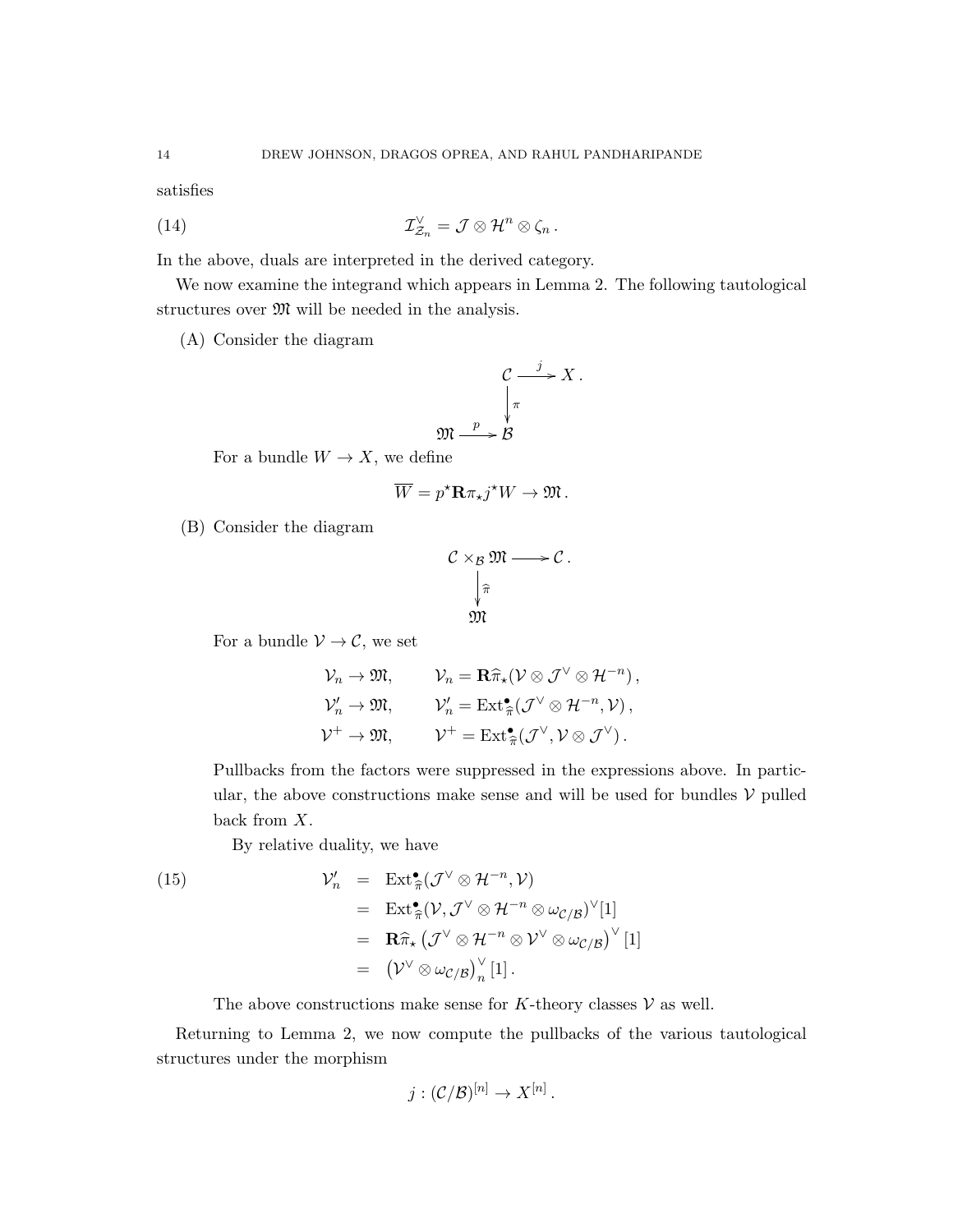satisfies

$$\mathcal{I}_{\mathcal{Z}_n}^{\vee} = \mathcal{J} \otimes \mathcal{H}^n \otimes \zeta_n \,. \tag{14}$$

In the above, duals are interpreted in the derived category.

We now examine the integrand which appears in Lemma 2. The following tautological structures over $\mathfrak{M}$ will be needed in the analysis.

(A) Consider the diagram

$$\begin{array}{ccc} & & \mathcal{C} \xrightarrow{\ j\ } X\,. \\ & & \Big\downarrow \pi \\ \mathfrak{M} & \xrightarrow{\ p\ } & \mathcal{B} \end{array}$$

For a bundle $W \to X$, we define

$$\overline{W} = p^{\star} \mathbf{R}\pi_{\star} j^{\star} W \to \mathfrak{M}\,.$$

(B) Consider the diagram

$$\begin{array}{ccc} \mathcal{C} \times_{\mathcal{B}} \mathfrak{M} & \longrightarrow & \mathcal{C}\,. \\ \Big\downarrow \widehat{\pi} & & \\ \mathfrak{M} & & \end{array}$$

For a bundle $\mathcal{V} \to \mathcal{C}$, we set

$$\begin{aligned} \mathcal{V}_n \to \mathfrak{M}, \qquad & \mathcal{V}_n = \mathbf{R}\widehat{\pi}_{\star}(\mathcal{V} \otimes \mathcal{J}^{\vee} \otimes \mathcal{H}^{-n})\,, \\ \mathcal{V}_n' \to \mathfrak{M}, \qquad & \mathcal{V}_n' = \operatorname{Ext}^{\bullet}_{\widehat{\pi}}(\mathcal{J}^{\vee} \otimes \mathcal{H}^{-n}, \mathcal{V})\,, \\ \mathcal{V}^{+} \to \mathfrak{M}, \qquad & \mathcal{V}^{+} = \operatorname{Ext}^{\bullet}_{\widehat{\pi}}(\mathcal{J}^{\vee}, \mathcal{V} \otimes \mathcal{J}^{\vee})\,. \end{aligned}$$

Pullbacks from the factors were suppressed in the expressions above. In particular, the above constructions make sense and will be used for bundles $\mathcal{V}$ pulled back from $X$.

By relative duality, we have

$$\begin{aligned} \mathcal{V}_n' &= \operatorname{Ext}^{\bullet}_{\widehat{\pi}}(\mathcal{J}^{\vee} \otimes \mathcal{H}^{-n}, \mathcal{V}) \\ &= \operatorname{Ext}^{\bullet}_{\widehat{\pi}}(\mathcal{V}, \mathcal{J}^{\vee} \otimes \mathcal{H}^{-n} \otimes \omega_{\mathcal{C}/\mathcal{B}})^{\vee}[1] \\ &= \mathbf{R}\widehat{\pi}_{\star}\left(\mathcal{J}^{\vee} \otimes \mathcal{H}^{-n} \otimes \mathcal{V}^{\vee} \otimes \omega_{\mathcal{C}/\mathcal{B}}\right)^{\vee}[1] \\ &= \left(\mathcal{V}^{\vee} \otimes \omega_{\mathcal{C}/\mathcal{B}}\right)_n^{\vee}[1]\,. \end{aligned} \tag{15}$$

The above constructions make sense for $K$-theory classes $\mathcal{V}$ as well.

Returning to Lemma 2, we now compute the pullbacks of the various tautological structures under the morphism

$$j : (\mathcal{C}/\mathcal{B})^{[n]} \to X^{[n]}\,.$$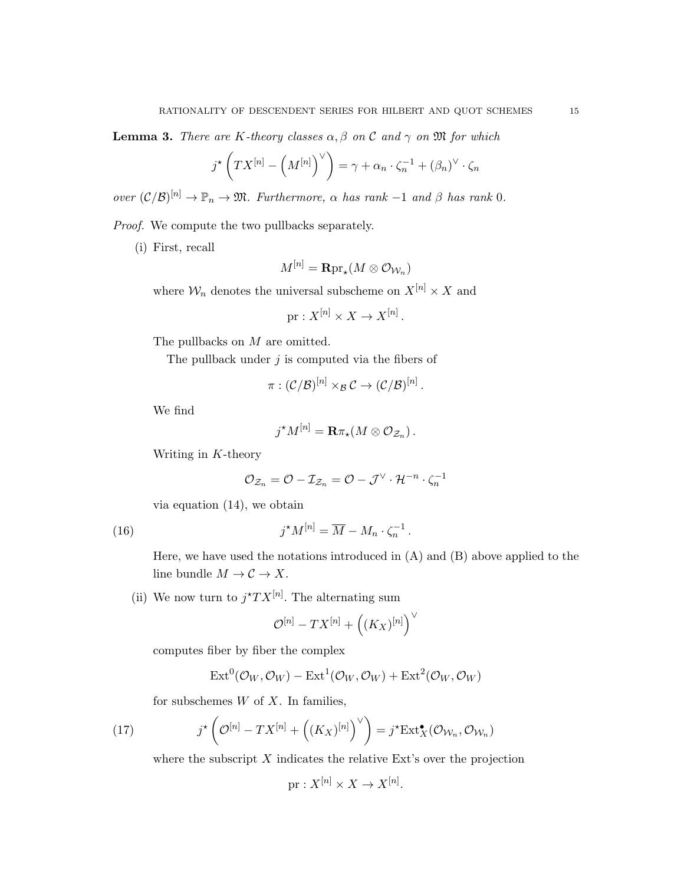**Lemma 3.** *There are $K$-theory classes $\alpha, \beta$ on $\mathcal{C}$ and $\gamma$ on $\mathfrak{M}$ for which*

$$j^\star\left(TX^{[n]} - \left(M^{[n]}\right)^\vee\right) = \gamma + \alpha_n \cdot \zeta_n^{-1} + (\beta_n)^\vee \cdot \zeta_n$$

*over $(\mathcal{C}/\mathcal{B})^{[n]} \to \mathbb{P}_n \to \mathfrak{M}$. Furthermore, $\alpha$ has rank $-1$ and $\beta$ has rank $0$.*

*Proof.* We compute the two pullbacks separately.

(i) First, recall

$$M^{[n]} = \mathbf{R}\mathrm{pr}_\star(M \otimes \mathcal{O}_{\mathcal{W}_n})$$

where $\mathcal{W}_n$ denotes the universal subscheme on $X^{[n]} \times X$ and

$$\mathrm{pr} : X^{[n]} \times X \to X^{[n]}.$$

The pullbacks on $M$ are omitted.

The pullback under $j$ is computed via the fibers of

$$\pi : (\mathcal{C}/\mathcal{B})^{[n]} \times_{\mathcal{B}} \mathcal{C} \to (\mathcal{C}/\mathcal{B})^{[n]}.$$

We find

$$j^\star M^{[n]} = \mathbf{R}\pi_\star(M \otimes \mathcal{O}_{\mathcal{Z}_n}).$$

Writing in $K$-theory

$$\mathcal{O}_{\mathcal{Z}_n} = \mathcal{O} - \mathcal{I}_{\mathcal{Z}_n} = \mathcal{O} - \mathcal{J}^\vee \cdot \mathcal{H}^{-n} \cdot \zeta_n^{-1}$$

via equation (14), we obtain

$$j^\star M^{[n]} = \overline{M} - M_n \cdot \zeta_n^{-1}. \tag{16}$$

Here, we have used the notations introduced in (A) and (B) above applied to the line bundle $M \to \mathcal{C} \to X$.

(ii) We now turn to $j^\star TX^{[n]}$. The alternating sum

$$\mathcal{O}^{[n]} - TX^{[n]} + \left((K_X)^{[n]}\right)^\vee$$

computes fiber by fiber the complex

$$\mathrm{Ext}^0(\mathcal{O}_W, \mathcal{O}_W) - \mathrm{Ext}^1(\mathcal{O}_W, \mathcal{O}_W) + \mathrm{Ext}^2(\mathcal{O}_W, \mathcal{O}_W)$$

for subschemes $W$ of $X$. In families,

$$j^\star\left(\mathcal{O}^{[n]} - TX^{[n]} + \left((K_X)^{[n]}\right)^\vee\right) = j^\star \mathrm{Ext}^\bullet_X(\mathcal{O}_{\mathcal{W}_n}, \mathcal{O}_{\mathcal{W}_n}) \tag{17}$$

where the subscript $X$ indicates the relative Ext's over the projection

$$\mathrm{pr} : X^{[n]} \times X \to X^{[n]}.$$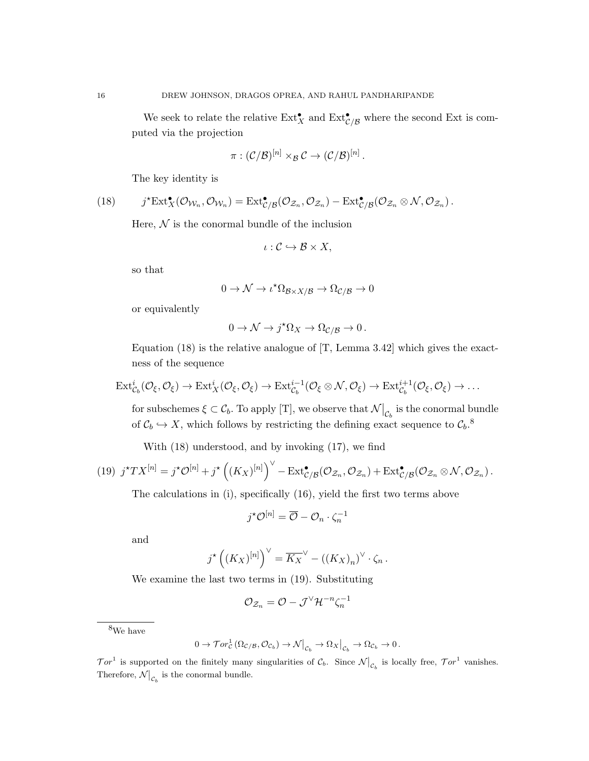We seek to relate the relative $\mathrm{Ext}^\bullet_X$ and $\mathrm{Ext}^\bullet_{\mathcal{C}/\mathcal{B}}$ where the second Ext is computed via the projection

$$\pi : (\mathcal{C}/\mathcal{B})^{[n]} \times_{\mathcal{B}} \mathcal{C} \to (\mathcal{C}/\mathcal{B})^{[n]}.$$

The key identity is

$$j^\star \mathrm{Ext}^\bullet_X(\mathcal{O}_{\mathcal{W}_n}, \mathcal{O}_{\mathcal{W}_n}) = \mathrm{Ext}^\bullet_{\mathcal{C}/\mathcal{B}}(\mathcal{O}_{\mathcal{Z}_n}, \mathcal{O}_{\mathcal{Z}_n}) - \mathrm{Ext}^\bullet_{\mathcal{C}/\mathcal{B}}(\mathcal{O}_{\mathcal{Z}_n} \otimes \mathcal{N}, \mathcal{O}_{\mathcal{Z}_n}). \tag{18}$$

Here, $\mathcal{N}$ is the conormal bundle of the inclusion

$$\iota : \mathcal{C} \hookrightarrow \mathcal{B} \times X,$$

so that

$$0 \to \mathcal{N} \to \iota^\star \Omega_{\mathcal{B}\times X/\mathcal{B}} \to \Omega_{\mathcal{C}/\mathcal{B}} \to 0$$

or equivalently

$$0 \to \mathcal{N} \to j^\star \Omega_X \to \Omega_{\mathcal{C}/\mathcal{B}} \to 0.$$

Equation (18) is the relative analogue of [T, Lemma 3.42] which gives the exactness of the sequence

$$\mathrm{Ext}^i_{\mathcal{C}_b}(\mathcal{O}_\xi, \mathcal{O}_\xi) \to \mathrm{Ext}^i_X(\mathcal{O}_\xi, \mathcal{O}_\xi) \to \mathrm{Ext}^{i-1}_{\mathcal{C}_b}(\mathcal{O}_\xi \otimes \mathcal{N}, \mathcal{O}_\xi) \to \mathrm{Ext}^{i+1}_{\mathcal{C}_b}(\mathcal{O}_\xi, \mathcal{O}_\xi) \to \dots$$

for subschemes $\xi \subset \mathcal{C}_b$. To apply [T], we observe that $\mathcal{N}\big|_{\mathcal{C}_b}$ is the conormal bundle of $\mathcal{C}_b \hookrightarrow X$, which follows by restricting the defining exact sequence to $\mathcal{C}_b$.[8]

With (18) understood, and by invoking (17), we find

$$j^\star TX^{[n]} = j^\star \mathcal{O}^{[n]} + j^\star\left((K_X)^{[n]}\right)^\vee - \mathrm{Ext}^\bullet_{\mathcal{C}/\mathcal{B}}(\mathcal{O}_{\mathcal{Z}_n}, \mathcal{O}_{\mathcal{Z}_n}) + \mathrm{Ext}^\bullet_{\mathcal{C}/\mathcal{B}}(\mathcal{O}_{\mathcal{Z}_n} \otimes \mathcal{N}, \mathcal{O}_{\mathcal{Z}_n}). \tag{19}$$

The calculations in (i), specifically (16), yield the first two terms above

$$j^\star \mathcal{O}^{[n]} = \overline{\mathcal{O}} - \mathcal{O}_n \cdot \zeta_n^{-1}$$

and

$$j^\star\left((K_X)^{[n]}\right)^\vee = \overline{K_X}^\vee - ((K_X)_n)^\vee \cdot \zeta_n.$$

We examine the last two terms in (19). Substituting

$$\mathcal{O}_{\mathcal{Z}_n} = \mathcal{O} - \mathcal{J}^\vee \mathcal{H}^{-n} \zeta_n^{-1}$$

---

[8] We have

$$0 \to \mathcal{T}or^1_{\mathcal{C}}(\Omega_{\mathcal{C}/\mathcal{B}}, \mathcal{O}_{\mathcal{C}_b}) \to \mathcal{N}\big|_{\mathcal{C}_b} \to \Omega_X\big|_{\mathcal{C}_b} \to \Omega_{\mathcal{C}_b} \to 0.$$

$\mathcal{T}or^1$ is supported on the finitely many singularities of $\mathcal{C}_b$. Since $\mathcal{N}\big|_{\mathcal{C}_b}$ is locally free, $\mathcal{T}or^1$ vanishes. Therefore, $\mathcal{N}\big|_{\mathcal{C}_b}$ is the conormal bundle.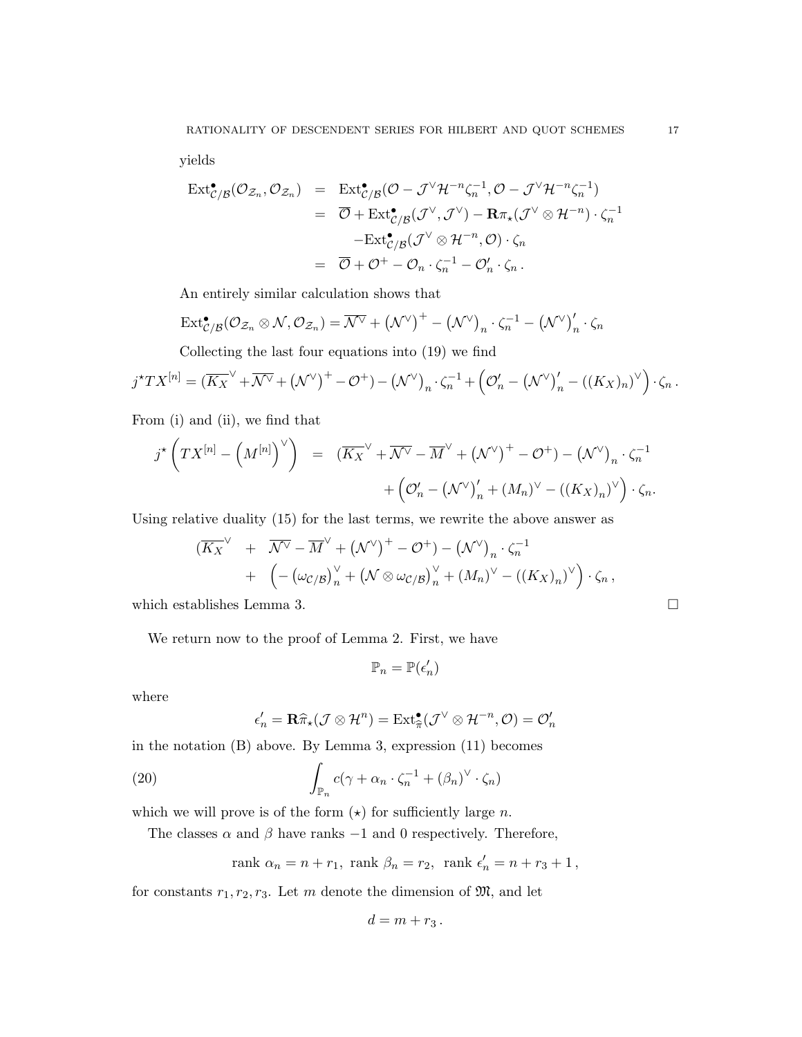yields

$$
\begin{aligned}
\mathrm{Ext}^\bullet_{\mathcal{C}/\mathcal{B}}(\mathcal{O}_{\mathcal{Z}_n}, \mathcal{O}_{\mathcal{Z}_n}) &= \mathrm{Ext}^\bullet_{\mathcal{C}/\mathcal{B}}(\mathcal{O} - \mathcal{J}^\vee \mathcal{H}^{-n}\zeta_n^{-1}, \mathcal{O} - \mathcal{J}^\vee \mathcal{H}^{-n}\zeta_n^{-1}) \\
&= \overline{\mathcal{O}} + \mathrm{Ext}^\bullet_{\mathcal{C}/\mathcal{B}}(\mathcal{J}^\vee, \mathcal{J}^\vee) - \mathbf{R}\pi_\star(\mathcal{J}^\vee \otimes \mathcal{H}^{-n}) \cdot \zeta_n^{-1} \\
&\quad - \mathrm{Ext}^\bullet_{\mathcal{C}/\mathcal{B}}(\mathcal{J}^\vee \otimes \mathcal{H}^{-n}, \mathcal{O}) \cdot \zeta_n \\
&= \overline{\mathcal{O}} + \mathcal{O}^+ - \mathcal{O}_n \cdot \zeta_n^{-1} - \mathcal{O}'_n \cdot \zeta_n \,.
\end{aligned}
$$

An entirely similar calculation shows that

$$
\mathrm{Ext}^\bullet_{\mathcal{C}/\mathcal{B}}(\mathcal{O}_{\mathcal{Z}_n} \otimes \mathcal{N}, \mathcal{O}_{\mathcal{Z}_n}) = \overline{\mathcal{N}^\vee} + \left(\mathcal{N}^\vee\right)^+ - \left(\mathcal{N}^\vee\right)_n \cdot \zeta_n^{-1} - \left(\mathcal{N}^\vee\right)'_n \cdot \zeta_n
$$

Collecting the last four equations into (19) we find

$$
j^\star TX^{[n]} = (\overline{K_X}^\vee + \overline{\mathcal{N}^\vee} + \left(\mathcal{N}^\vee\right)^+ - \mathcal{O}^+) - \left(\mathcal{N}^\vee\right)_n \cdot \zeta_n^{-1} + \left(\mathcal{O}'_n - \left(\mathcal{N}^\vee\right)'_n - ((K_X)_n)^\vee\right) \cdot \zeta_n \,.
$$

From (i) and (ii), we find that

$$
\begin{aligned}
j^\star \left(TX^{[n]} - \left(M^{[n]}\right)^\vee\right) &= (\overline{K_X}^\vee + \overline{\mathcal{N}^\vee} - \overline{M}^\vee + \left(\mathcal{N}^\vee\right)^+ - \mathcal{O}^+) - \left(\mathcal{N}^\vee\right)_n \cdot \zeta_n^{-1} \\
&\quad + \left(\mathcal{O}'_n - \left(\mathcal{N}^\vee\right)'_n + (M_n)^\vee - ((K_X)_n)^\vee\right) \cdot \zeta_n.
\end{aligned}
$$

Using relative duality (15) for the last terms, we rewrite the above answer as

$$
\begin{aligned}
(\overline{K_X}^\vee &+ \overline{\mathcal{N}^\vee} - \overline{M}^\vee + \left(\mathcal{N}^\vee\right)^+ - \mathcal{O}^+) - \left(\mathcal{N}^\vee\right)_n \cdot \zeta_n^{-1} \\
&+ \left(-\left(\omega_{\mathcal{C}/\mathcal{B}}\right)_n^\vee + \left(\mathcal{N} \otimes \omega_{\mathcal{C}/\mathcal{B}}\right)_n^\vee + (M_n)^\vee - ((K_X)_n)^\vee\right) \cdot \zeta_n \,,
\end{aligned}
$$

which establishes Lemma 3. ☐

We return now to the proof of Lemma 2. First, we have

$$
\mathbb{P}_n = \mathbb{P}(\epsilon'_n)
$$

where

$$
\epsilon'_n = \mathbf{R}\widehat{\pi}_\star(\mathcal{J} \otimes \mathcal{H}^n) = \mathrm{Ext}^\bullet_{\widehat{\pi}}(\mathcal{J}^\vee \otimes \mathcal{H}^{-n}, \mathcal{O}) = \mathcal{O}'_n
$$

in the notation (B) above. By Lemma 3, expression (11) becomes

$$
\int_{\mathbb{P}_n} c(\gamma + \alpha_n \cdot \zeta_n^{-1} + (\beta_n)^\vee \cdot \zeta_n) \tag{20}
$$

which we will prove is of the form $(\star)$ for sufficiently large $n$.

The classes $\alpha$ and $\beta$ have ranks $-1$ and $0$ respectively. Therefore,

$$
\text{rank } \alpha_n = n + r_1, \ \text{rank } \beta_n = r_2, \ \text{rank } \epsilon'_n = n + r_3 + 1 \,,
$$

for constants $r_1, r_2, r_3$. Let $m$ denote the dimension of $\mathfrak{M}$, and let

$$
d = m + r_3 \,.
$$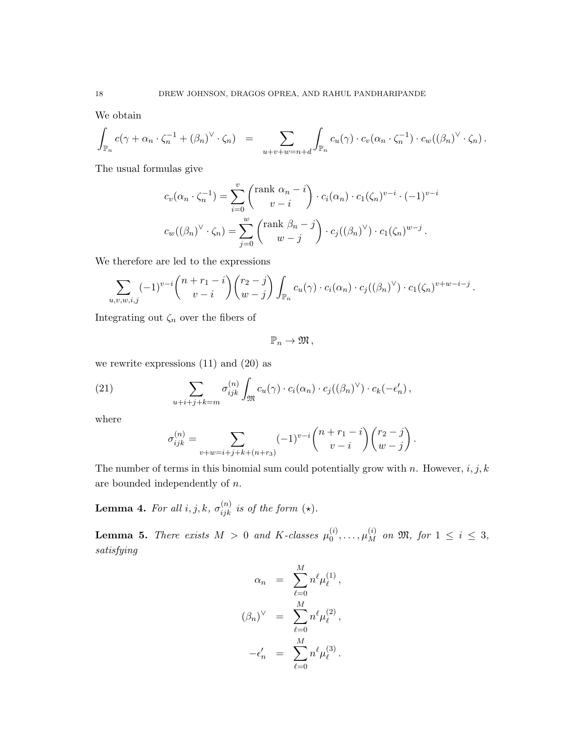We obtain

$$\int_{\mathbb{P}_n} c(\gamma + \alpha_n \cdot \zeta_n^{-1} + (\beta_n)^\vee \cdot \zeta_n) \;=\; \sum_{u+v+w=n+d} \int_{\mathbb{P}_n} c_u(\gamma) \cdot c_v(\alpha_n \cdot \zeta_n^{-1}) \cdot c_w((\beta_n)^\vee \cdot \zeta_n)\,.$$

The usual formulas give

$$c_v(\alpha_n \cdot \zeta_n^{-1}) = \sum_{i=0}^{v} \binom{\text{rank } \alpha_n - i}{v-i} \cdot c_i(\alpha_n) \cdot c_1(\zeta_n)^{v-i} \cdot (-1)^{v-i}$$

$$c_w((\beta_n)^\vee \cdot \zeta_n) = \sum_{j=0}^{w} \binom{\text{rank } \beta_n - j}{w-j} \cdot c_j((\beta_n)^\vee) \cdot c_1(\zeta_n)^{w-j}\,.$$

We therefore are led to the expressions

$$\sum_{u,v,w,i,j} (-1)^{v-i} \binom{n+r_1-i}{v-i} \binom{r_2-j}{w-j} \int_{\mathbb{P}_n} c_u(\gamma) \cdot c_i(\alpha_n) \cdot c_j((\beta_n)^\vee) \cdot c_1(\zeta_n)^{v+w-i-j}\,.$$

Integrating out $\zeta_n$ over the fibers of

$$\mathbb{P}_n \to \mathfrak{M}\,,$$

we rewrite expressions (11) and (20) as

$$\sum_{u+i+j+k=m} \sigma_{ijk}^{(n)} \int_{\mathfrak{M}} c_u(\gamma) \cdot c_i(\alpha_n) \cdot c_j((\beta_n)^\vee) \cdot c_k(-\epsilon_n')\,, \tag{21}$$

where

$$\sigma_{ijk}^{(n)} = \sum_{v+w=i+j+k+(n+r_3)} (-1)^{v-i} \binom{n+r_1-i}{v-i} \binom{r_2-j}{w-j}\,.$$

The number of terms in this binomial sum could potentially grow with $n$. However, $i, j, k$ are bounded independently of $n$.

**Lemma 4.** *For all $i, j, k$, $\sigma_{ijk}^{(n)}$ is of the form $(\star)$.*

**Lemma 5.** *There exists $M > 0$ and K-classes $\mu_0^{(i)}, \ldots, \mu_M^{(i)}$ on $\mathfrak{M}$, for $1 \leq i \leq 3$, satisfying*

$$\alpha_n \;=\; \sum_{\ell=0}^{M} n^\ell \mu_\ell^{(1)}\,,$$

$$(\beta_n)^\vee \;=\; \sum_{\ell=0}^{M} n^\ell \mu_\ell^{(2)}\,,$$

$$-\epsilon_n' \;=\; \sum_{\ell=0}^{M} n^\ell \mu_\ell^{(3)}\,.$$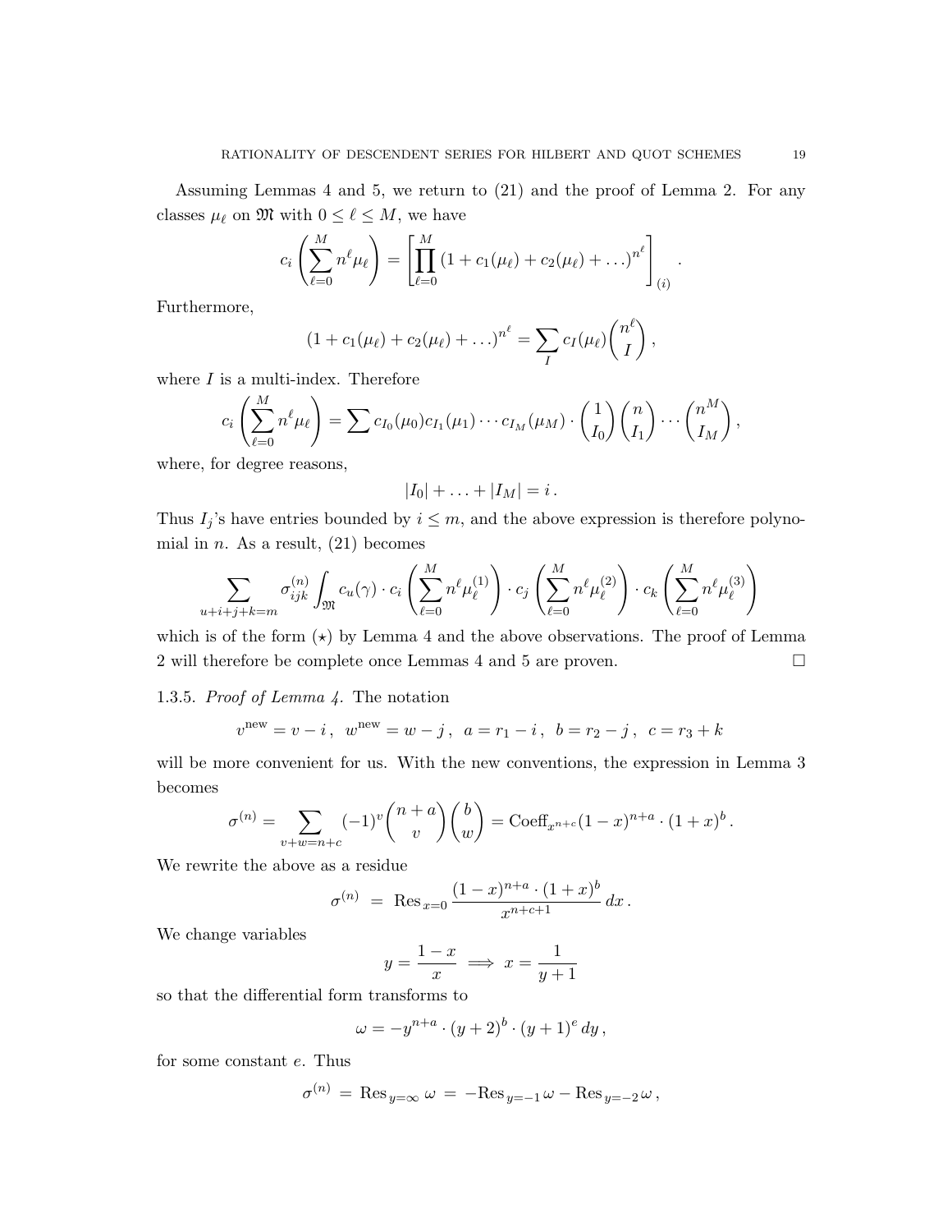Assuming Lemmas 4 and 5, we return to (21) and the proof of Lemma 2. For any classes $\mu_\ell$ on $\mathfrak{M}$ with $0 \leq \ell \leq M$, we have

$$c_i\left(\sum_{\ell=0}^{M} n^\ell \mu_\ell\right) = \left[\prod_{\ell=0}^{M} (1 + c_1(\mu_\ell) + c_2(\mu_\ell) + \ldots)^{n^\ell}\right]_{(i)}.$$

Furthermore,

$$(1 + c_1(\mu_\ell) + c_2(\mu_\ell) + \ldots)^{n^\ell} = \sum_I c_I(\mu_\ell) \binom{n^\ell}{I},$$

where $I$ is a multi-index. Therefore

$$c_i\left(\sum_{\ell=0}^{M} n^\ell \mu_\ell\right) = \sum c_{I_0}(\mu_0) c_{I_1}(\mu_1) \cdots c_{I_M}(\mu_M) \cdot \binom{1}{I_0}\binom{n}{I_1} \cdots \binom{n^M}{I_M},$$

where, for degree reasons,

$$|I_0| + \ldots + |I_M| = i.$$

Thus $I_j$'s have entries bounded by $i \leq m$, and the above expression is therefore polynomial in $n$. As a result, (21) becomes

$$\sum_{u+i+j+k=m} \sigma_{ijk}^{(n)} \int_{\mathfrak{M}} c_u(\gamma) \cdot c_i\left(\sum_{\ell=0}^{M} n^\ell \mu_\ell^{(1)}\right) \cdot c_j\left(\sum_{\ell=0}^{M} n^\ell \mu_\ell^{(2)}\right) \cdot c_k\left(\sum_{\ell=0}^{M} n^\ell \mu_\ell^{(3)}\right)$$

which is of the form $(\star)$ by Lemma 4 and the above observations. The proof of Lemma 2 will therefore be complete once Lemmas 4 and 5 are proven. $\square$

1.3.5. *Proof of Lemma 4.* The notation

$$v^{\text{new}} = v - i, \quad w^{\text{new}} = w - j, \quad a = r_1 - i, \quad b = r_2 - j, \quad c = r_3 + k$$

will be more convenient for us. With the new conventions, the expression in Lemma 3 becomes

$$\sigma^{(n)} = \sum_{v+w=n+c} (-1)^v \binom{n+a}{v}\binom{b}{w} = \text{Coeff}_{x^{n+c}} (1-x)^{n+a} \cdot (1+x)^b.$$

We rewrite the above as a residue

$$\sigma^{(n)} = \text{Res}_{x=0} \frac{(1-x)^{n+a} \cdot (1+x)^b}{x^{n+c+1}}\, dx.$$

We change variables

$$y = \frac{1-x}{x} \implies x = \frac{1}{y+1}$$

so that the differential form transforms to

$$\omega = -y^{n+a} \cdot (y+2)^b \cdot (y+1)^e\, dy,$$

for some constant $e$. Thus

$$\sigma^{(n)} = \text{Res}_{y=\infty}\, \omega = -\text{Res}_{y=-1}\, \omega - \text{Res}_{y=-2}\, \omega,$$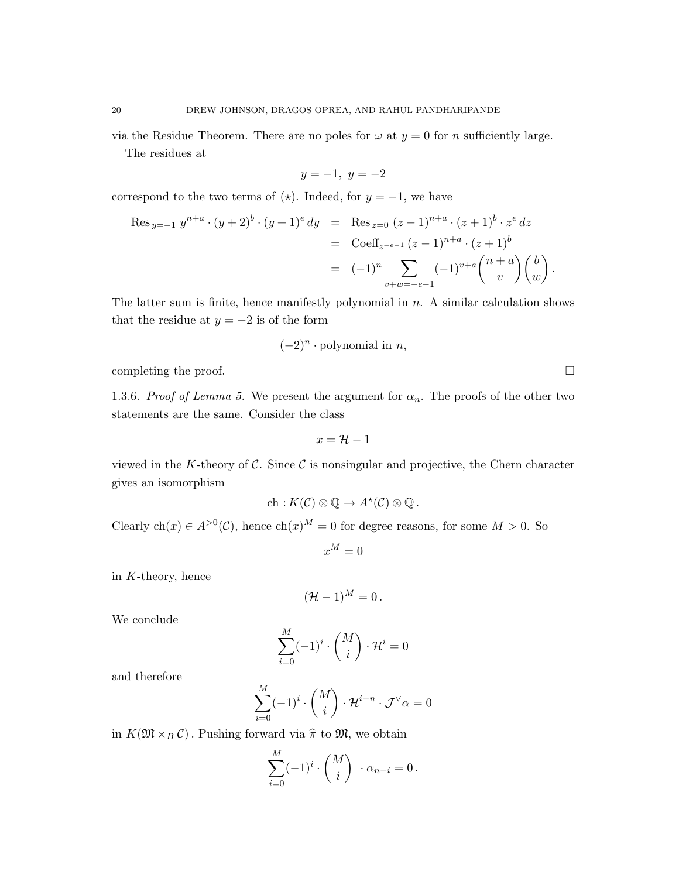via the Residue Theorem. There are no poles for $\omega$ at $y = 0$ for $n$ sufficiently large.

The residues at

$$y = -1, \; y = -2$$

correspond to the two terms of $(\star)$. Indeed, for $y = -1$, we have

$$\begin{aligned}
\operatorname{Res}_{y=-1} y^{n+a} \cdot (y+2)^b \cdot (y+1)^e \, dy &= \operatorname{Res}_{z=0} (z-1)^{n+a} \cdot (z+1)^b \cdot z^e \, dz \\
&= \operatorname{Coeff}_{z^{-e-1}} (z-1)^{n+a} \cdot (z+1)^b \\
&= (-1)^n \sum_{v+w=-e-1} (-1)^{v+a} \binom{n+a}{v} \binom{b}{w}.
\end{aligned}$$

The latter sum is finite, hence manifestly polynomial in $n$. A similar calculation shows that the residue at $y = -2$ is of the form

$$(-2)^n \cdot \text{polynomial in } n,$$

completing the proof. $\square$

1.3.6. *Proof of Lemma 5.* We present the argument for $\alpha_n$. The proofs of the other two statements are the same. Consider the class

$$x = \mathcal{H} - 1$$

viewed in the $K$-theory of $\mathcal{C}$. Since $\mathcal{C}$ is nonsingular and projective, the Chern character gives an isomorphism

$$\mathrm{ch} : K(\mathcal{C}) \otimes \mathbb{Q} \to A^\star(\mathcal{C}) \otimes \mathbb{Q}\,.$$

Clearly $\mathrm{ch}(x) \in A^{>0}(\mathcal{C})$, hence $\mathrm{ch}(x)^M = 0$ for degree reasons, for some $M > 0$. So

$$x^M = 0$$

in $K$-theory, hence

$$(\mathcal{H} - 1)^M = 0\,.$$

We conclude

$$\sum_{i=0}^{M} (-1)^i \cdot \binom{M}{i} \cdot \mathcal{H}^i = 0$$

and therefore

$$\sum_{i=0}^{M} (-1)^i \cdot \binom{M}{i} \cdot \mathcal{H}^{i-n} \cdot \mathcal{J}^\vee \alpha = 0$$

in $K(\mathfrak{M} \times_B \mathcal{C})$. Pushing forward via $\widehat{\pi}$ to $\mathfrak{M}$, we obtain

$$\sum_{i=0}^{M} (-1)^i \cdot \binom{M}{i} \cdot \alpha_{n-i} = 0\,.$$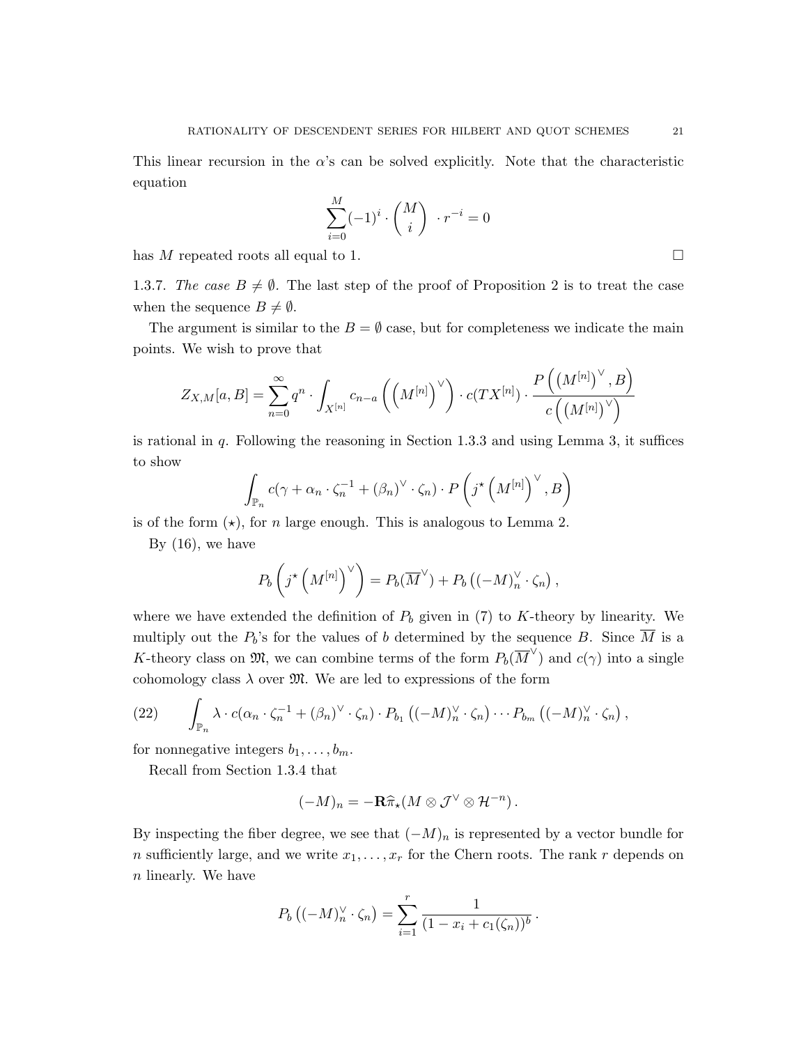This linear recursion in the $\alpha$'s can be solved explicitly. Note that the characteristic equation

$$\sum_{i=0}^{M} (-1)^i \cdot \binom{M}{i} \cdot r^{-i} = 0$$

has $M$ repeated roots all equal to 1. $\square$

1.3.7. *The case $B \neq \emptyset$.* The last step of the proof of Proposition 2 is to treat the case when the sequence $B \neq \emptyset$.

The argument is similar to the $B = \emptyset$ case, but for completeness we indicate the main points. We wish to prove that

$$Z_{X,M}[a,B] = \sum_{n=0}^{\infty} q^n \cdot \int_{X^{[n]}} c_{n-a}\left(\left(M^{[n]}\right)^\vee\right) \cdot c(TX^{[n]}) \cdot \frac{P\left(\left(M^{[n]}\right)^\vee, B\right)}{c\left(\left(M^{[n]}\right)^\vee\right)}$$

is rational in $q$. Following the reasoning in Section 1.3.3 and using Lemma 3, it suffices to show

$$\int_{\mathbb{P}_n} c(\gamma + \alpha_n \cdot \zeta_n^{-1} + (\beta_n)^\vee \cdot \zeta_n) \cdot P\left(j^\star \left(M^{[n]}\right)^\vee, B\right)$$

is of the form $(\star)$, for $n$ large enough. This is analogous to Lemma 2.

By (16), we have

$$P_b\left(j^\star\left(M^{[n]}\right)^\vee\right) = P_b(\overline{M}^\vee) + P_b\left((-M)_n^\vee \cdot \zeta_n\right),$$

where we have extended the definition of $P_b$ given in (7) to $K$-theory by linearity. We multiply out the $P_b$'s for the values of $b$ determined by the sequence $B$. Since $\overline{M}$ is a $K$-theory class on $\mathfrak{M}$, we can combine terms of the form $P_b(\overline{M}^\vee)$ and $c(\gamma)$ into a single cohomology class $\lambda$ over $\mathfrak{M}$. We are led to expressions of the form

$$\int_{\mathbb{P}_n} \lambda \cdot c(\alpha_n \cdot \zeta_n^{-1} + (\beta_n)^\vee \cdot \zeta_n) \cdot P_{b_1}\left((-M)_n^\vee \cdot \zeta_n\right) \cdots P_{b_m}\left((-M)_n^\vee \cdot \zeta_n\right), \tag{22}$$

for nonnegative integers $b_1, \ldots, b_m$.

Recall from Section 1.3.4 that

$$(-M)_n = -\mathbf{R}\widehat{\pi}_\star(M \otimes \mathcal{J}^\vee \otimes \mathcal{H}^{-n}).$$

By inspecting the fiber degree, we see that $(-M)_n$ is represented by a vector bundle for $n$ sufficiently large, and we write $x_1, \ldots, x_r$ for the Chern roots. The rank $r$ depends on $n$ linearly. We have

$$P_b\left((-M)_n^\vee \cdot \zeta_n\right) = \sum_{i=1}^{r} \frac{1}{(1 - x_i + c_1(\zeta_n))^b}.$$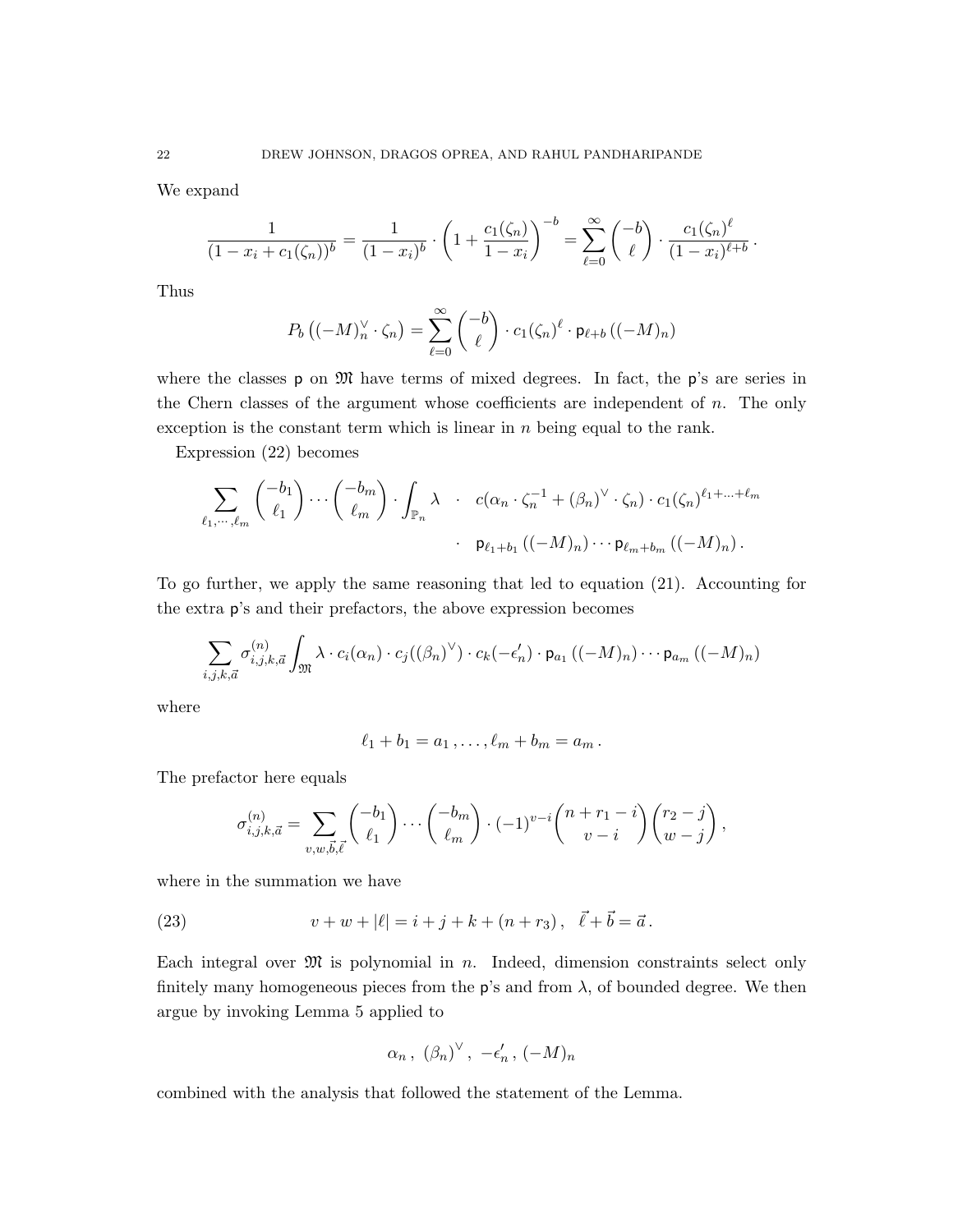We expand

$$\frac{1}{(1-x_i+c_1(\zeta_n))^b} = \frac{1}{(1-x_i)^b}\cdot\left(1+\frac{c_1(\zeta_n)}{1-x_i}\right)^{-b} = \sum_{\ell=0}^{\infty}\binom{-b}{\ell}\cdot\frac{c_1(\zeta_n)^\ell}{(1-x_i)^{\ell+b}}\,.$$

Thus

$$P_b\left((-M)_n^\vee\cdot\zeta_n\right) = \sum_{\ell=0}^{\infty}\binom{-b}{\ell}\cdot c_1(\zeta_n)^\ell\cdot \mathsf{p}_{\ell+b}\left((-M)_n\right)$$

where the classes $\mathsf{p}$ on $\mathfrak{M}$ have terms of mixed degrees. In fact, the $\mathsf{p}$'s are series in the Chern classes of the argument whose coefficients are independent of $n$. The only exception is the constant term which is linear in $n$ being equal to the rank.

Expression (22) becomes

$$\sum_{\ell_1,\cdots,\ell_m}\binom{-b_1}{\ell_1}\cdots\binom{-b_m}{\ell_m}\cdot\int_{\mathbb{P}_n}\lambda \;\cdot\; c(\alpha_n\cdot\zeta_n^{-1}+(\beta_n)^\vee\cdot\zeta_n)\cdot c_1(\zeta_n)^{\ell_1+\ldots+\ell_m}$$
$$\cdot\; \mathsf{p}_{\ell_1+b_1}\left((-M)_n\right)\cdots\mathsf{p}_{\ell_m+b_m}\left((-M)_n\right).$$

To go further, we apply the same reasoning that led to equation (21). Accounting for the extra $\mathsf{p}$'s and their prefactors, the above expression becomes

$$\sum_{i,j,k,\vec{a}}\sigma^{(n)}_{i,j,k,\vec{a}}\int_{\mathfrak{M}}\lambda\cdot c_i(\alpha_n)\cdot c_j((\beta_n)^\vee)\cdot c_k(-\epsilon'_n)\cdot\mathsf{p}_{a_1}\left((-M)_n\right)\cdots\mathsf{p}_{a_m}\left((-M)_n\right)$$

where

$$\ell_1+b_1=a_1\,,\ldots,\ell_m+b_m=a_m\,.$$

The prefactor here equals

$$\sigma^{(n)}_{i,j,k,\vec{a}} = \sum_{v,w,\vec{b},\vec{\ell}}\binom{-b_1}{\ell_1}\cdots\binom{-b_m}{\ell_m}\cdot(-1)^{v-i}\binom{n+r_1-i}{v-i}\binom{r_2-j}{w-j}\,,$$

where in the summation we have

$$v+w+|\ell| = i+j+k+(n+r_3)\,,\quad \vec{\ell}+\vec{b}=\vec{a}\,. \tag{23}$$

Each integral over $\mathfrak{M}$ is polynomial in $n$. Indeed, dimension constraints select only finitely many homogeneous pieces from the $\mathsf{p}$'s and from $\lambda$, of bounded degree. We then argue by invoking Lemma 5 applied to

$$\alpha_n\,,\ (\beta_n)^\vee\,,\ -\epsilon'_n\,,\ (-M)_n$$

combined with the analysis that followed the statement of the Lemma.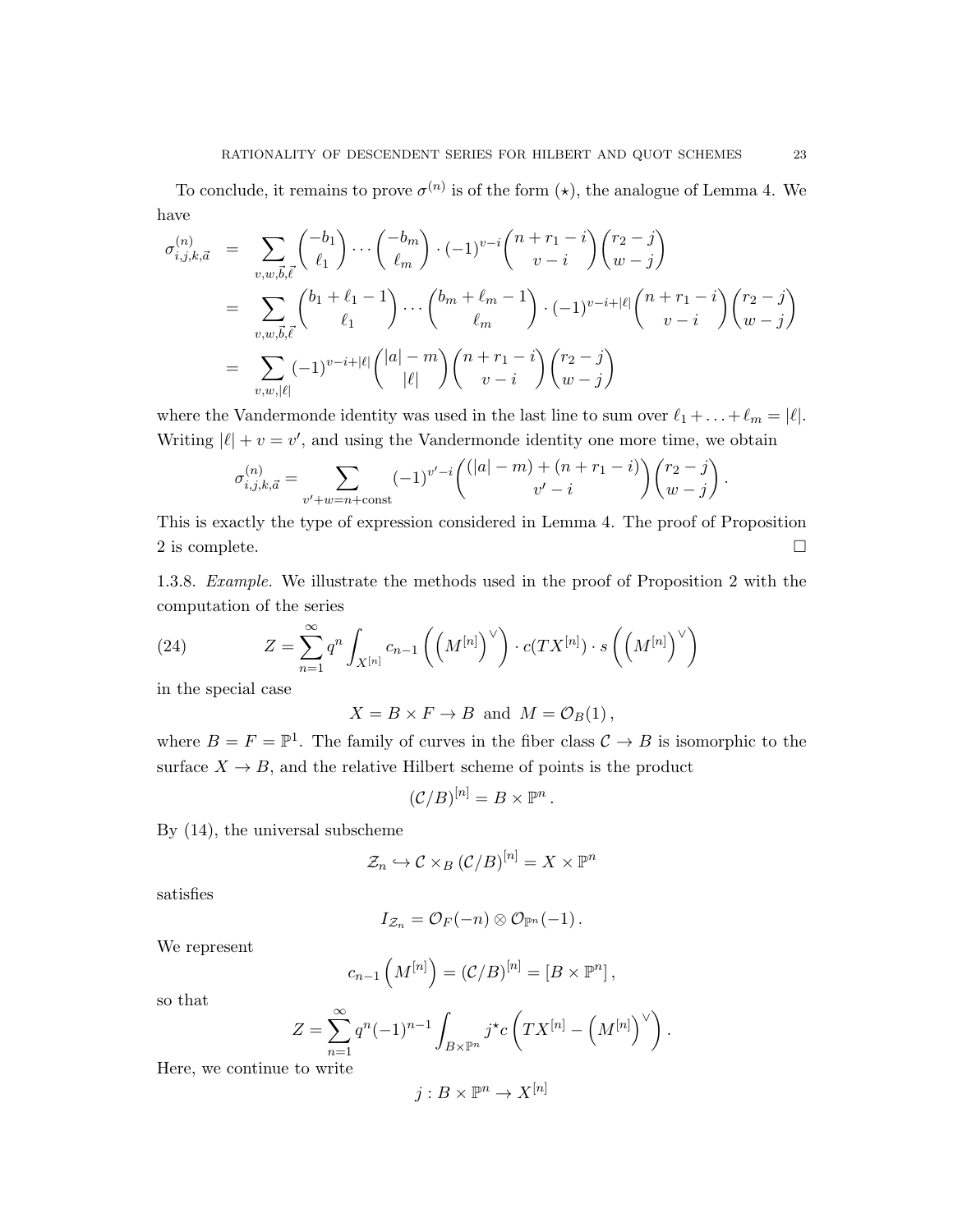To conclude, it remains to prove $\sigma^{(n)}$ is of the form $(\star)$, the analogue of Lemma 4. We have

$$
\begin{aligned}
\sigma^{(n)}_{i,j,k,\vec{a}} &= \sum_{v,w,\vec{b},\vec{\ell}} \binom{-b_1}{\ell_1} \cdots \binom{-b_m}{\ell_m} \cdot (-1)^{v-i} \binom{n+r_1-i}{v-i} \binom{r_2-j}{w-j} \\
&= \sum_{v,w,\vec{b},\vec{\ell}} \binom{b_1+\ell_1-1}{\ell_1} \cdots \binom{b_m+\ell_m-1}{\ell_m} \cdot (-1)^{v-i+|\ell|} \binom{n+r_1-i}{v-i} \binom{r_2-j}{w-j} \\
&= \sum_{v,w,|\ell|} (-1)^{v-i+|\ell|} \binom{|a|-m}{|\ell|} \binom{n+r_1-i}{v-i} \binom{r_2-j}{w-j}
\end{aligned}
$$

where the Vandermonde identity was used in the last line to sum over $\ell_1 + \ldots + \ell_m = |\ell|$. Writing $|\ell| + v = v'$, and using the Vandermonde identity one more time, we obtain

$$
\sigma^{(n)}_{i,j,k,\vec{a}} = \sum_{v'+w=n+\text{const}} (-1)^{v'-i} \binom{(|a|-m)+(n+r_1-i)}{v'-i} \binom{r_2-j}{w-j}.
$$

This is exactly the type of expression considered in Lemma 4. The proof of Proposition 2 is complete. $\square$

1.3.8. *Example.* We illustrate the methods used in the proof of Proposition 2 with the computation of the series

$$
Z = \sum_{n=1}^{\infty} q^n \int_{X^{[n]}} c_{n-1}\left(\left(M^{[n]}\right)^{\vee}\right) \cdot c(TX^{[n]}) \cdot s\left(\left(M^{[n]}\right)^{\vee}\right) \tag{24}
$$

in the special case

$$
X = B \times F \to B \text{ and } M = \mathcal{O}_B(1)\,,
$$

where $B = F = \mathbb{P}^1$. The family of curves in the fiber class $\mathcal{C} \to B$ is isomorphic to the surface $X \to B$, and the relative Hilbert scheme of points is the product

$$
(\mathcal{C}/B)^{[n]} = B \times \mathbb{P}^n\,.
$$

By (14), the universal subscheme

$$
\mathcal{Z}_n \hookrightarrow \mathcal{C} \times_B (\mathcal{C}/B)^{[n]} = X \times \mathbb{P}^n
$$

satisfies

$$
I_{\mathcal{Z}_n} = \mathcal{O}_F(-n) \otimes \mathcal{O}_{\mathbb{P}^n}(-1)\,.
$$

We represent

$$
c_{n-1}\left(M^{[n]}\right) = (\mathcal{C}/B)^{[n]} = [B \times \mathbb{P}^n]\,,
$$

so that

$$
Z = \sum_{n=1}^{\infty} q^n (-1)^{n-1} \int_{B \times \mathbb{P}^n} j^{\star} c\left(TX^{[n]} - \left(M^{[n]}\right)^{\vee}\right).
$$

Here, we continue to write

$$
j : B \times \mathbb{P}^n \to X^{[n]}
$$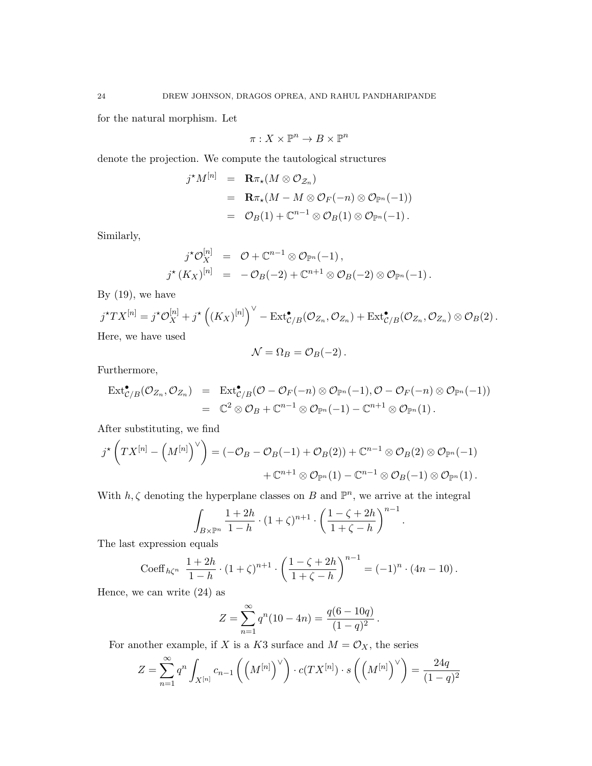for the natural morphism. Let

$$\pi : X \times \mathbb{P}^n \to B \times \mathbb{P}^n$$

denote the projection. We compute the tautological structures

$$\begin{aligned}
j^\star M^{[n]} &= \mathbf{R}\pi_\star(M \otimes \mathcal{O}_{\mathcal{Z}_n}) \\
&= \mathbf{R}\pi_\star(M - M \otimes \mathcal{O}_F(-n) \otimes \mathcal{O}_{\mathbb{P}^n}(-1)) \\
&= \mathcal{O}_B(1) + \mathbb{C}^{n-1} \otimes \mathcal{O}_B(1) \otimes \mathcal{O}_{\mathbb{P}^n}(-1)\,.
\end{aligned}$$

Similarly,

$$\begin{aligned}
j^\star \mathcal{O}_X^{[n]} &= \mathcal{O} + \mathbb{C}^{n-1} \otimes \mathcal{O}_{\mathbb{P}^n}(-1)\,, \\
j^\star (K_X)^{[n]} &= -\mathcal{O}_B(-2) + \mathbb{C}^{n+1} \otimes \mathcal{O}_B(-2) \otimes \mathcal{O}_{\mathbb{P}^n}(-1)\,.
\end{aligned}$$

By (19), we have

$$j^\star TX^{[n]} = j^\star \mathcal{O}_X^{[n]} + j^\star \left( (K_X)^{[n]} \right)^\vee - \mathrm{Ext}^\bullet_{\mathcal{C}/B}(\mathcal{O}_{Z_n}, \mathcal{O}_{Z_n}) + \mathrm{Ext}^\bullet_{\mathcal{C}/B}(\mathcal{O}_{Z_n}, \mathcal{O}_{Z_n}) \otimes \mathcal{O}_B(2)\,.$$

Here, we have used

$$\mathcal{N} = \Omega_B = \mathcal{O}_B(-2)\,.$$

Furthermore,

$$\begin{aligned}
\mathrm{Ext}^\bullet_{\mathcal{C}/B}(\mathcal{O}_{Z_n}, \mathcal{O}_{Z_n}) &= \mathrm{Ext}^\bullet_{\mathcal{C}/B}(\mathcal{O} - \mathcal{O}_F(-n) \otimes \mathcal{O}_{\mathbb{P}^n}(-1), \mathcal{O} - \mathcal{O}_F(-n) \otimes \mathcal{O}_{\mathbb{P}^n}(-1)) \\
&= \mathbb{C}^2 \otimes \mathcal{O}_B + \mathbb{C}^{n-1} \otimes \mathcal{O}_{\mathbb{P}^n}(-1) - \mathbb{C}^{n+1} \otimes \mathcal{O}_{\mathbb{P}^n}(1)\,.
\end{aligned}$$

After substituting, we find

$$\begin{aligned}
j^\star \left( TX^{[n]} - \left( M^{[n]} \right)^\vee \right) = (-\mathcal{O}_B - \mathcal{O}_B(-1) + \mathcal{O}_B(2)) + \mathbb{C}^{n-1} \otimes \mathcal{O}_B(2) \otimes \mathcal{O}_{\mathbb{P}^n}(-1) \\
+ \mathbb{C}^{n+1} \otimes \mathcal{O}_{\mathbb{P}^n}(1) - \mathbb{C}^{n-1} \otimes \mathcal{O}_B(-1) \otimes \mathcal{O}_{\mathbb{P}^n}(1)\,.
\end{aligned}$$

With $h, \zeta$ denoting the hyperplane classes on $B$ and $\mathbb{P}^n$, we arrive at the integral

$$\int_{B \times \mathbb{P}^n} \frac{1+2h}{1-h} \cdot (1+\zeta)^{n+1} \cdot \left( \frac{1-\zeta+2h}{1+\zeta-h} \right)^{n-1}.$$

The last expression equals

$$\mathrm{Coeff}_{h\zeta^n} \; \frac{1+2h}{1-h} \cdot (1+\zeta)^{n+1} \cdot \left( \frac{1-\zeta+2h}{1+\zeta-h} \right)^{n-1} = (-1)^n \cdot (4n-10)\,.$$

Hence, we can write (24) as

$$Z = \sum_{n=1}^{\infty} q^n (10-4n) = \frac{q(6-10q)}{(1-q)^2}\,.$$

For another example, if $X$ is a $K3$ surface and $M = \mathcal{O}_X$, the series

$$Z = \sum_{n=1}^{\infty} q^n \int_{X^{[n]}} c_{n-1}\left( \left( M^{[n]} \right)^\vee \right) \cdot c(TX^{[n]}) \cdot s\left( \left( M^{[n]} \right)^\vee \right) = \frac{24q}{(1-q)^2}$$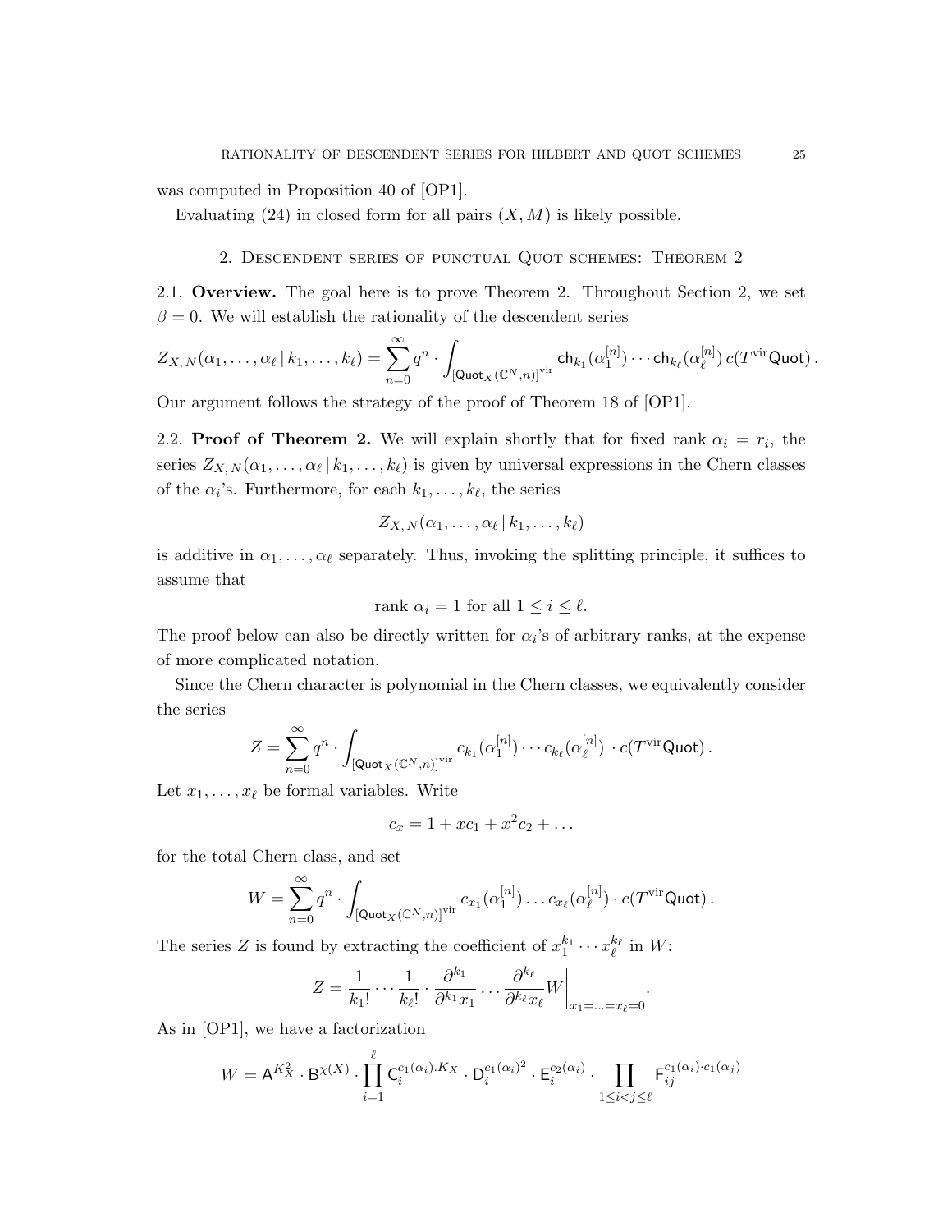was computed in Proposition 40 of [OP1].

Evaluating (24) in closed form for all pairs $(X, M)$ is likely possible.

## 2. Descendent series of punctual Quot schemes: Theorem 2

**2.1. Overview.** The goal here is to prove Theorem 2. Throughout Section 2, we set $\beta = 0$. We will establish the rationality of the descendent series

$$Z_{X,N}(\alpha_1, \ldots, \alpha_\ell \,|\, k_1, \ldots, k_\ell) = \sum_{n=0}^{\infty} q^n \cdot \int_{[\mathsf{Quot}_X(\mathbb{C}^N, n)]^{\mathrm{vir}}} \mathsf{ch}_{k_1}(\alpha_1^{[n]}) \cdots \mathsf{ch}_{k_\ell}(\alpha_\ell^{[n]})\, c(T^{\mathrm{vir}}\mathsf{Quot})\,.$$

Our argument follows the strategy of the proof of Theorem 18 of [OP1].

**2.2. Proof of Theorem 2.** We will explain shortly that for fixed rank $\alpha_i = r_i$, the series $Z_{X,N}(\alpha_1, \ldots, \alpha_\ell \,|\, k_1, \ldots, k_\ell)$ is given by universal expressions in the Chern classes of the $\alpha_i$'s. Furthermore, for each $k_1, \ldots, k_\ell$, the series

$$Z_{X,N}(\alpha_1, \ldots, \alpha_\ell \,|\, k_1, \ldots, k_\ell)$$

is additive in $\alpha_1, \ldots, \alpha_\ell$ separately. Thus, invoking the splitting principle, it suffices to assume that

$$\text{rank } \alpha_i = 1 \text{ for all } 1 \leq i \leq \ell.$$

The proof below can also be directly written for $\alpha_i$'s of arbitrary ranks, at the expense of more complicated notation.

Since the Chern character is polynomial in the Chern classes, we equivalently consider the series

$$Z = \sum_{n=0}^{\infty} q^n \cdot \int_{[\mathsf{Quot}_X(\mathbb{C}^N, n)]^{\mathrm{vir}}} c_{k_1}(\alpha_1^{[n]}) \cdots c_{k_\ell}(\alpha_\ell^{[n]}) \, \cdot c(T^{\mathrm{vir}}\mathsf{Quot})\,.$$

Let $x_1, \ldots, x_\ell$ be formal variables. Write

$$c_x = 1 + xc_1 + x^2 c_2 + \ldots$$

for the total Chern class, and set

$$W = \sum_{n=0}^{\infty} q^n \cdot \int_{[\mathsf{Quot}_X(\mathbb{C}^N, n)]^{\mathrm{vir}}} c_{x_1}(\alpha_1^{[n]}) \ldots c_{x_\ell}(\alpha_\ell^{[n]}) \cdot c(T^{\mathrm{vir}}\mathsf{Quot})\,.$$

The series $Z$ is found by extracting the coefficient of $x_1^{k_1} \cdots x_\ell^{k_\ell}$ in $W$:

$$Z = \frac{1}{k_1!} \cdots \frac{1}{k_\ell!} \cdot \frac{\partial^{k_1}}{\partial^{k_1} x_1} \cdots \frac{\partial^{k_\ell}}{\partial^{k_\ell} x_\ell} W \bigg|_{x_1 = \ldots = x_\ell = 0}.$$

As in [OP1], we have a factorization

$$W = \mathsf{A}^{K_X^2} \cdot \mathsf{B}^{\chi(X)} \cdot \prod_{i=1}^{\ell} \mathsf{C}_i^{c_1(\alpha_i).K_X} \cdot \mathsf{D}_i^{c_1(\alpha_i)^2} \cdot \mathsf{E}_i^{c_2(\alpha_i)} \cdot \prod_{1 \leq i < j \leq \ell} \mathsf{F}_{ij}^{c_1(\alpha_i) \cdot c_1(\alpha_j)}$$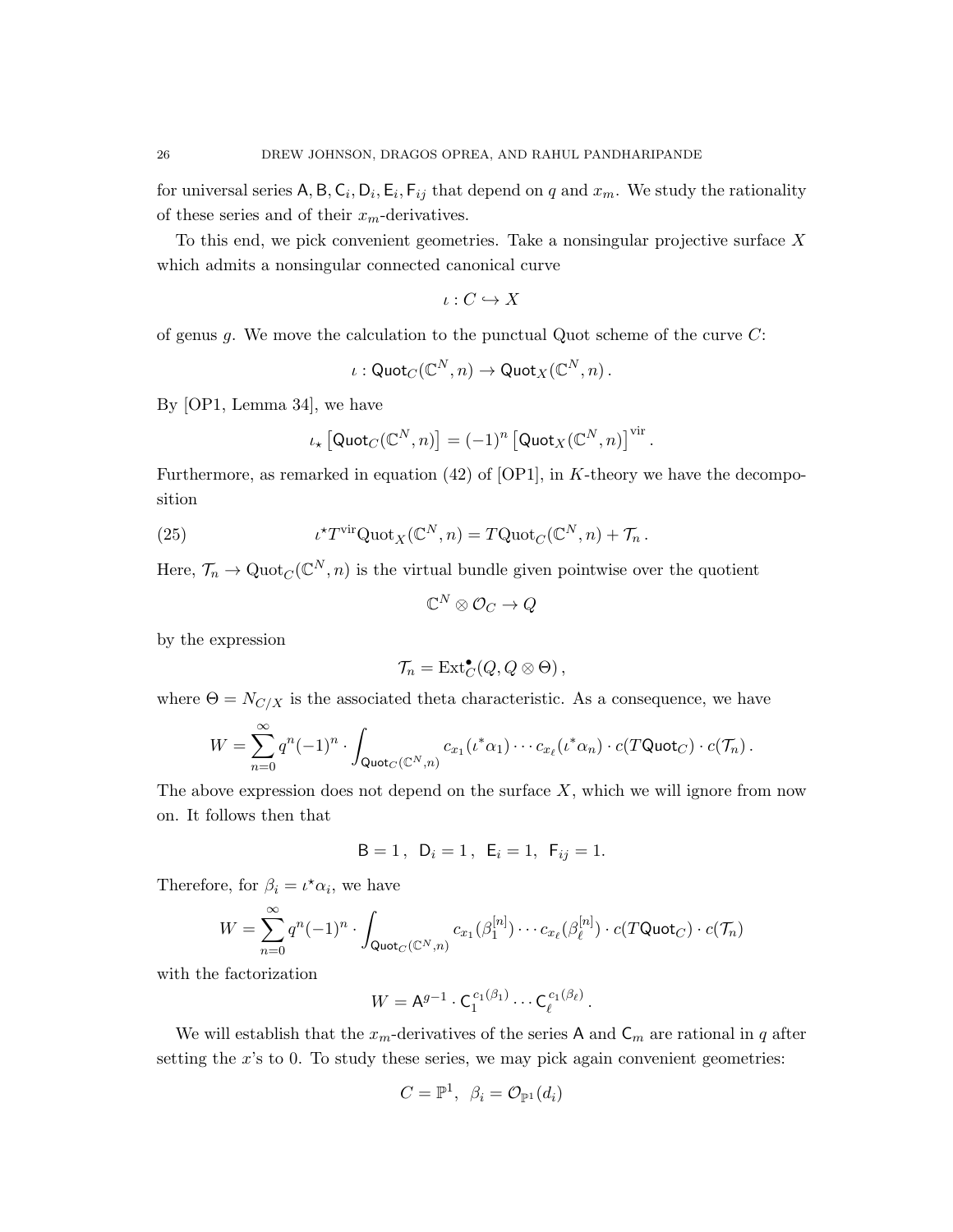for universal series $\mathsf{A}, \mathsf{B}, \mathsf{C}_i, \mathsf{D}_i, \mathsf{E}_i, \mathsf{F}_{ij}$ that depend on $q$ and $x_m$. We study the rationality of these series and of their $x_m$-derivatives.

To this end, we pick convenient geometries. Take a nonsingular projective surface $X$ which admits a nonsingular connected canonical curve

$$\iota : C \hookrightarrow X$$

of genus $g$. We move the calculation to the punctual Quot scheme of the curve $C$:

$$\iota : \mathsf{Quot}_C(\mathbb{C}^N, n) \to \mathsf{Quot}_X(\mathbb{C}^N, n)\,.$$

By [OP1, Lemma 34], we have

$$\iota_\star \left[\mathsf{Quot}_C(\mathbb{C}^N, n)\right] = (-1)^n \left[\mathsf{Quot}_X(\mathbb{C}^N, n)\right]^{\mathrm{vir}}.$$

Furthermore, as remarked in equation (42) of [OP1], in $K$-theory we have the decomposition

$$\iota^\star T^{\mathrm{vir}}\mathrm{Quot}_X(\mathbb{C}^N, n) = T\mathrm{Quot}_C(\mathbb{C}^N, n) + \mathcal{T}_n\,. \tag{25}$$

Here, $\mathcal{T}_n \to \mathrm{Quot}_C(\mathbb{C}^N, n)$ is the virtual bundle given pointwise over the quotient

$$\mathbb{C}^N \otimes \mathcal{O}_C \to Q$$

by the expression

$$\mathcal{T}_n = \mathrm{Ext}^\bullet_C(Q, Q \otimes \Theta)\,,$$

where $\Theta = N_{C/X}$ is the associated theta characteristic. As a consequence, we have

$$W = \sum_{n=0}^{\infty} q^n (-1)^n \cdot \int_{\mathsf{Quot}_C(\mathbb{C}^N, n)} c_{x_1}(\iota^* \alpha_1) \cdots c_{x_\ell}(\iota^* \alpha_n) \cdot c(T\mathsf{Quot}_C) \cdot c(\mathcal{T}_n)\,.$$

The above expression does not depend on the surface $X$, which we will ignore from now on. It follows then that

$$\mathsf{B} = 1\,,\ \ \mathsf{D}_i = 1\,,\ \ \mathsf{E}_i = 1,\ \ \mathsf{F}_{ij} = 1.$$

Therefore, for $\beta_i = \iota^\star \alpha_i$, we have

$$W = \sum_{n=0}^{\infty} q^n (-1)^n \cdot \int_{\mathsf{Quot}_C(\mathbb{C}^N, n)} c_{x_1}(\beta_1^{[n]}) \cdots c_{x_\ell}(\beta_\ell^{[n]}) \cdot c(T\mathsf{Quot}_C) \cdot c(\mathcal{T}_n)$$

with the factorization

$$W = \mathsf{A}^{g-1} \cdot \mathsf{C}_1^{c_1(\beta_1)} \cdots \mathsf{C}_\ell^{c_1(\beta_\ell)}\,.$$

We will establish that the $x_m$-derivatives of the series $\mathsf{A}$ and $\mathsf{C}_m$ are rational in $q$ after setting the $x$'s to 0. To study these series, we may pick again convenient geometries:

$$C = \mathbb{P}^1,\ \ \beta_i = \mathcal{O}_{\mathbb{P}^1}(d_i)$$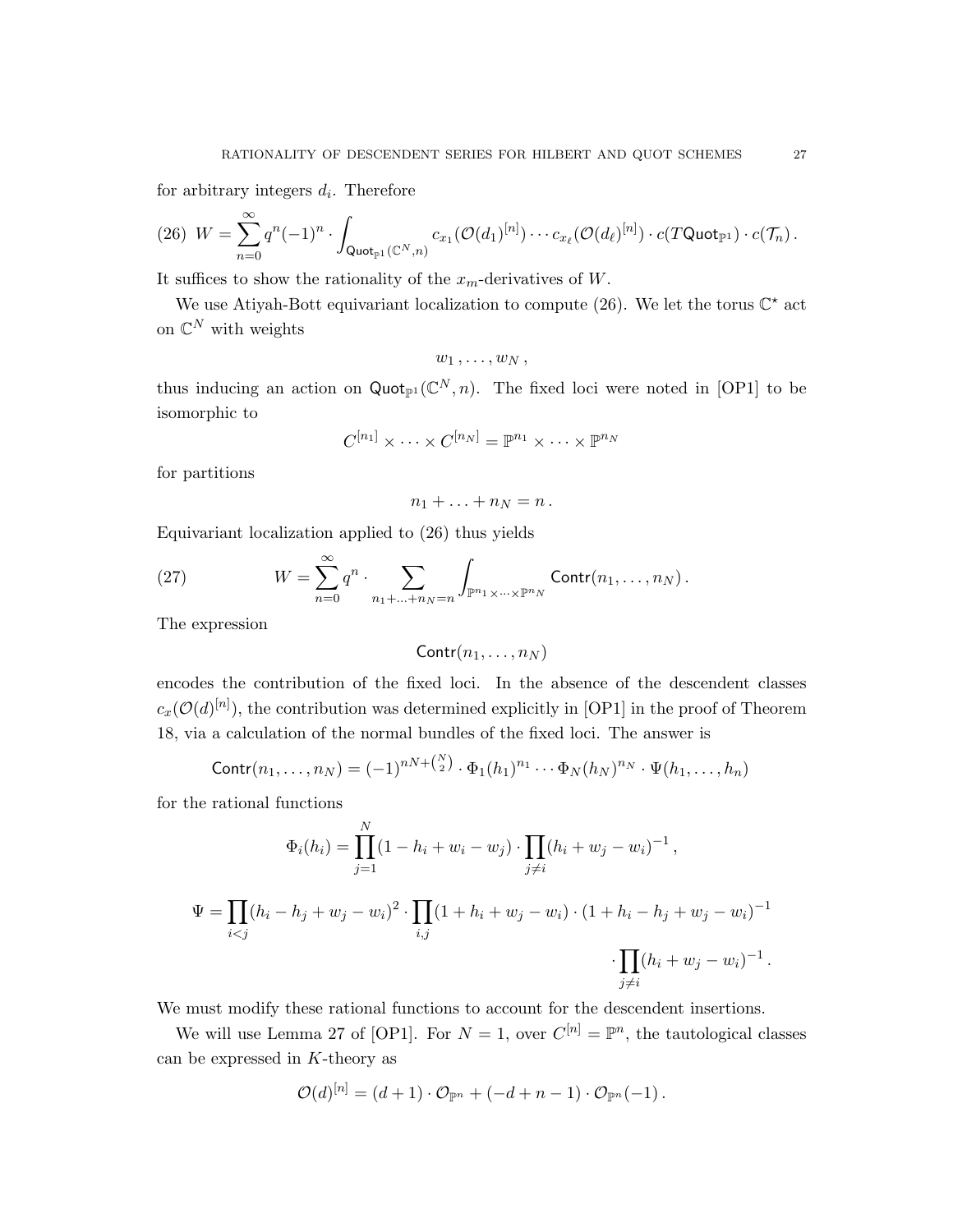for arbitrary integers $d_i$. Therefore

$$(26)\ \ W = \sum_{n=0}^{\infty} q^n (-1)^n \cdot \int_{\mathsf{Quot}_{\mathbb{P}^1}(\mathbb{C}^N, n)} c_{x_1}(\mathcal{O}(d_1)^{[n]}) \cdots c_{x_\ell}(\mathcal{O}(d_\ell)^{[n]}) \cdot c(T\mathsf{Quot}_{\mathbb{P}^1}) \cdot c(\mathcal{T}_n)\,.$$

It suffices to show the rationality of the $x_m$-derivatives of $W$.

We use Atiyah-Bott equivariant localization to compute (26). We let the torus $\mathbb{C}^\star$ act on $\mathbb{C}^N$ with weights

$$w_1\,, \ldots, w_N\,,$$

thus inducing an action on $\mathsf{Quot}_{\mathbb{P}^1}(\mathbb{C}^N, n)$. The fixed loci were noted in [OP1] to be isomorphic to

$$C^{[n_1]} \times \cdots \times C^{[n_N]} = \mathbb{P}^{n_1} \times \cdots \times \mathbb{P}^{n_N}$$

for partitions

$$n_1 + \ldots + n_N = n\,.$$

Equivariant localization applied to (26) thus yields

$$(27)\qquad\qquad W = \sum_{n=0}^{\infty} q^n \cdot \sum_{n_1+\ldots+n_N=n} \int_{\mathbb{P}^{n_1}\times\cdots\times\mathbb{P}^{n_N}} \mathsf{Contr}(n_1, \ldots, n_N)\,.$$

The expression

$$\mathsf{Contr}(n_1, \ldots, n_N)$$

encodes the contribution of the fixed loci. In the absence of the descendent classes $c_x(\mathcal{O}(d)^{[n]})$, the contribution was determined explicitly in [OP1] in the proof of Theorem 18, via a calculation of the normal bundles of the fixed loci. The answer is

$$\mathsf{Contr}(n_1, \ldots, n_N) = (-1)^{nN + \binom{N}{2}} \cdot \Phi_1(h_1)^{n_1} \cdots \Phi_N(h_N)^{n_N} \cdot \Psi(h_1, \ldots, h_n)$$

for the rational functions

$$\Phi_i(h_i) = \prod_{j=1}^{N} (1 - h_i + w_i - w_j) \cdot \prod_{j\neq i} (h_i + w_j - w_i)^{-1}\,,$$

$$\Psi = \prod_{i<j} (h_i - h_j + w_j - w_i)^2 \cdot \prod_{i,j} (1 + h_i + w_j - w_i) \cdot (1 + h_i - h_j + w_j - w_i)^{-1}$$
$$\cdot \prod_{j\neq i} (h_i + w_j - w_i)^{-1}\,.$$

We must modify these rational functions to account for the descendent insertions.

We will use Lemma 27 of [OP1]. For $N = 1$, over $C^{[n]} = \mathbb{P}^n$, the tautological classes can be expressed in $K$-theory as

$$\mathcal{O}(d)^{[n]} = (d+1) \cdot \mathcal{O}_{\mathbb{P}^n} + (-d + n - 1) \cdot \mathcal{O}_{\mathbb{P}^n}(-1)\,.$$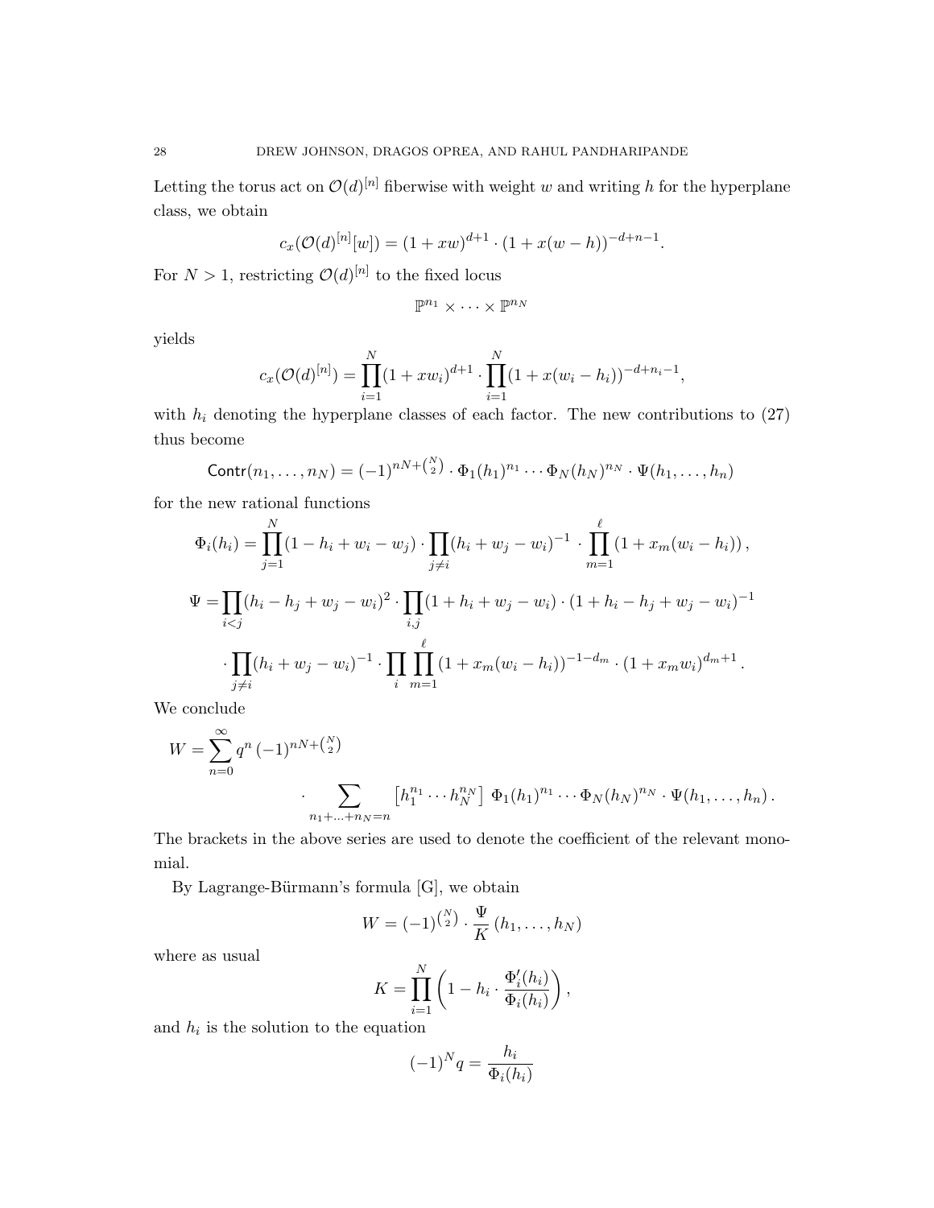Letting the torus act on $\mathcal{O}(d)^{[n]}$ fiberwise with weight $w$ and writing $h$ for the hyperplane class, we obtain

$$c_x(\mathcal{O}(d)^{[n]}[w]) = (1+xw)^{d+1} \cdot (1+x(w-h))^{-d+n-1}.$$

For $N > 1$, restricting $\mathcal{O}(d)^{[n]}$ to the fixed locus

$$\mathbb{P}^{n_1} \times \cdots \times \mathbb{P}^{n_N}$$

yields

$$c_x(\mathcal{O}(d)^{[n]}) = \prod_{i=1}^{N} (1+xw_i)^{d+1} \cdot \prod_{i=1}^{N} (1+x(w_i - h_i))^{-d+n_i-1},$$

with $h_i$ denoting the hyperplane classes of each factor. The new contributions to (27) thus become

$$\mathsf{Contr}(n_1, \ldots, n_N) = (-1)^{nN + \binom{N}{2}} \cdot \Phi_1(h_1)^{n_1} \cdots \Phi_N(h_N)^{n_N} \cdot \Psi(h_1, \ldots, h_n)$$

for the new rational functions

$$\Phi_i(h_i) = \prod_{j=1}^{N} (1 - h_i + w_i - w_j) \cdot \prod_{j \neq i} (h_i + w_j - w_i)^{-1} \cdot \prod_{m=1}^{\ell} \left(1 + x_m(w_i - h_i)\right),$$

$$\Psi = \prod_{i<j} (h_i - h_j + w_j - w_i)^2 \cdot \prod_{i,j} (1 + h_i + w_j - w_i) \cdot (1 + h_i - h_j + w_j - w_i)^{-1}$$
$$\cdot \prod_{j \neq i} (h_i + w_j - w_i)^{-1} \cdot \prod_i \prod_{m=1}^{\ell} \left(1 + x_m(w_i - h_i)\right)^{-1-d_m} \cdot (1 + x_m w_i)^{d_m+1}.$$

We conclude

$$W = \sum_{n=0}^{\infty} q^n \, (-1)^{nN + \binom{N}{2}} \cdot \sum_{n_1 + \ldots + n_N = n} \left[h_1^{n_1} \cdots h_N^{n_N}\right] \, \Phi_1(h_1)^{n_1} \cdots \Phi_N(h_N)^{n_N} \cdot \Psi(h_1, \ldots, h_n).$$

The brackets in the above series are used to denote the coefficient of the relevant monomial.

By Lagrange-Bürmann's formula [G], we obtain

$$W = (-1)^{\binom{N}{2}} \cdot \frac{\Psi}{K}(h_1, \ldots, h_N)$$

where as usual

$$K = \prod_{i=1}^{N} \left(1 - h_i \cdot \frac{\Phi_i'(h_i)}{\Phi_i(h_i)}\right),$$

and $h_i$ is the solution to the equation

$$(-1)^N q = \frac{h_i}{\Phi_i(h_i)}$$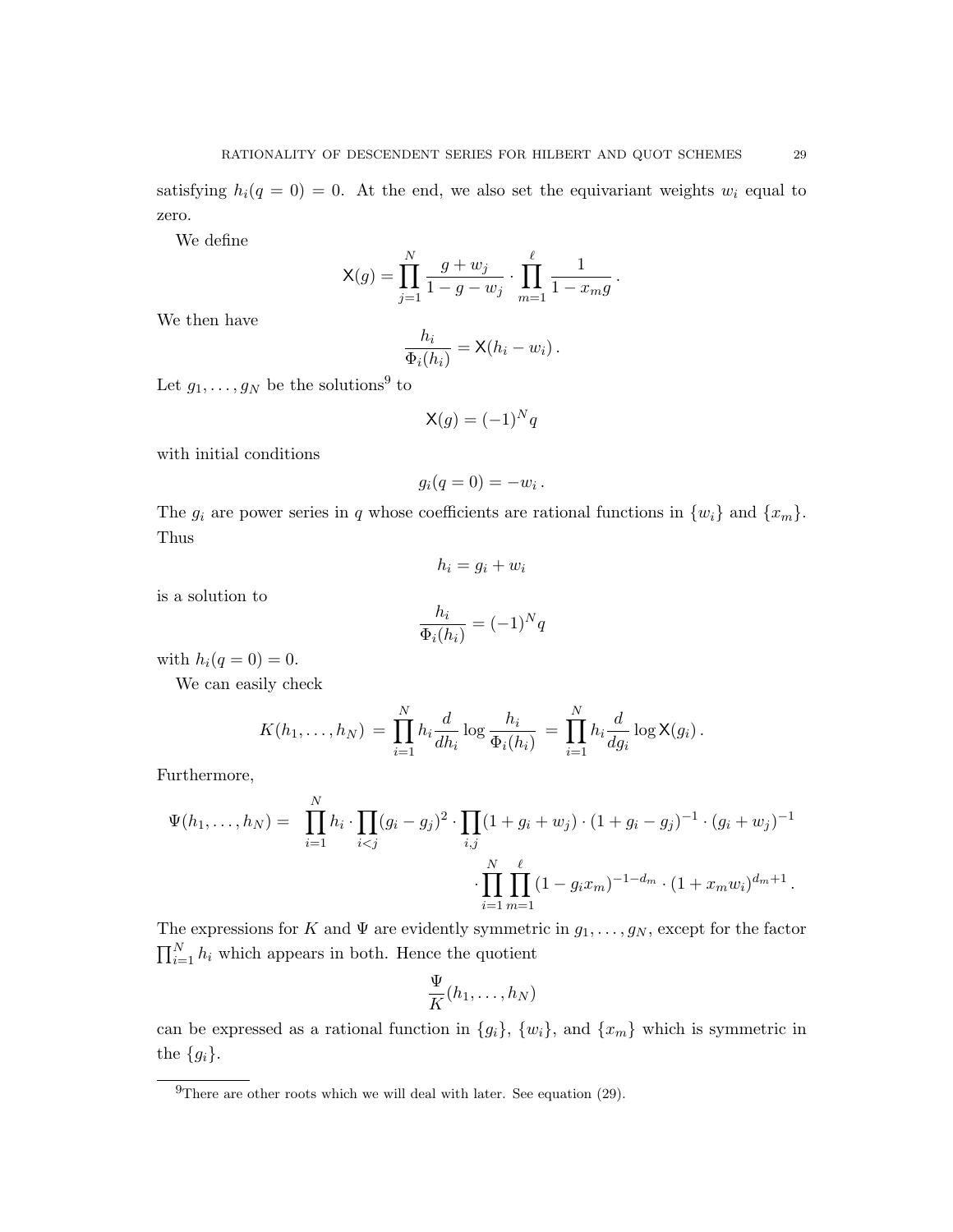satisfying $h_i(q = 0) = 0$. At the end, we also set the equivariant weights $w_i$ equal to zero.

We define

$$\mathsf{X}(g) = \prod_{j=1}^{N} \frac{g + w_j}{1 - g - w_j} \cdot \prod_{m=1}^{\ell} \frac{1}{1 - x_m g}\,.$$

We then have

$$\frac{h_i}{\Phi_i(h_i)} = \mathsf{X}(h_i - w_i)\,.$$

Let $g_1, \ldots, g_N$ be the solutions[9] to

$$\mathsf{X}(g) = (-1)^N q$$

with initial conditions

$$g_i(q = 0) = -w_i\,.$$

The $g_i$ are power series in $q$ whose coefficients are rational functions in $\{w_i\}$ and $\{x_m\}$. Thus

$$h_i = g_i + w_i$$

is a solution to

$$\frac{h_i}{\Phi_i(h_i)} = (-1)^N q$$

with $h_i(q = 0) = 0$.

We can easily check

$$K(h_1, \ldots, h_N) \;=\; \prod_{i=1}^{N} h_i \frac{d}{dh_i} \log \frac{h_i}{\Phi_i(h_i)} \;=\; \prod_{i=1}^{N} h_i \frac{d}{dg_i} \log \mathsf{X}(g_i)\,.$$

Furthermore,

$$\begin{aligned}\Psi(h_1, \ldots, h_N) = \;\; & \prod_{i=1}^{N} h_i \cdot \prod_{i<j} (g_i - g_j)^2 \cdot \prod_{i,j} (1 + g_i + w_j) \cdot (1 + g_i - g_j)^{-1} \cdot (g_i + w_j)^{-1} \\ & \cdot \prod_{i=1}^{N} \prod_{m=1}^{\ell} (1 - g_i x_m)^{-1-d_m} \cdot (1 + x_m w_i)^{d_m+1}\,.\end{aligned}$$

The expressions for $K$ and $\Psi$ are evidently symmetric in $g_1, \ldots, g_N$, except for the factor $\prod_{i=1}^{N} h_i$ which appears in both. Hence the quotient

$$\frac{\Psi}{K}(h_1, \ldots, h_N)$$

can be expressed as a rational function in $\{g_i\}$, $\{w_i\}$, and $\{x_m\}$ which is symmetric in the $\{g_i\}$.

---

[9] There are other roots which we will deal with later. See equation (29).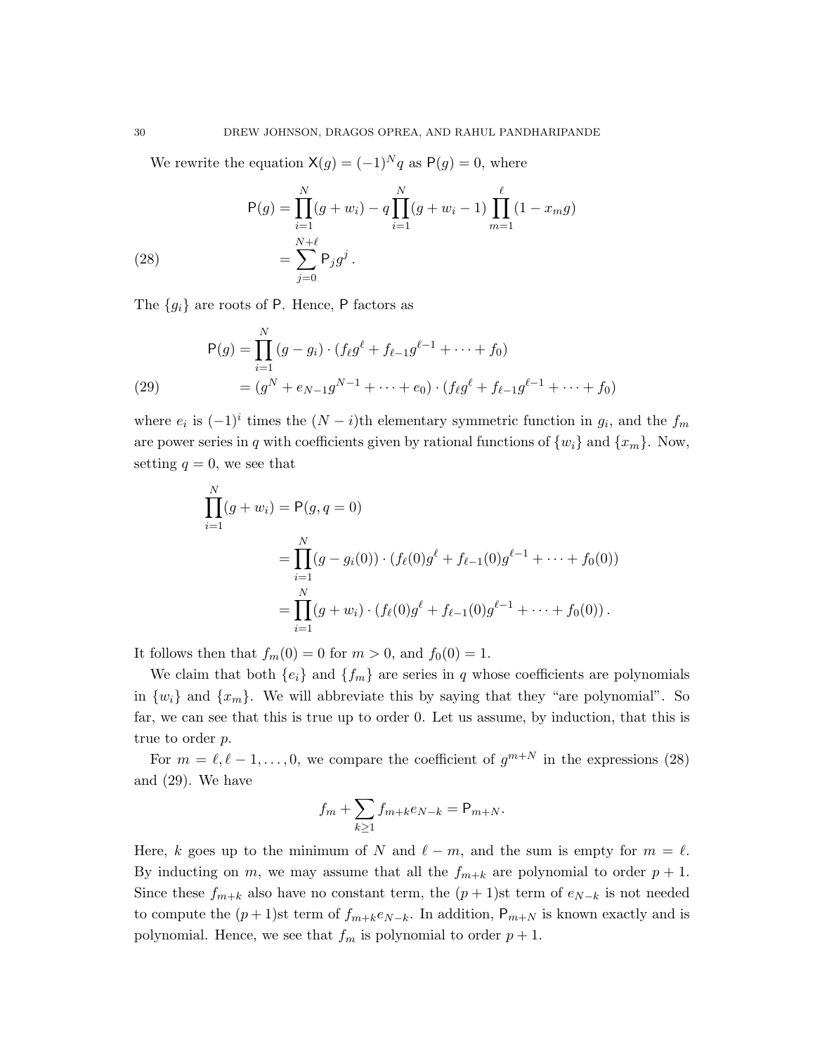We rewrite the equation $\mathsf{X}(g) = (-1)^N q$ as $\mathsf{P}(g) = 0$, where

$$
\begin{aligned}
\mathsf{P}(g) &= \prod_{i=1}^{N}(g + w_i) - q\prod_{i=1}^{N}(g + w_i - 1)\prod_{m=1}^{\ell}(1 - x_m g) \\
&= \sum_{j=0}^{N+\ell} \mathsf{P}_j g^j \,. \qquad (28)
\end{aligned}
$$

The $\{g_i\}$ are roots of $\mathsf{P}$. Hence, $\mathsf{P}$ factors as

$$
\begin{aligned}
\mathsf{P}(g) &= \prod_{i=1}^{N}(g - g_i) \cdot (f_\ell g^\ell + f_{\ell-1}g^{\ell-1} + \cdots + f_0) \\
&= (g^N + e_{N-1}g^{N-1} + \cdots + e_0) \cdot (f_\ell g^\ell + f_{\ell-1}g^{\ell-1} + \cdots + f_0) \qquad (29)
\end{aligned}
$$

where $e_i$ is $(-1)^i$ times the $(N-i)$th elementary symmetric function in $g_i$, and the $f_m$ are power series in $q$ with coefficients given by rational functions of $\{w_i\}$ and $\{x_m\}$. Now, setting $q = 0$, we see that

$$
\begin{aligned}
\prod_{i=1}^{N}(g + w_i) &= \mathsf{P}(g, q = 0) \\
&= \prod_{i=1}^{N}(g - g_i(0)) \cdot (f_\ell(0)g^\ell + f_{\ell-1}(0)g^{\ell-1} + \cdots + f_0(0)) \\
&= \prod_{i=1}^{N}(g + w_i) \cdot (f_\ell(0)g^\ell + f_{\ell-1}(0)g^{\ell-1} + \cdots + f_0(0)) \,.
\end{aligned}
$$

It follows then that $f_m(0) = 0$ for $m > 0$, and $f_0(0) = 1$.

We claim that both $\{e_i\}$ and $\{f_m\}$ are series in $q$ whose coefficients are polynomials in $\{w_i\}$ and $\{x_m\}$. We will abbreviate this by saying that they "are polynomial". So far, we can see that this is true up to order 0. Let us assume, by induction, that this is true to order $p$.

For $m = \ell, \ell - 1, \ldots, 0$, we compare the coefficient of $g^{m+N}$ in the expressions (28) and (29). We have

$$
f_m + \sum_{k \geq 1} f_{m+k} e_{N-k} = \mathsf{P}_{m+N}.
$$

Here, $k$ goes up to the minimum of $N$ and $\ell - m$, and the sum is empty for $m = \ell$. By inducting on $m$, we may assume that all the $f_{m+k}$ are polynomial to order $p + 1$. Since these $f_{m+k}$ also have no constant term, the $(p+1)$st term of $e_{N-k}$ is not needed to compute the $(p+1)$st term of $f_{m+k}e_{N-k}$. In addition, $\mathsf{P}_{m+N}$ is known exactly and is polynomial. Hence, we see that $f_m$ is polynomial to order $p + 1$.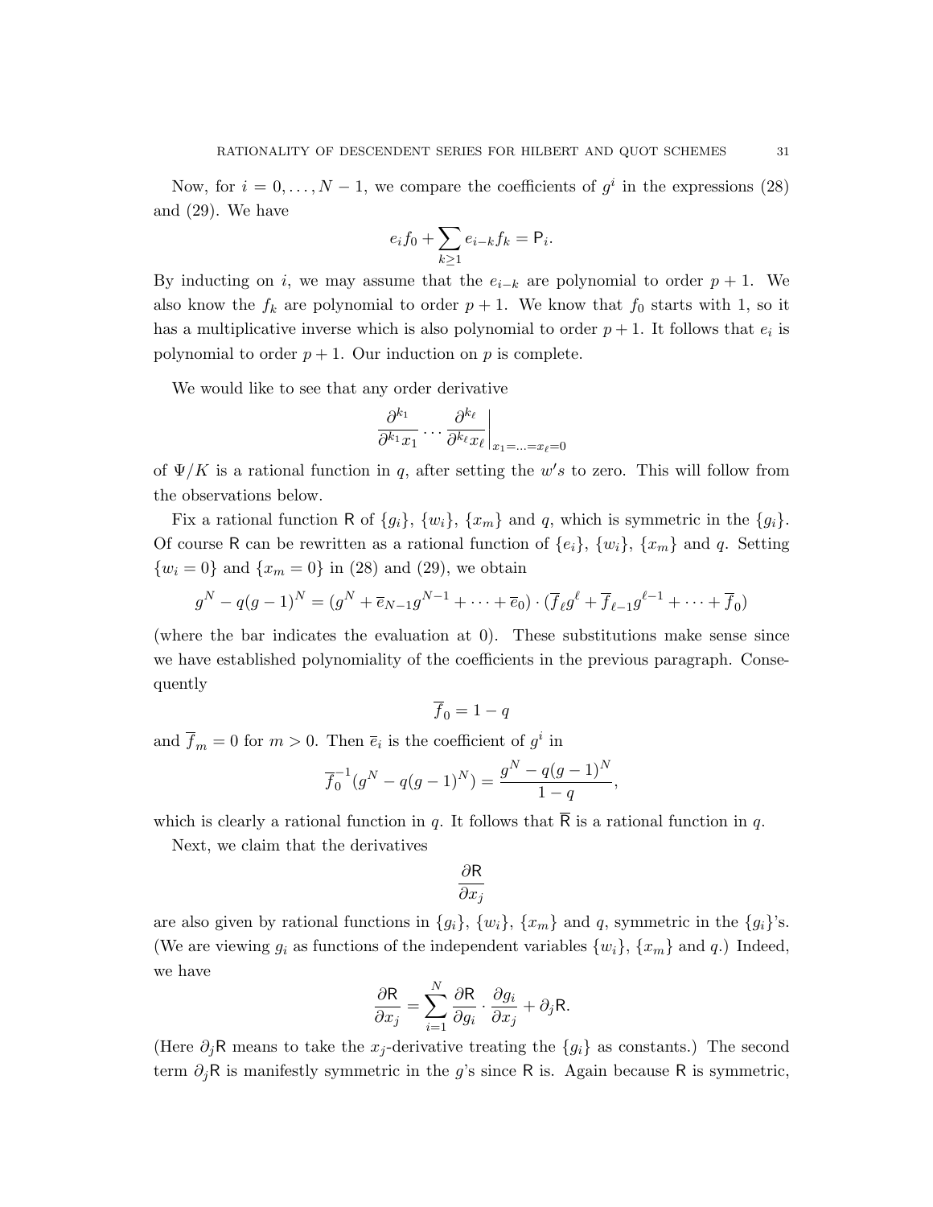Now, for $i = 0, \ldots, N-1$, we compare the coefficients of $g^i$ in the expressions (28) and (29). We have

$$e_i f_0 + \sum_{k \geq 1} e_{i-k} f_k = \mathsf{P}_i.$$

By inducting on $i$, we may assume that the $e_{i-k}$ are polynomial to order $p+1$. We also know the $f_k$ are polynomial to order $p+1$. We know that $f_0$ starts with 1, so it has a multiplicative inverse which is also polynomial to order $p+1$. It follows that $e_i$ is polynomial to order $p+1$. Our induction on $p$ is complete.

We would like to see that any order derivative

$$\frac{\partial^{k_1}}{\partial^{k_1} x_1} \cdots \frac{\partial^{k_\ell}}{\partial^{k_\ell} x_\ell}\bigg|_{x_1 = \ldots = x_\ell = 0}$$

of $\Psi/K$ is a rational function in $q$, after setting the $w's$ to zero. This will follow from the observations below.

Fix a rational function $\mathsf{R}$ of $\{g_i\}$, $\{w_i\}$, $\{x_m\}$ and $q$, which is symmetric in the $\{g_i\}$. Of course $\mathsf{R}$ can be rewritten as a rational function of $\{e_i\}$, $\{w_i\}$, $\{x_m\}$ and $q$. Setting $\{w_i = 0\}$ and $\{x_m = 0\}$ in (28) and (29), we obtain

$$g^N - q(g-1)^N = (g^N + \overline{e}_{N-1} g^{N-1} + \cdots + \overline{e}_0) \cdot (\overline{f}_\ell g^\ell + \overline{f}_{\ell-1} g^{\ell-1} + \cdots + \overline{f}_0)$$

(where the bar indicates the evaluation at 0). These substitutions make sense since we have established polynomiality of the coefficients in the previous paragraph. Consequently

$$\overline{f}_0 = 1 - q$$

and $\overline{f}_m = 0$ for $m > 0$. Then $\overline{e}_i$ is the coefficient of $g^i$ in

$$\overline{f}_0^{-1}(g^N - q(g-1)^N) = \frac{g^N - q(g-1)^N}{1-q},$$

which is clearly a rational function in $q$. It follows that $\overline{\mathsf{R}}$ is a rational function in $q$.

Next, we claim that the derivatives

$$\frac{\partial \mathsf{R}}{\partial x_j}$$

are also given by rational functions in $\{g_i\}$, $\{w_i\}$, $\{x_m\}$ and $q$, symmetric in the $\{g_i\}$'s. (We are viewing $g_i$ as functions of the independent variables $\{w_i\}$, $\{x_m\}$ and $q$.) Indeed, we have

$$\frac{\partial \mathsf{R}}{\partial x_j} = \sum_{i=1}^N \frac{\partial \mathsf{R}}{\partial g_i} \cdot \frac{\partial g_i}{\partial x_j} + \partial_j \mathsf{R}.$$

(Here $\partial_j \mathsf{R}$ means to take the $x_j$-derivative treating the $\{g_i\}$ as constants.) The second term $\partial_j \mathsf{R}$ is manifestly symmetric in the $g$'s since $\mathsf{R}$ is. Again because $\mathsf{R}$ is symmetric,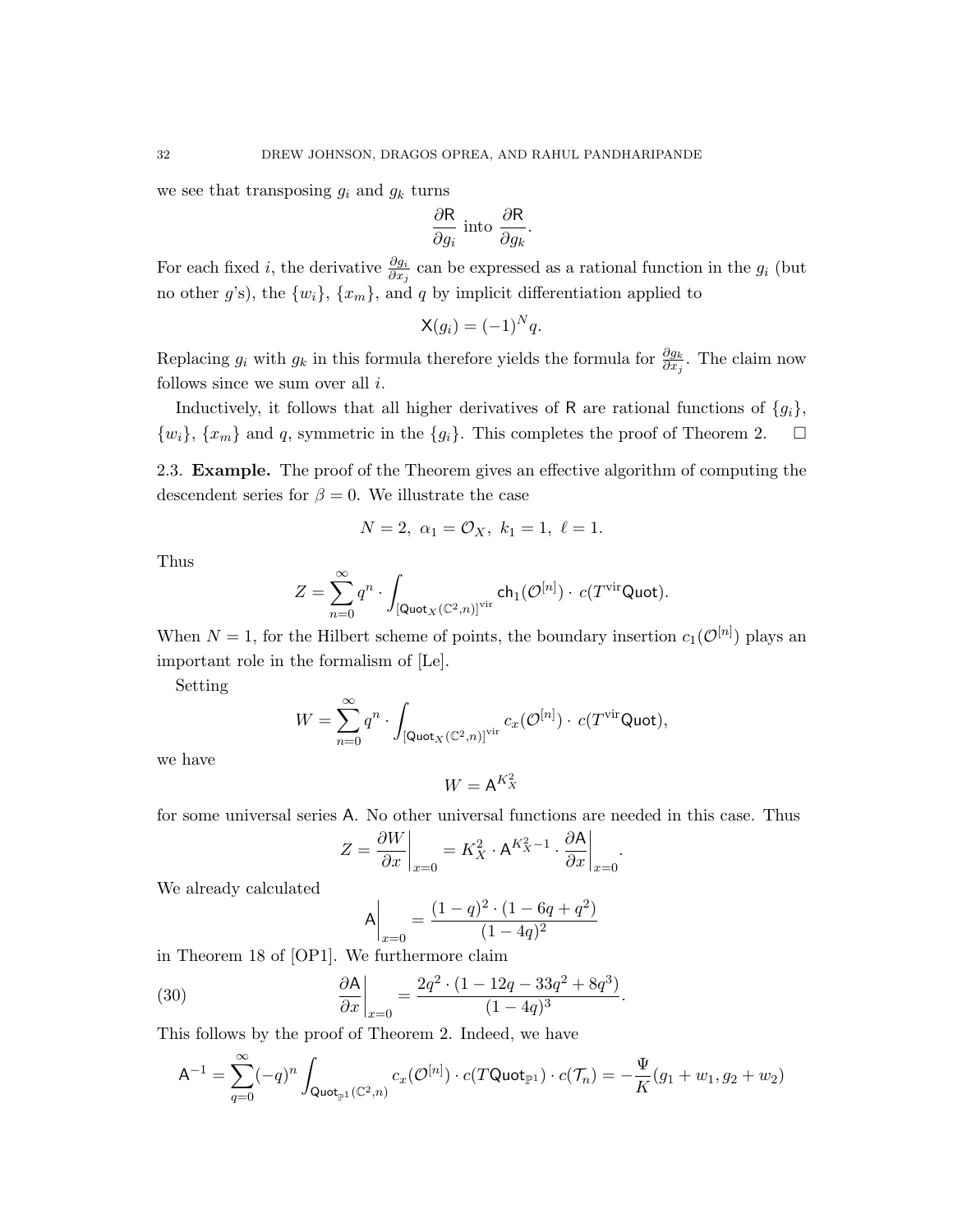we see that transposing $g_i$ and $g_k$ turns

$$\frac{\partial \mathsf{R}}{\partial g_i} \text{ into } \frac{\partial \mathsf{R}}{\partial g_k}.$$

For each fixed $i$, the derivative $\frac{\partial g_i}{\partial x_j}$ can be expressed as a rational function in the $g_i$ (but no other $g$'s), the $\{w_i\}$, $\{x_m\}$, and $q$ by implicit differentiation applied to

$$\mathsf{X}(g_i) = (-1)^N q.$$

Replacing $g_i$ with $g_k$ in this formula therefore yields the formula for $\frac{\partial g_k}{\partial x_j}$. The claim now follows since we sum over all $i$.

Inductively, it follows that all higher derivatives of $\mathsf{R}$ are rational functions of $\{g_i\}$, $\{w_i\}$, $\{x_m\}$ and $q$, symmetric in the $\{g_i\}$. This completes the proof of Theorem 2. $\square$

2.3. **Example.** The proof of the Theorem gives an effective algorithm of computing the descendent series for $\beta = 0$. We illustrate the case

$$N = 2, \ \alpha_1 = \mathcal{O}_X, \ k_1 = 1, \ \ell = 1.$$

Thus

$$Z = \sum_{n=0}^{\infty} q^n \cdot \int_{[\mathsf{Quot}_X(\mathbb{C}^2,n)]^{\mathrm{vir}}} \mathsf{ch}_1(\mathcal{O}^{[n]}) \cdot c(T^{\mathrm{vir}}\mathsf{Quot}).$$

When $N = 1$, for the Hilbert scheme of points, the boundary insertion $c_1(\mathcal{O}^{[n]})$ plays an important role in the formalism of [Le].

Setting

$$W = \sum_{n=0}^{\infty} q^n \cdot \int_{[\mathsf{Quot}_X(\mathbb{C}^2,n)]^{\mathrm{vir}}} c_x(\mathcal{O}^{[n]}) \cdot c(T^{\mathrm{vir}}\mathsf{Quot}),$$

we have

$$W = \mathsf{A}^{K_X^2}$$

for some universal series $\mathsf{A}$. No other universal functions are needed in this case. Thus

$$Z = \frac{\partial W}{\partial x}\bigg|_{x=0} = K_X^2 \cdot \mathsf{A}^{K_X^2 - 1} \cdot \frac{\partial \mathsf{A}}{\partial x}\bigg|_{x=0}.$$

We already calculated

$$\mathsf{A}\bigg|_{x=0} = \frac{(1-q)^2 \cdot (1 - 6q + q^2)}{(1-4q)^2}$$

in Theorem 18 of [OP1]. We furthermore claim

$$\frac{\partial \mathsf{A}}{\partial x}\bigg|_{x=0} = \frac{2q^2 \cdot (1 - 12q - 33q^2 + 8q^3)}{(1-4q)^3}. \tag{30}$$

This follows by the proof of Theorem 2. Indeed, we have

$$\mathsf{A}^{-1} = \sum_{q=0}^{\infty} (-q)^n \int_{\mathsf{Quot}_{\mathbb{P}^1}(\mathbb{C}^2,n)} c_x(\mathcal{O}^{[n]}) \cdot c(T\mathsf{Quot}_{\mathbb{P}^1}) \cdot c(\mathcal{T}_n) = -\frac{\Psi}{K}(g_1 + w_1, g_2 + w_2)$$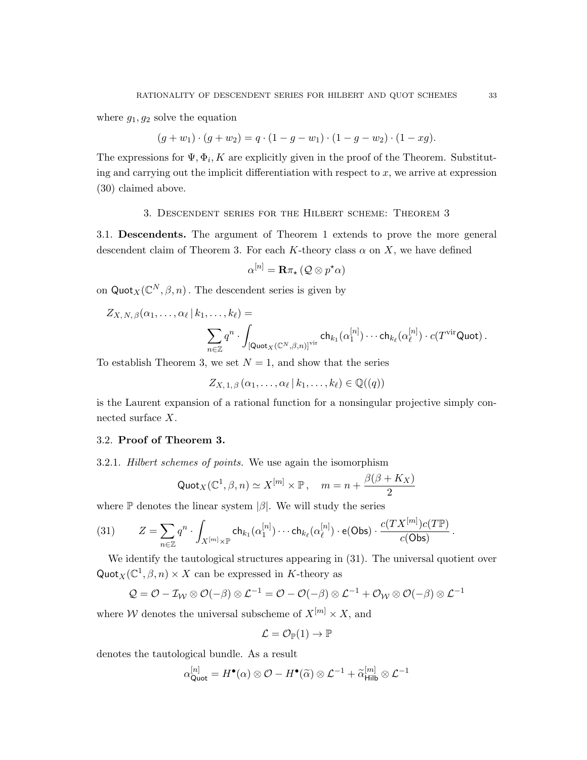where $g_1, g_2$ solve the equation

$$(g + w_1) \cdot (g + w_2) = q \cdot (1 - g - w_1) \cdot (1 - g - w_2) \cdot (1 - xg).$$

The expressions for $\Psi, \Phi_i, K$ are explicitly given in the proof of the Theorem. Substituting and carrying out the implicit differentiation with respect to $x$, we arrive at expression (30) claimed above.

## 3. Descendent series for the Hilbert scheme: Theorem 3

**3.1. Descendents.** The argument of Theorem 1 extends to prove the more general descendent claim of Theorem 3. For each $K$-theory class $\alpha$ on $X$, we have defined

$$\alpha^{[n]} = \mathbf{R}\pi_\star \left( \mathcal{Q} \otimes p^\star \alpha \right)$$

on $\mathsf{Quot}_X(\mathbb{C}^N, \beta, n)$. The descendent series is given by

$$Z_{X,\,N,\,\beta}(\alpha_1, \ldots, \alpha_\ell \,|\, k_1, \ldots, k_\ell) = \sum_{n \in \mathbb{Z}} q^n \cdot \int_{[\mathsf{Quot}_X(\mathbb{C}^N,\beta,n)]^{\mathrm{vir}}} \mathsf{ch}_{k_1}(\alpha_1^{[n]}) \cdots \mathsf{ch}_{k_\ell}(\alpha_\ell^{[n]}) \cdot c(T^{\mathrm{vir}}\mathsf{Quot})\,.$$

To establish Theorem 3, we set $N = 1$, and show that the series

$$Z_{X,\,1,\,\beta}\left(\alpha_1, \ldots, \alpha_\ell \,|\, k_1, \ldots, k_\ell\right) \in \mathbb{Q}((q))$$

is the Laurent expansion of a rational function for a nonsingular projective simply connected surface $X$.

**3.2. Proof of Theorem 3.**

3.2.1. *Hilbert schemes of points.* We use again the isomorphism

$$\mathsf{Quot}_X(\mathbb{C}^1, \beta, n) \simeq X^{[m]} \times \mathbb{P}\,, \quad m = n + \frac{\beta(\beta + K_X)}{2}$$

where $\mathbb{P}$ denotes the linear system $|\beta|$. We will study the series

$$Z = \sum_{n \in \mathbb{Z}} q^n \cdot \int_{X^{[m]} \times \mathbb{P}} \mathsf{ch}_{k_1}(\alpha_1^{[n]}) \cdots \mathsf{ch}_{k_\ell}(\alpha_\ell^{[n]}) \cdot \mathsf{e}(\mathsf{Obs}) \cdot \frac{c(TX^{[m]})c(T\mathbb{P})}{c(\mathsf{Obs})}\,. \tag{31}$$

We identify the tautological structures appearing in (31). The universal quotient over $\mathsf{Quot}_X(\mathbb{C}^1, \beta, n) \times X$ can be expressed in $K$-theory as

$$\mathcal{Q} = \mathcal{O} - \mathcal{I}_{\mathcal{W}} \otimes \mathcal{O}(-\beta) \otimes \mathcal{L}^{-1} = \mathcal{O} - \mathcal{O}(-\beta) \otimes \mathcal{L}^{-1} + \mathcal{O}_{\mathcal{W}} \otimes \mathcal{O}(-\beta) \otimes \mathcal{L}^{-1}$$

where $\mathcal{W}$ denotes the universal subscheme of $X^{[m]} \times X$, and

$$\mathcal{L} = \mathcal{O}_{\mathbb{P}}(1) \to \mathbb{P}$$

denotes the tautological bundle. As a result

$$\alpha^{[n]}_{\mathsf{Quot}} = H^\bullet(\alpha) \otimes \mathcal{O} - H^\bullet(\widetilde{\alpha}) \otimes \mathcal{L}^{-1} + \widetilde{\alpha}^{[m]}_{\mathsf{Hilb}} \otimes \mathcal{L}^{-1}$$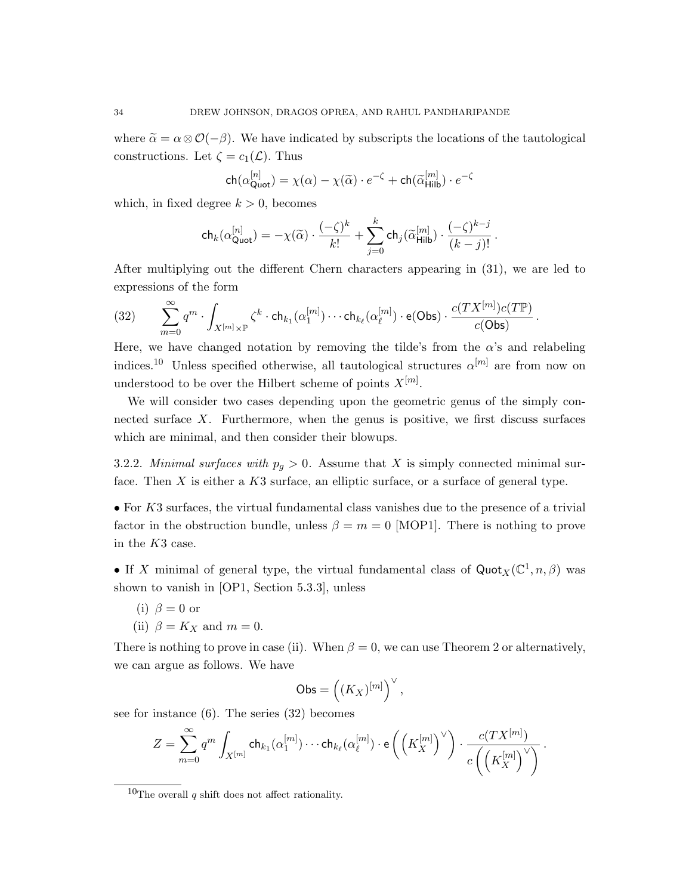where $\widetilde{\alpha} = \alpha \otimes \mathcal{O}(-\beta)$. We have indicated by subscripts the locations of the tautological constructions. Let $\zeta = c_1(\mathcal{L})$. Thus

$$\mathsf{ch}(\alpha^{[n]}_{\mathsf{Quot}}) = \chi(\alpha) - \chi(\widetilde{\alpha}) \cdot e^{-\zeta} + \mathsf{ch}(\widetilde{\alpha}^{[m]}_{\mathsf{Hilb}}) \cdot e^{-\zeta}$$

which, in fixed degree $k > 0$, becomes

$$\mathsf{ch}_k(\alpha^{[n]}_{\mathsf{Quot}}) = -\chi(\widetilde{\alpha}) \cdot \frac{(-\zeta)^k}{k!} + \sum_{j=0}^{k} \mathsf{ch}_j(\widetilde{\alpha}^{[m]}_{\mathsf{Hilb}}) \cdot \frac{(-\zeta)^{k-j}}{(k-j)!}\,.$$

After multiplying out the different Chern characters appearing in (31), we are led to expressions of the form

$$(32) \qquad \sum_{m=0}^{\infty} q^m \cdot \int_{X^{[m]} \times \mathbb{P}} \zeta^k \cdot \mathsf{ch}_{k_1}(\alpha_1^{[m]}) \cdots \mathsf{ch}_{k_\ell}(\alpha_\ell^{[m]}) \cdot \mathsf{e}(\mathsf{Obs}) \cdot \frac{c(TX^{[m]})c(T\mathbb{P})}{c(\mathsf{Obs})}\,.$$

Here, we have changed notation by removing the tilde's from the $\alpha$'s and relabeling indices.[10] Unless specified otherwise, all tautological structures $\alpha^{[m]}$ are from now on understood to be over the Hilbert scheme of points $X^{[m]}$.

We will consider two cases depending upon the geometric genus of the simply connected surface $X$. Furthermore, when the genus is positive, we first discuss surfaces which are minimal, and then consider their blowups.

3.2.2. *Minimal surfaces with $p_g > 0$.* Assume that $X$ is simply connected minimal surface. Then $X$ is either a $K3$ surface, an elliptic surface, or a surface of general type.

• For $K3$ surfaces, the virtual fundamental class vanishes due to the presence of a trivial factor in the obstruction bundle, unless $\beta = m = 0$ [MOP1]. There is nothing to prove in the $K3$ case.

• If $X$ minimal of general type, the virtual fundamental class of $\mathsf{Quot}_X(\mathbb{C}^1, n, \beta)$ was shown to vanish in [OP1, Section 5.3.3], unless

(i) $\beta = 0$ or
(ii) $\beta = K_X$ and $m = 0$.

There is nothing to prove in case (ii). When $\beta = 0$, we can use Theorem 2 or alternatively, we can argue as follows. We have

$$\mathsf{Obs} = \left((K_X)^{[m]}\right)^{\vee},$$

see for instance (6). The series (32) becomes

$$Z = \sum_{m=0}^{\infty} q^m \int_{X^{[m]}} \mathsf{ch}_{k_1}(\alpha_1^{[m]}) \cdots \mathsf{ch}_{k_\ell}(\alpha_\ell^{[m]}) \cdot \mathsf{e}\left(\left(K_X^{[m]}\right)^{\vee}\right) \cdot \frac{c(TX^{[m]})}{c\left(\left(K_X^{[m]}\right)^{\vee}\right)}\,.$$

[10] The overall $q$ shift does not affect rationality.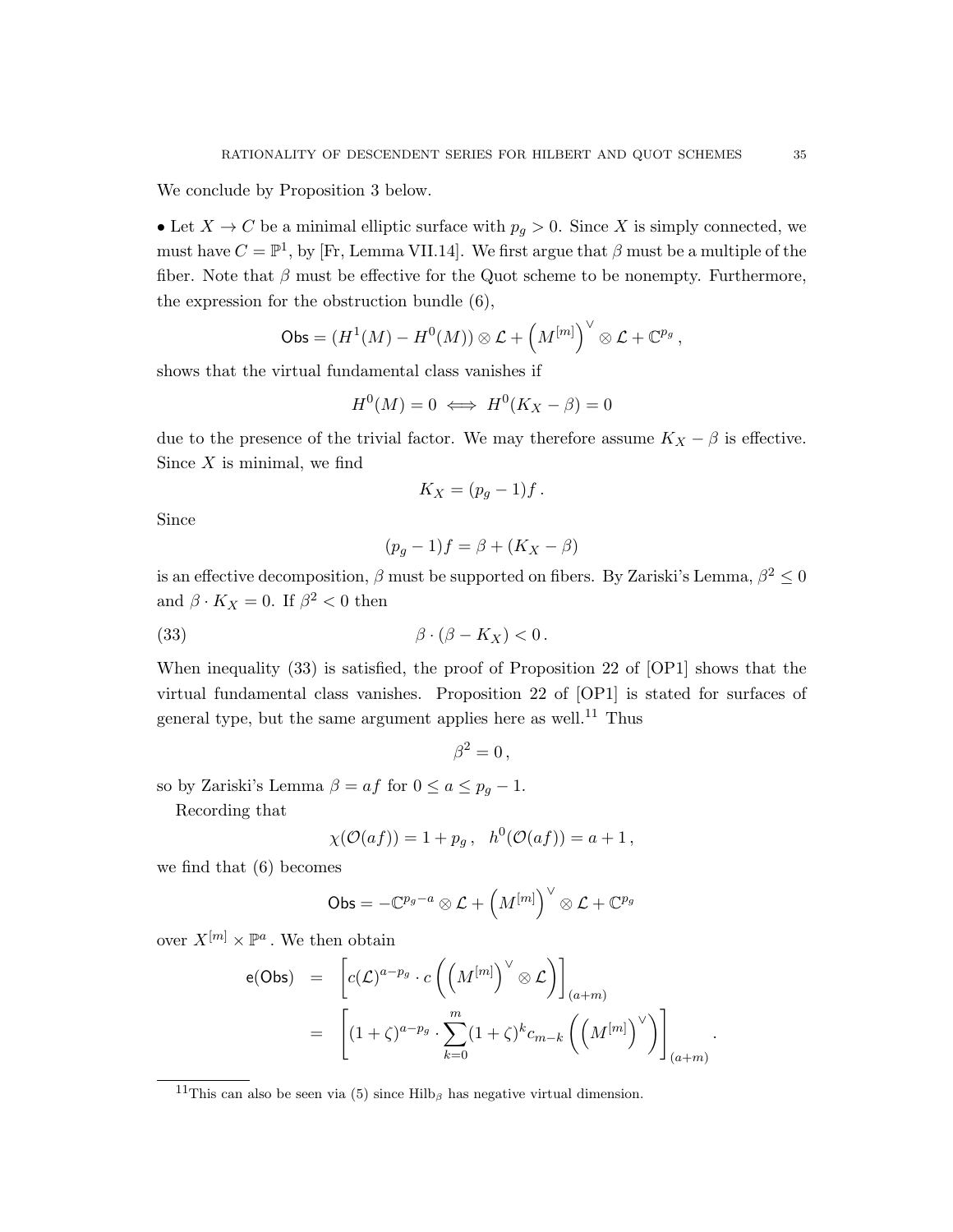We conclude by Proposition 3 below.

• Let $X \to C$ be a minimal elliptic surface with $p_g > 0$. Since $X$ is simply connected, we must have $C = \mathbb{P}^1$, by [Fr, Lemma VII.14]. We first argue that $\beta$ must be a multiple of the fiber. Note that $\beta$ must be effective for the Quot scheme to be nonempty. Furthermore, the expression for the obstruction bundle (6),

$$\mathsf{Obs} = (H^1(M) - H^0(M)) \otimes \mathcal{L} + \left(M^{[m]}\right)^\vee \otimes \mathcal{L} + \mathbb{C}^{p_g}\,,$$

shows that the virtual fundamental class vanishes if

$$H^0(M) = 0 \iff H^0(K_X - \beta) = 0$$

due to the presence of the trivial factor. We may therefore assume $K_X - \beta$ is effective. Since $X$ is minimal, we find

$$K_X = (p_g - 1)f\,.$$

Since

$$(p_g - 1)f = \beta + (K_X - \beta)$$

is an effective decomposition, $\beta$ must be supported on fibers. By Zariski's Lemma, $\beta^2 \leq 0$ and $\beta \cdot K_X = 0$. If $\beta^2 < 0$ then

$$\beta \cdot (\beta - K_X) < 0\,. \tag{33}$$

When inequality (33) is satisfied, the proof of Proposition 22 of [OP1] shows that the virtual fundamental class vanishes. Proposition 22 of [OP1] is stated for surfaces of general type, but the same argument applies here as well.[11] Thus

$$\beta^2 = 0\,,$$

so by Zariski's Lemma $\beta = af$ for $0 \leq a \leq p_g - 1$.

Recording that

$$\chi(\mathcal{O}(af)) = 1 + p_g\,, \quad h^0(\mathcal{O}(af)) = a + 1\,,$$

we find that (6) becomes

$$\mathsf{Obs} = -\mathbb{C}^{p_g - a} \otimes \mathcal{L} + \left(M^{[m]}\right)^\vee \otimes \mathcal{L} + \mathbb{C}^{p_g}$$

over $X^{[m]} \times \mathbb{P}^a$. We then obtain

$$\begin{aligned}
\mathsf{e}(\mathsf{Obs}) &= \left[c(\mathcal{L})^{a - p_g} \cdot c\left(\left(M^{[m]}\right)^\vee \otimes \mathcal{L}\right)\right]_{(a+m)} \\
&= \left[(1+\zeta)^{a-p_g} \cdot \sum_{k=0}^{m} (1+\zeta)^k c_{m-k}\left(\left(M^{[m]}\right)^\vee\right)\right]_{(a+m)}.
\end{aligned}$$

---

[11] This can also be seen via (5) since $\mathrm{Hilb}_\beta$ has negative virtual dimension.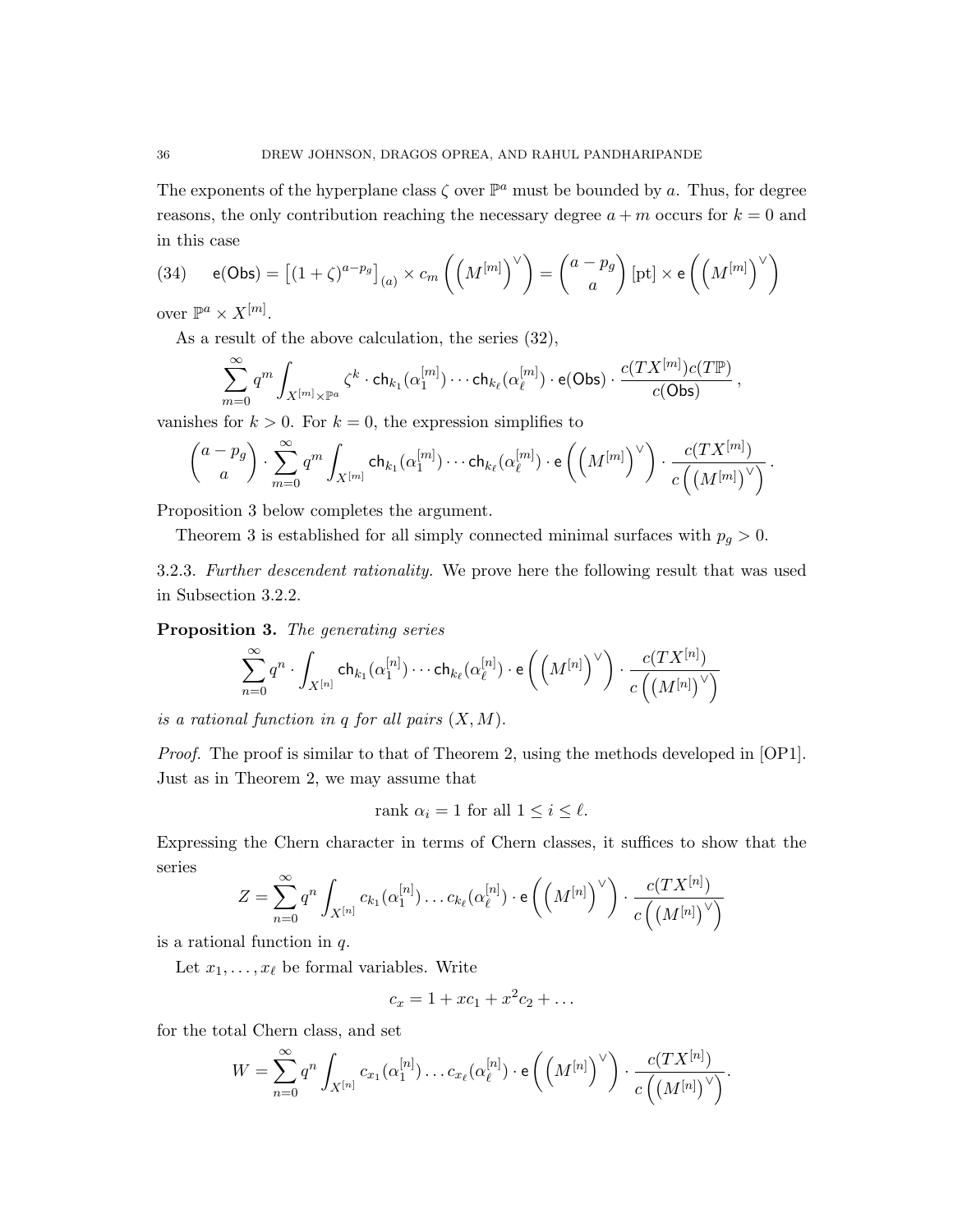The exponents of the hyperplane class $\zeta$ over $\mathbb{P}^a$ must be bounded by $a$. Thus, for degree reasons, the only contribution reaching the necessary degree $a+m$ occurs for $k=0$ and in this case

$$\mathsf{e}(\mathsf{Obs}) = \left[(1+\zeta)^{a-p_g}\right]_{(a)} \times c_m\left(\left(M^{[m]}\right)^\vee\right) = \binom{a-p_g}{a}[\mathrm{pt}] \times \mathsf{e}\left(\left(M^{[m]}\right)^\vee\right) \tag{34}$$

over $\mathbb{P}^a \times X^{[m]}$.

As a result of the above calculation, the series (32),

$$\sum_{m=0}^\infty q^m \int_{X^{[m]}\times\mathbb{P}^a} \zeta^k \cdot \mathsf{ch}_{k_1}(\alpha_1^{[m]})\cdots\mathsf{ch}_{k_\ell}(\alpha_\ell^{[m]}) \cdot \mathsf{e}(\mathsf{Obs}) \cdot \frac{c(TX^{[m]})c(T\mathbb{P})}{c(\mathsf{Obs})},$$

vanishes for $k>0$. For $k=0$, the expression simplifies to

$$\binom{a-p_g}{a} \cdot \sum_{m=0}^\infty q^m \int_{X^{[m]}} \mathsf{ch}_{k_1}(\alpha_1^{[m]})\cdots\mathsf{ch}_{k_\ell}(\alpha_\ell^{[m]}) \cdot \mathsf{e}\left(\left(M^{[m]}\right)^\vee\right) \cdot \frac{c(TX^{[m]})}{c\left(\left(M^{[m]}\right)^\vee\right)}.$$

Proposition 3 below completes the argument.

Theorem 3 is established for all simply connected minimal surfaces with $p_g>0$.

3.2.3. *Further descendent rationality.* We prove here the following result that was used in Subsection 3.2.2.

**Proposition 3.** *The generating series*

$$\sum_{n=0}^\infty q^n \cdot \int_{X^{[n]}} \mathsf{ch}_{k_1}(\alpha_1^{[n]})\cdots\mathsf{ch}_{k_\ell}(\alpha_\ell^{[n]}) \cdot \mathsf{e}\left(\left(M^{[n]}\right)^\vee\right) \cdot \frac{c(TX^{[n]})}{c\left(\left(M^{[n]}\right)^\vee\right)}$$

*is a rational function in $q$ for all pairs $(X,M)$.*

*Proof.* The proof is similar to that of Theorem 2, using the methods developed in [OP1]. Just as in Theorem 2, we may assume that

$$\text{rank } \alpha_i = 1 \text{ for all } 1 \le i \le \ell.$$

Expressing the Chern character in terms of Chern classes, it suffices to show that the series

$$Z = \sum_{n=0}^\infty q^n \int_{X^{[n]}} c_{k_1}(\alpha_1^{[n]})\ldots c_{k_\ell}(\alpha_\ell^{[n]}) \cdot \mathsf{e}\left(\left(M^{[n]}\right)^\vee\right) \cdot \frac{c(TX^{[n]})}{c\left(\left(M^{[n]}\right)^\vee\right)}$$

is a rational function in $q$.

Let $x_1,\ldots,x_\ell$ be formal variables. Write

$$c_x = 1 + xc_1 + x^2c_2 + \ldots$$

for the total Chern class, and set

$$W = \sum_{n=0}^\infty q^n \int_{X^{[n]}} c_{x_1}(\alpha_1^{[n]})\ldots c_{x_\ell}(\alpha_\ell^{[n]}) \cdot \mathsf{e}\left(\left(M^{[n]}\right)^\vee\right) \cdot \frac{c(TX^{[n]})}{c\left(\left(M^{[n]}\right)^\vee\right)}.$$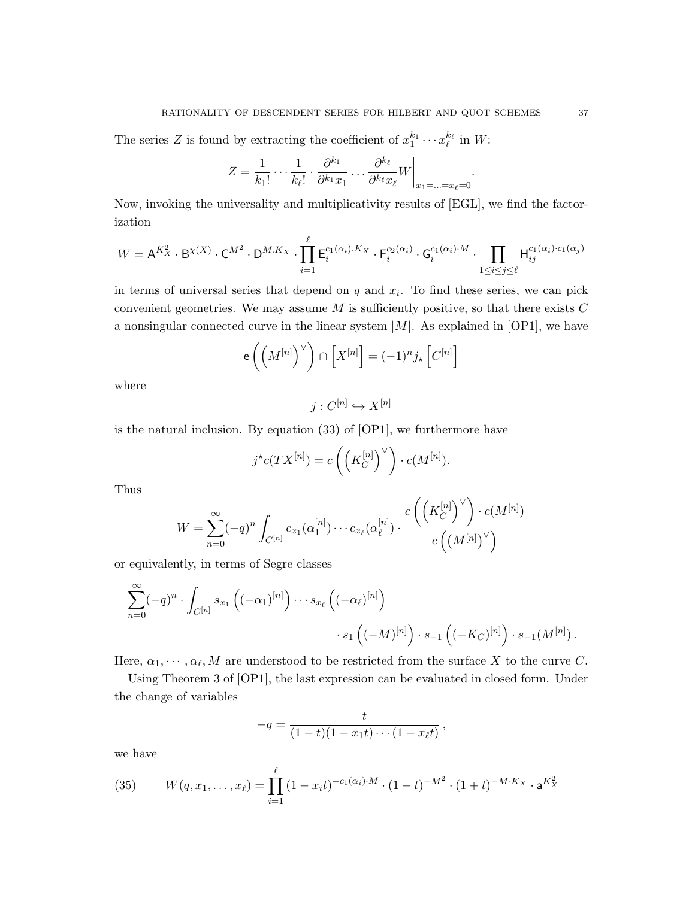The series $Z$ is found by extracting the coefficient of $x_1^{k_1} \cdots x_\ell^{k_\ell}$ in $W$:

$$
Z = \frac{1}{k_1!} \cdots \frac{1}{k_\ell!} \cdot \frac{\partial^{k_1}}{\partial^{k_1} x_1} \cdots \frac{\partial^{k_\ell}}{\partial^{k_\ell} x_\ell} W \bigg|_{x_1 = \ldots = x_\ell = 0}.
$$

Now, invoking the universality and multiplicativity results of [EGL], we find the factorization

$$
W = \mathsf{A}^{K_X^2} \cdot \mathsf{B}^{\chi(X)} \cdot \mathsf{C}^{M^2} \cdot \mathsf{D}^{M.K_X} \cdot \prod_{i=1}^{\ell} \mathsf{E}_i^{c_1(\alpha_i).K_X} \cdot \mathsf{F}_i^{c_2(\alpha_i)} \cdot \mathsf{G}_i^{c_1(\alpha_i)\cdot M} \cdot \prod_{1 \le i \le j \le \ell} \mathsf{H}_{ij}^{c_1(\alpha_i)\cdot c_1(\alpha_j)}
$$

in terms of universal series that depend on $q$ and $x_i$. To find these series, we can pick convenient geometries. We may assume $M$ is sufficiently positive, so that there exists $C$ a nonsingular connected curve in the linear system $|M|$. As explained in [OP1], we have

$$
\mathsf{e}\left(\left(M^{[n]}\right)^\vee\right) \cap \left[X^{[n]}\right] = (-1)^n j_\star \left[C^{[n]}\right]
$$

where

$$
j : C^{[n]} \hookrightarrow X^{[n]}
$$

is the natural inclusion. By equation (33) of [OP1], we furthermore have

$$
j^\star c(TX^{[n]}) = c\left(\left(K_C^{[n]}\right)^\vee\right) \cdot c(M^{[n]}).
$$

Thus

$$
W = \sum_{n=0}^{\infty} (-q)^n \int_{C^{[n]}} c_{x_1}(\alpha_1^{[n]}) \cdots c_{x_\ell}(\alpha_\ell^{[n]}) \cdot \frac{c\left(\left(K_C^{[n]}\right)^\vee\right) \cdot c(M^{[n]})}{c\left(\left(M^{[n]}\right)^\vee\right)}
$$

or equivalently, in terms of Segre classes

$$
\sum_{n=0}^{\infty} (-q)^n \cdot \int_{C^{[n]}} s_{x_1}\left((-\alpha_1)^{[n]}\right) \cdots s_{x_\ell}\left((-\alpha_\ell)^{[n]}\right) \cdot s_1\left((-M)^{[n]}\right) \cdot s_{-1}\left((-K_C)^{[n]}\right) \cdot s_{-1}(M^{[n]}).
$$

Here, $\alpha_1, \cdots, \alpha_\ell, M$ are understood to be restricted from the surface $X$ to the curve $C$.

Using Theorem 3 of [OP1], the last expression can be evaluated in closed form. Under the change of variables

$$
-q = \frac{t}{(1-t)(1-x_1 t)\cdots(1-x_\ell t)},
$$

we have

$$
W(q, x_1, \ldots, x_\ell) = \prod_{i=1}^{\ell} (1 - x_i t)^{-c_1(\alpha_i)\cdot M} \cdot (1-t)^{-M^2} \cdot (1+t)^{-M\cdot K_X} \cdot \mathsf{a}^{K_X^2} \tag{35}
$$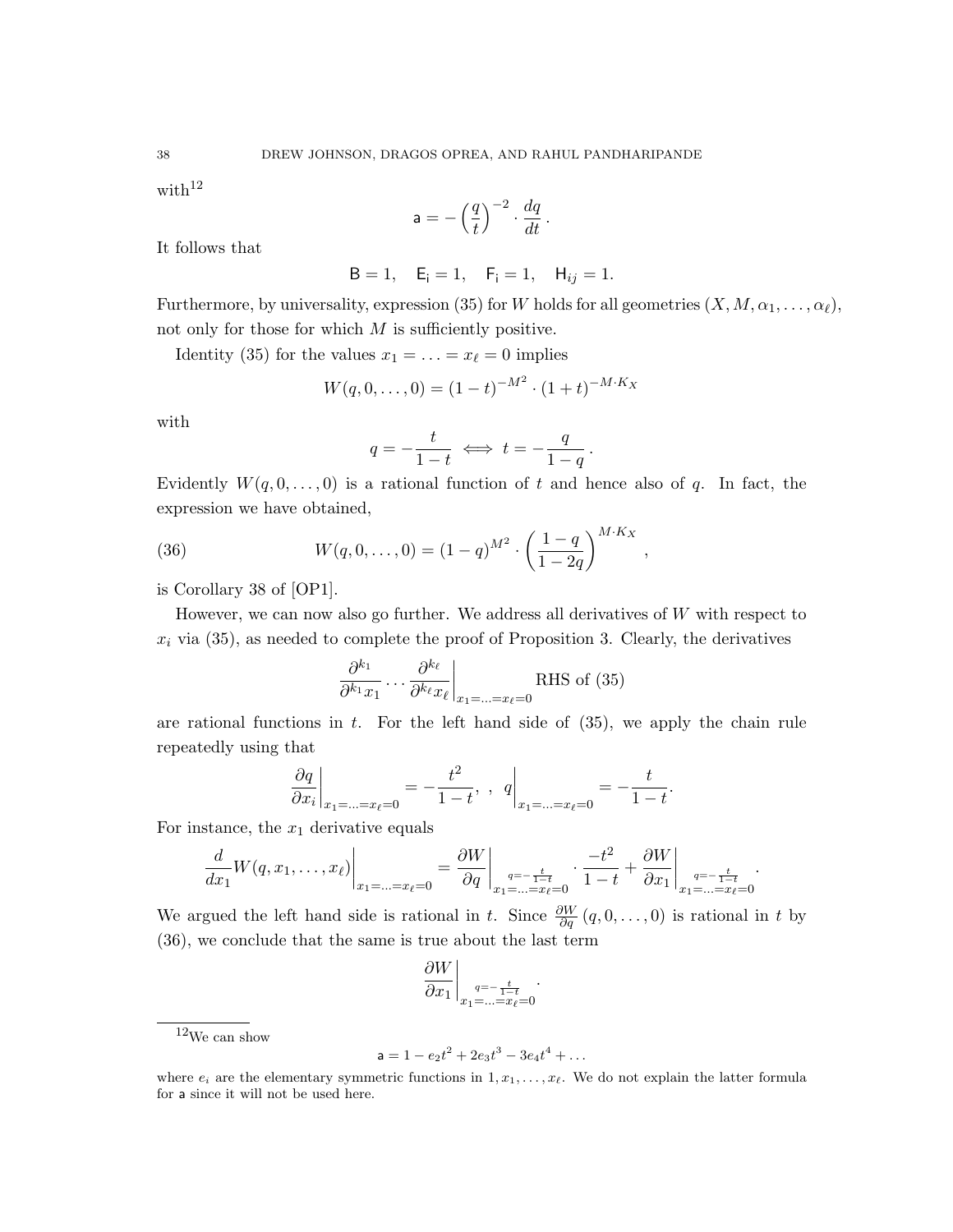with[12]

$$\mathsf{a} = -\left(\frac{q}{t}\right)^{-2} \cdot \frac{dq}{dt}\,.$$

It follows that

$$\mathsf{B} = 1, \quad \mathsf{E_i} = 1, \quad \mathsf{F_i} = 1, \quad \mathsf{H}_{ij} = 1.$$

Furthermore, by universality, expression (35) for $W$ holds for all geometries $(X, M, \alpha_1, \ldots, \alpha_\ell)$, not only for those for which $M$ is sufficiently positive.

Identity (35) for the values $x_1 = \ldots = x_\ell = 0$ implies

$$W(q, 0, \ldots, 0) = (1-t)^{-M^2} \cdot (1+t)^{-M \cdot K_X}$$

with

$$q = -\frac{t}{1-t} \iff t = -\frac{q}{1-q}\,.$$

Evidently $W(q, 0, \ldots, 0)$ is a rational function of $t$ and hence also of $q$. In fact, the expression we have obtained,

$$W(q, 0, \ldots, 0) = (1-q)^{M^2} \cdot \left(\frac{1-q}{1-2q}\right)^{M \cdot K_X}, \tag{36}$$

is Corollary 38 of [OP1].

However, we can now also go further. We address all derivatives of $W$ with respect to $x_i$ via (35), as needed to complete the proof of Proposition 3. Clearly, the derivatives

$$\frac{\partial^{k_1}}{\partial^{k_1} x_1} \cdots \frac{\partial^{k_\ell}}{\partial^{k_\ell} x_\ell}\bigg|_{x_1 = \ldots = x_\ell = 0} \text{RHS of (35)}$$

are rational functions in $t$. For the left hand side of (35), we apply the chain rule repeatedly using that

$$\frac{\partial q}{\partial x_i}\bigg|_{x_1 = \ldots = x_\ell = 0} = -\frac{t^2}{1-t}, \;\;, \;\; q\bigg|_{x_1 = \ldots = x_\ell = 0} = -\frac{t}{1-t}.$$

For instance, the $x_1$ derivative equals

$$\frac{d}{dx_1} W(q, x_1, \ldots, x_\ell)\bigg|_{x_1 = \ldots = x_\ell = 0} = \frac{\partial W}{\partial q}\bigg|_{\substack{q = -\frac{t}{1-t} \\ x_1 = \ldots = x_\ell = 0}} \cdot \frac{-t^2}{1-t} + \frac{\partial W}{\partial x_1}\bigg|_{\substack{q = -\frac{t}{1-t} \\ x_1 = \ldots = x_\ell = 0}}.$$

We argued the left hand side is rational in $t$. Since $\frac{\partial W}{\partial q}(q, 0, \ldots, 0)$ is rational in $t$ by (36), we conclude that the same is true about the last term

$$\frac{\partial W}{\partial x_1}\bigg|_{\substack{q = -\frac{t}{1-t} \\ x_1 = \ldots = x_\ell = 0}}.$$

---

[12] We can show

$$\mathsf{a} = 1 - e_2 t^2 + 2e_3 t^3 - 3e_4 t^4 + \ldots$$

where $e_i$ are the elementary symmetric functions in $1, x_1, \ldots, x_\ell$. We do not explain the latter formula for $\mathsf{a}$ since it will not be used here.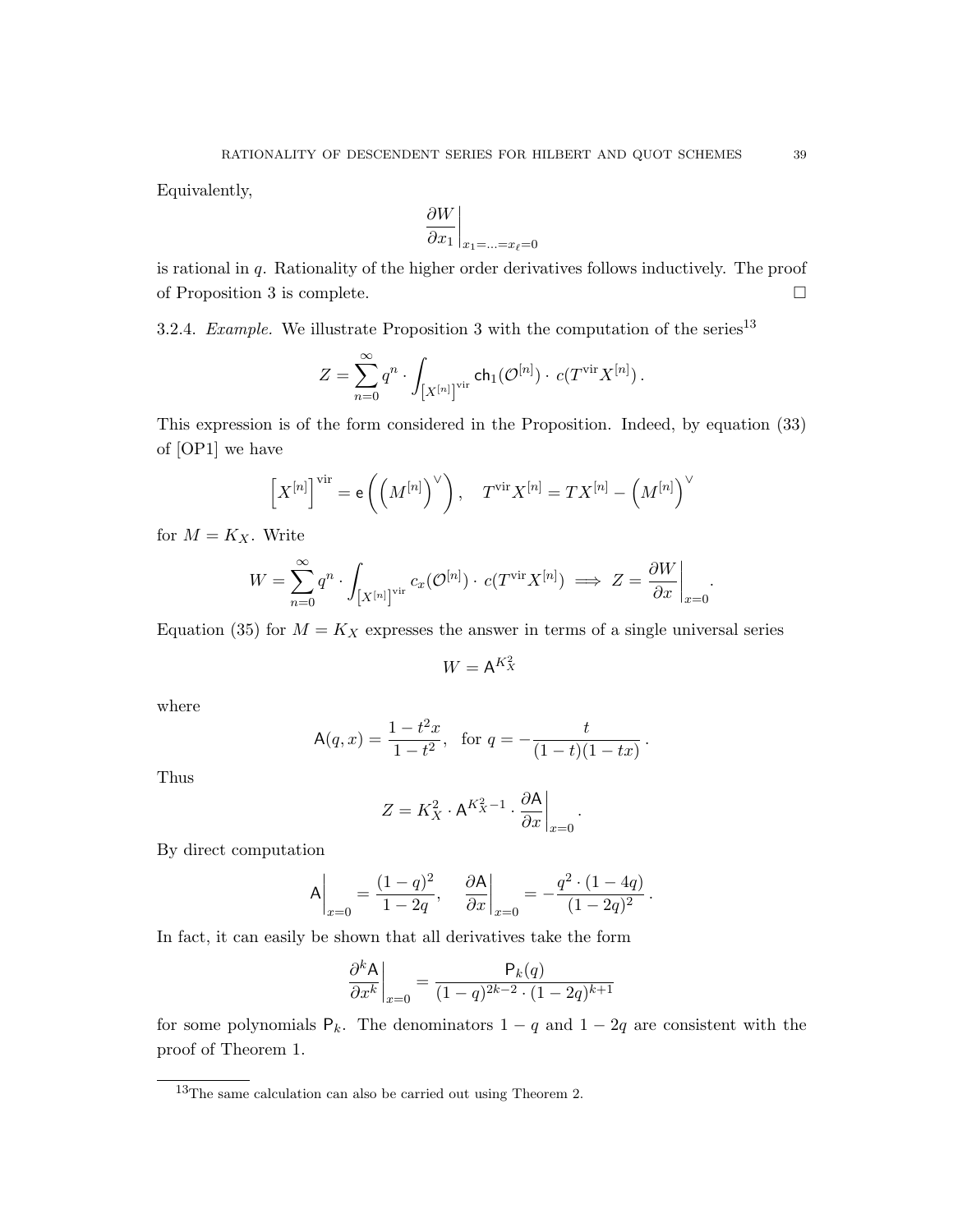Equivalently,

$$\left.\frac{\partial W}{\partial x_1}\right|_{x_1=\ldots=x_\ell=0}$$

is rational in $q$. Rationality of the higher order derivatives follows inductively. The proof of Proposition 3 is complete. $\square$

3.2.4. *Example.* We illustrate Proposition 3 with the computation of the series[13]

$$Z = \sum_{n=0}^{\infty} q^n \cdot \int_{\left[X^{[n]}\right]^{\mathrm{vir}}} \mathsf{ch}_1(\mathcal{O}^{[n]}) \cdot c(T^{\mathrm{vir}} X^{[n]}) .$$

This expression is of the form considered in the Proposition. Indeed, by equation (33) of [OP1] we have

$$\left[X^{[n]}\right]^{\mathrm{vir}} = \mathsf{e}\left(\left(M^{[n]}\right)^{\vee}\right), \quad T^{\mathrm{vir}} X^{[n]} = TX^{[n]} - \left(M^{[n]}\right)^{\vee}$$

for $M = K_X$. Write

$$W = \sum_{n=0}^{\infty} q^n \cdot \int_{\left[X^{[n]}\right]^{\mathrm{vir}}} c_x(\mathcal{O}^{[n]}) \cdot c(T^{\mathrm{vir}} X^{[n]}) \implies Z = \left.\frac{\partial W}{\partial x}\right|_{x=0} .$$

Equation (35) for $M = K_X$ expresses the answer in terms of a single universal series

$$W = \mathsf{A}^{K_X^2}$$

where

$$\mathsf{A}(q, x) = \frac{1 - t^2 x}{1 - t^2}, \quad \text{for } q = -\frac{t}{(1-t)(1-tx)} .$$

Thus

$$Z = K_X^2 \cdot \mathsf{A}^{K_X^2 - 1} \cdot \left.\frac{\partial \mathsf{A}}{\partial x}\right|_{x=0} .$$

By direct computation

$$\left.\mathsf{A}\right|_{x=0} = \frac{(1-q)^2}{1-2q}, \quad \left.\frac{\partial \mathsf{A}}{\partial x}\right|_{x=0} = -\frac{q^2 \cdot (1-4q)}{(1-2q)^2} .$$

In fact, it can easily be shown that all derivatives take the form

$$\left.\frac{\partial^k \mathsf{A}}{\partial x^k}\right|_{x=0} = \frac{\mathsf{P}_k(q)}{(1-q)^{2k-2} \cdot (1-2q)^{k+1}}$$

for some polynomials $\mathsf{P}_k$. The denominators $1 - q$ and $1 - 2q$ are consistent with the proof of Theorem 1.

[13] The same calculation can also be carried out using Theorem 2.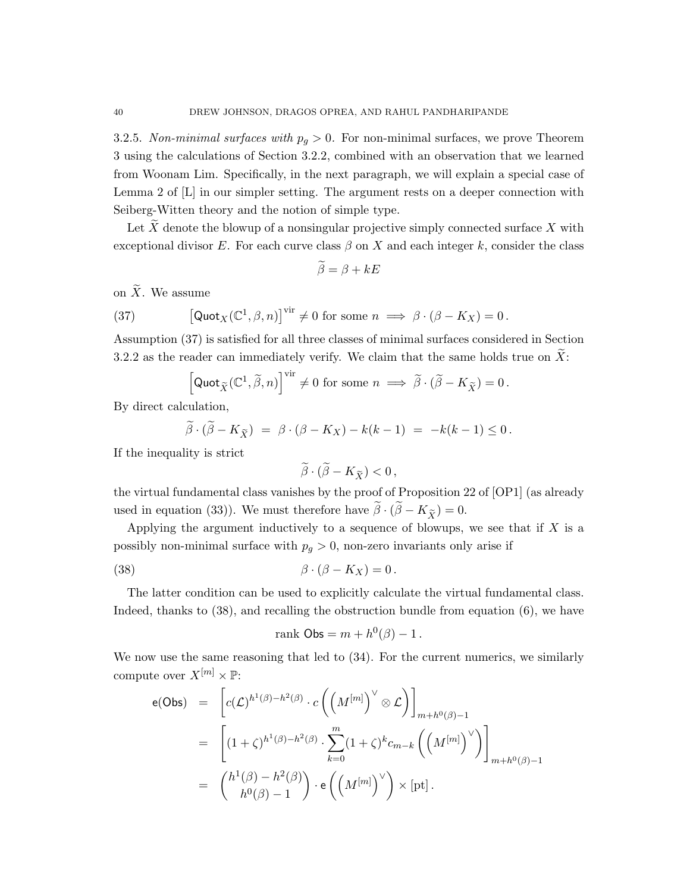3.2.5. *Non-minimal surfaces with $p_g > 0$.* For non-minimal surfaces, we prove Theorem 3 using the calculations of Section 3.2.2, combined with an observation that we learned from Woonam Lim. Specifically, in the next paragraph, we will explain a special case of Lemma 2 of [L] in our simpler setting. The argument rests on a deeper connection with Seiberg-Witten theory and the notion of simple type.

Let $\widetilde{X}$ denote the blowup of a nonsingular projective simply connected surface $X$ with exceptional divisor $E$. For each curve class $\beta$ on $X$ and each integer $k$, consider the class

$$\widetilde{\beta} = \beta + kE$$

on $\widetilde{X}$. We assume

$$\left[\mathsf{Quot}_X(\mathbb{C}^1, \beta, n)\right]^{\mathrm{vir}} \neq 0 \text{ for some } n \implies \beta \cdot (\beta - K_X) = 0\,. \tag{37}$$

Assumption (37) is satisfied for all three classes of minimal surfaces considered in Section 3.2.2 as the reader can immediately verify. We claim that the same holds true on $\widetilde{X}$:

$$\left[\mathsf{Quot}_{\widetilde{X}}(\mathbb{C}^1, \widetilde{\beta}, n)\right]^{\mathrm{vir}} \neq 0 \text{ for some } n \implies \widetilde{\beta} \cdot (\widetilde{\beta} - K_{\widetilde{X}}) = 0\,.$$

By direct calculation,

$$\widetilde{\beta} \cdot (\widetilde{\beta} - K_{\widetilde{X}}) \;=\; \beta \cdot (\beta - K_X) - k(k-1) \;=\; -k(k-1) \leq 0\,.$$

If the inequality is strict

$$\widetilde{\beta} \cdot (\widetilde{\beta} - K_{\widetilde{X}}) < 0\,,$$

the virtual fundamental class vanishes by the proof of Proposition 22 of [OP1] (as already used in equation (33)). We must therefore have $\widetilde{\beta} \cdot (\widetilde{\beta} - K_{\widetilde{X}}) = 0$.

Applying the argument inductively to a sequence of blowups, we see that if $X$ is a possibly non-minimal surface with $p_g > 0$, non-zero invariants only arise if

$$\beta \cdot (\beta - K_X) = 0\,. \tag{38}$$

The latter condition can be used to explicitly calculate the virtual fundamental class. Indeed, thanks to (38), and recalling the obstruction bundle from equation (6), we have

$$\text{rank } \mathsf{Obs} = m + h^0(\beta) - 1\,.$$

We now use the same reasoning that led to (34). For the current numerics, we similarly compute over $X^{[m]} \times \mathbb{P}$:

$$\begin{aligned}
\mathsf{e}(\mathsf{Obs}) \;&=\; \left[c(\mathcal{L})^{h^1(\beta)-h^2(\beta)} \cdot c\left(\left(M^{[m]}\right)^\vee \otimes \mathcal{L}\right)\right]_{m+h^0(\beta)-1} \\
&=\; \left[(1+\zeta)^{h^1(\beta)-h^2(\beta)} \cdot \sum_{k=0}^{m} (1+\zeta)^k c_{m-k}\left(\left(M^{[m]}\right)^\vee\right)\right]_{m+h^0(\beta)-1} \\
&=\; \binom{h^1(\beta)-h^2(\beta)}{h^0(\beta)-1} \cdot \mathsf{e}\left(\left(M^{[m]}\right)^\vee\right) \times [\mathrm{pt}]\,.
\end{aligned}$$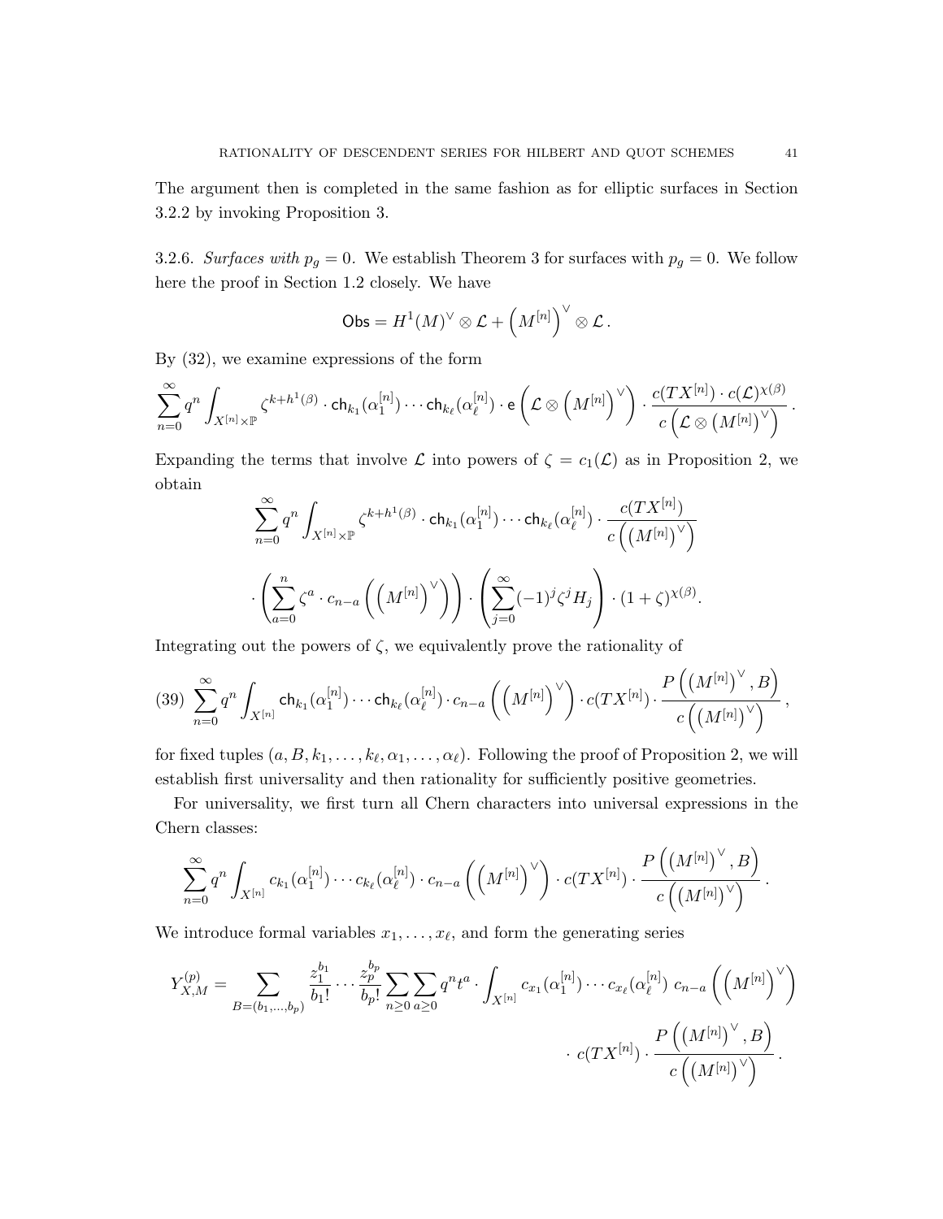The argument then is completed in the same fashion as for elliptic surfaces in Section 3.2.2 by invoking Proposition 3.

3.2.6. *Surfaces with $p_g = 0$.* We establish Theorem 3 for surfaces with $p_g = 0$. We follow here the proof in Section 1.2 closely. We have

$$\mathsf{Obs} = H^1(M)^\vee \otimes \mathcal{L} + \left(M^{[n]}\right)^\vee \otimes \mathcal{L}\,.$$

By (32), we examine expressions of the form

$$\sum_{n=0}^{\infty} q^n \int_{X^{[n]}\times\mathbb{P}} \zeta^{k+h^1(\beta)} \cdot \mathsf{ch}_{k_1}(\alpha_1^{[n]}) \cdots \mathsf{ch}_{k_\ell}(\alpha_\ell^{[n]}) \cdot \mathsf{e}\left(\mathcal{L}\otimes\left(M^{[n]}\right)^\vee\right) \cdot \frac{c(TX^{[n]})\cdot c(\mathcal{L})^{\chi(\beta)}}{c\left(\mathcal{L}\otimes\left(M^{[n]}\right)^\vee\right)}\,.$$

Expanding the terms that involve $\mathcal{L}$ into powers of $\zeta = c_1(\mathcal{L})$ as in Proposition 2, we obtain

$$\sum_{n=0}^{\infty} q^n \int_{X^{[n]}\times\mathbb{P}} \zeta^{k+h^1(\beta)} \cdot \mathsf{ch}_{k_1}(\alpha_1^{[n]}) \cdots \mathsf{ch}_{k_\ell}(\alpha_\ell^{[n]}) \cdot \frac{c(TX^{[n]})}{c\left(\left(M^{[n]}\right)^\vee\right)}$$

$$\cdot \left(\sum_{a=0}^{n} \zeta^a \cdot c_{n-a}\left(\left(M^{[n]}\right)^\vee\right)\right) \cdot \left(\sum_{j=0}^{\infty} (-1)^j \zeta^j H_j\right) \cdot (1+\zeta)^{\chi(\beta)}.$$

Integrating out the powers of $\zeta$, we equivalently prove the rationality of

$$(39)\quad \sum_{n=0}^{\infty} q^n \int_{X^{[n]}} \mathsf{ch}_{k_1}(\alpha_1^{[n]}) \cdots \mathsf{ch}_{k_\ell}(\alpha_\ell^{[n]}) \cdot c_{n-a}\left(\left(M^{[n]}\right)^\vee\right) \cdot c(TX^{[n]}) \cdot \frac{P\left(\left(M^{[n]}\right)^\vee, B\right)}{c\left(\left(M^{[n]}\right)^\vee\right)}\,,$$

for fixed tuples $(a, B, k_1, \ldots, k_\ell, \alpha_1, \ldots, \alpha_\ell)$. Following the proof of Proposition 2, we will establish first universality and then rationality for sufficiently positive geometries.

For universality, we first turn all Chern characters into universal expressions in the Chern classes:

$$\sum_{n=0}^{\infty} q^n \int_{X^{[n]}} c_{k_1}(\alpha_1^{[n]}) \cdots c_{k_\ell}(\alpha_\ell^{[n]}) \cdot c_{n-a}\left(\left(M^{[n]}\right)^\vee\right) \cdot c(TX^{[n]}) \cdot \frac{P\left(\left(M^{[n]}\right)^\vee, B\right)}{c\left(\left(M^{[n]}\right)^\vee\right)}\,.$$

We introduce formal variables $x_1, \ldots, x_\ell$, and form the generating series

$$Y_{X,M}^{(p)} = \sum_{B=(b_1,\ldots,b_p)} \frac{z_1^{b_1}}{b_1!} \cdots \frac{z_p^{b_p}}{b_p!} \sum_{n\geq 0}\sum_{a\geq 0} q^n t^a \cdot \int_{X^{[n]}} c_{x_1}(\alpha_1^{[n]}) \cdots c_{x_\ell}(\alpha_\ell^{[n]})\; c_{n-a}\left(\left(M^{[n]}\right)^\vee\right)$$

$$\cdot\; c(TX^{[n]}) \cdot \frac{P\left(\left(M^{[n]}\right)^\vee, B\right)}{c\left(\left(M^{[n]}\right)^\vee\right)}\,.$$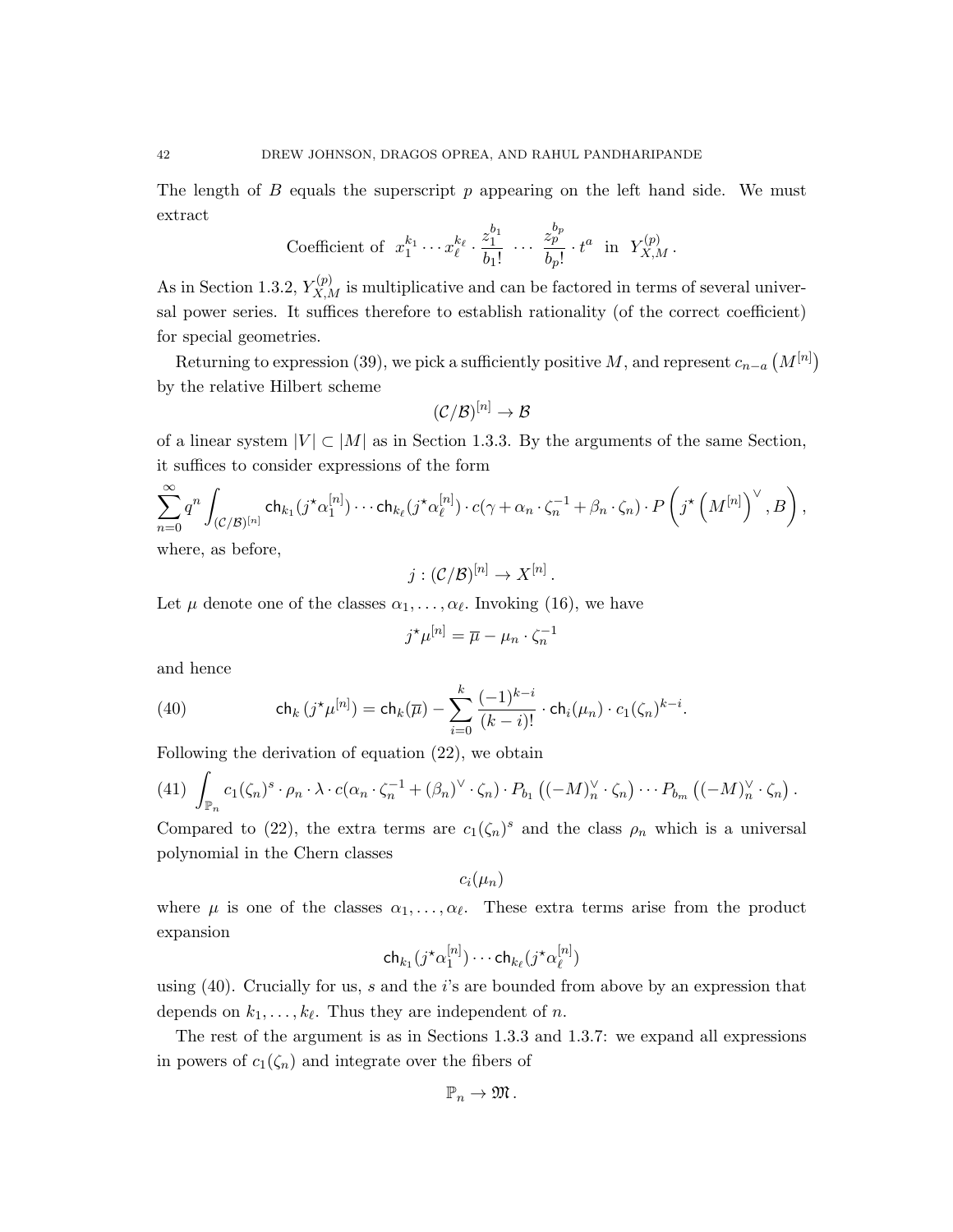The length of $B$ equals the superscript $p$ appearing on the left hand side. We must extract

$$\text{Coefficient of } \ x_1^{k_1} \cdots x_\ell^{k_\ell} \cdot \frac{z_1^{b_1}}{b_1!} \ \cdots \ \frac{z_p^{b_p}}{b_p!} \cdot t^a \ \text{ in } \ Y_{X,M}^{(p)}.$$

As in Section 1.3.2, $Y_{X,M}^{(p)}$ is multiplicative and can be factored in terms of several universal power series. It suffices therefore to establish rationality (of the correct coefficient) for special geometries.

Returning to expression (39), we pick a sufficiently positive $M$, and represent $c_{n-a}\left(M^{[n]}\right)$ by the relative Hilbert scheme

$$(\mathcal{C}/\mathcal{B})^{[n]} \to \mathcal{B}$$

of a linear system $|V| \subset |M|$ as in Section 1.3.3. By the arguments of the same Section, it suffices to consider expressions of the form

$$\sum_{n=0}^{\infty} q^n \int_{(\mathcal{C}/\mathcal{B})^{[n]}} \mathsf{ch}_{k_1}(j^\star \alpha_1^{[n]}) \cdots \mathsf{ch}_{k_\ell}(j^\star \alpha_\ell^{[n]}) \cdot c(\gamma + \alpha_n \cdot \zeta_n^{-1} + \beta_n \cdot \zeta_n) \cdot P\left(j^\star \left(M^{[n]}\right)^\vee, B\right),$$

where, as before,

$$j : (\mathcal{C}/\mathcal{B})^{[n]} \to X^{[n]}.$$

Let $\mu$ denote one of the classes $\alpha_1, \ldots, \alpha_\ell$. Invoking (16), we have

$$j^\star \mu^{[n]} = \overline{\mu} - \mu_n \cdot \zeta_n^{-1}$$

and hence

$$\mathsf{ch}_k\left(j^\star \mu^{[n]}\right) = \mathsf{ch}_k(\overline{\mu}) - \sum_{i=0}^{k} \frac{(-1)^{k-i}}{(k-i)!} \cdot \mathsf{ch}_i(\mu_n) \cdot c_1(\zeta_n)^{k-i}. \tag{40}$$

Following the derivation of equation (22), we obtain

$$\int_{\mathbb{P}_n} c_1(\zeta_n)^s \cdot \rho_n \cdot \lambda \cdot c(\alpha_n \cdot \zeta_n^{-1} + (\beta_n)^\vee \cdot \zeta_n) \cdot P_{b_1}\left((-M)_n^\vee \cdot \zeta_n\right) \cdots P_{b_m}\left((-M)_n^\vee \cdot \zeta_n\right). \tag{41}$$

Compared to (22), the extra terms are $c_1(\zeta_n)^s$ and the class $\rho_n$ which is a universal polynomial in the Chern classes

$$c_i(\mu_n)$$

where $\mu$ is one of the classes $\alpha_1, \ldots, \alpha_\ell$. These extra terms arise from the product expansion

$$\mathsf{ch}_{k_1}(j^\star \alpha_1^{[n]}) \cdots \mathsf{ch}_{k_\ell}(j^\star \alpha_\ell^{[n]})$$

using (40). Crucially for us, $s$ and the $i$'s are bounded from above by an expression that depends on $k_1, \ldots, k_\ell$. Thus they are independent of $n$.

The rest of the argument is as in Sections 1.3.3 and 1.3.7: we expand all expressions in powers of $c_1(\zeta_n)$ and integrate over the fibers of

$$\mathbb{P}_n \to \mathfrak{M}.$$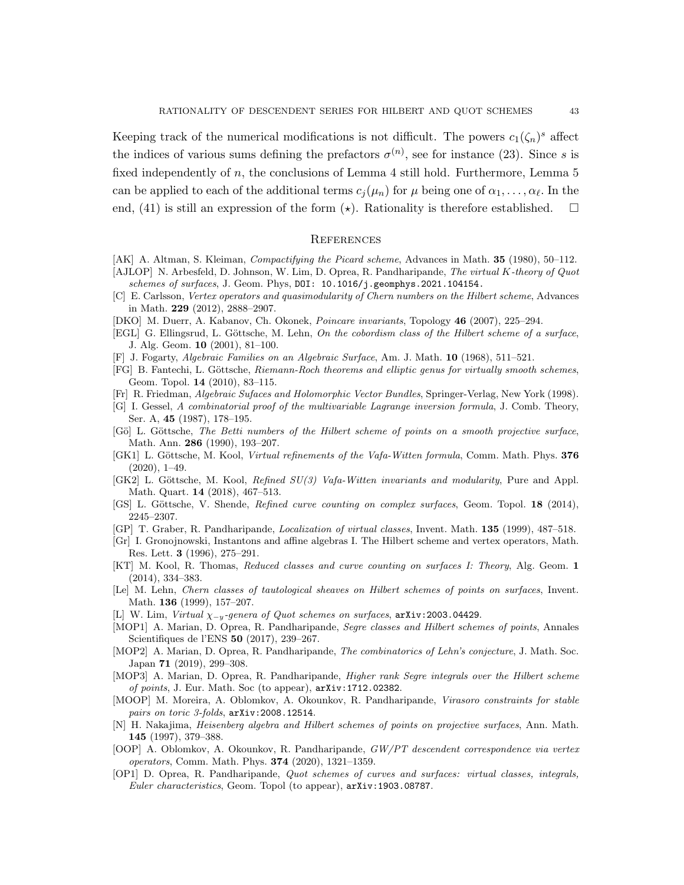Keeping track of the numerical modifications is not difficult. The powers $c_1(\zeta_n)^s$ affect the indices of various sums defining the prefactors $\sigma^{(n)}$, see for instance (23). Since $s$ is fixed independently of $n$, the conclusions of Lemma 4 still hold. Furthermore, Lemma 5 can be applied to each of the additional terms $c_j(\mu_n)$ for $\mu$ being one of $\alpha_1, \ldots, \alpha_\ell$. In the end, (41) is still an expression of the form $(\star)$. Rationality is therefore established. $\square$

## References

[AK] A. Altman, S. Kleiman, *Compactifying the Picard scheme*, Advances in Math. **35** (1980), 50–112.

[AJLOP] N. Arbesfeld, D. Johnson, W. Lim, D. Oprea, R. Pandharipande, *The virtual K-theory of Quot schemes of surfaces*, J. Geom. Phys, DOI: 10.1016/j.geomphys.2021.104154.

[C] E. Carlsson, *Vertex operators and quasimodularity of Chern numbers on the Hilbert scheme*, Advances in Math. **229** (2012), 2888–2907.

[DKO] M. Duerr, A. Kabanov, Ch. Okonek, *Poincare invariants*, Topology **46** (2007), 225–294.

[EGL] G. Ellingsrud, L. Göttsche, M. Lehn, *On the cobordism class of the Hilbert scheme of a surface*, J. Alg. Geom. **10** (2001), 81–100.

[F] J. Fogarty, *Algebraic Families on an Algebraic Surface*, Am. J. Math. **10** (1968), 511–521.

[FG] B. Fantechi, L. Göttsche, *Riemann-Roch theorems and elliptic genus for virtually smooth schemes*, Geom. Topol. **14** (2010), 83–115.

[Fr] R. Friedman, *Algebraic Sufaces and Holomorphic Vector Bundles*, Springer-Verlag, New York (1998).

[G] I. Gessel, *A combinatorial proof of the multivariable Lagrange inversion formula*, J. Comb. Theory, Ser. A, **45** (1987), 178–195.

[Gö] L. Göttsche, *The Betti numbers of the Hilbert scheme of points on a smooth projective surface*, Math. Ann. **286** (1990), 193–207.

[GK1] L. Göttsche, M. Kool, *Virtual refinements of the Vafa-Witten formula*, Comm. Math. Phys. **376** (2020), 1–49.

[GK2] L. Göttsche, M. Kool, *Refined SU(3) Vafa-Witten invariants and modularity*, Pure and Appl. Math. Quart. **14** (2018), 467–513.

[GS] L. Göttsche, V. Shende, *Refined curve counting on complex surfaces*, Geom. Topol. **18** (2014), 2245–2307.

[GP] T. Graber, R. Pandharipande, *Localization of virtual classes*, Invent. Math. **135** (1999), 487–518.

[Gr] I. Gronojnowski, Instantons and affine algebras I. The Hilbert scheme and vertex operators, Math. Res. Lett. **3** (1996), 275–291.

[KT] M. Kool, R. Thomas, *Reduced classes and curve counting on surfaces I: Theory*, Alg. Geom. **1** (2014), 334–383.

[Le] M. Lehn, *Chern classes of tautological sheaves on Hilbert schemes of points on surfaces*, Invent. Math. **136** (1999), 157–207.

[L] W. Lim, *Virtual $\chi_{-y}$-genera of Quot schemes on surfaces*, arXiv:2003.04429.

[MOP1] A. Marian, D. Oprea, R. Pandharipande, *Segre classes and Hilbert schemes of points*, Annales Scientifiques de l'ENS **50** (2017), 239–267.

[MOP2] A. Marian, D. Oprea, R. Pandharipande, *The combinatorics of Lehn's conjecture*, J. Math. Soc. Japan **71** (2019), 299–308.

[MOP3] A. Marian, D. Oprea, R. Pandharipande, *Higher rank Segre integrals over the Hilbert scheme of points*, J. Eur. Math. Soc (to appear), arXiv:1712.02382.

[MOOP] M. Moreira, A. Oblomkov, A. Okounkov, R. Pandharipande, *Virasoro constraints for stable pairs on toric 3-folds*, arXiv:2008.12514.

[N] H. Nakajima, *Heisenberg algebra and Hilbert schemes of points on projective surfaces*, Ann. Math. **145** (1997), 379–388.

[OOP] A. Oblomkov, A. Okounkov, R. Pandharipande, *GW/PT descendent correspondence via vertex operators*, Comm. Math. Phys. **374** (2020), 1321–1359.

[OP1] D. Oprea, R. Pandharipande, *Quot schemes of curves and surfaces: virtual classes, integrals, Euler characteristics*, Geom. Topol (to appear), arXiv:1903.08787.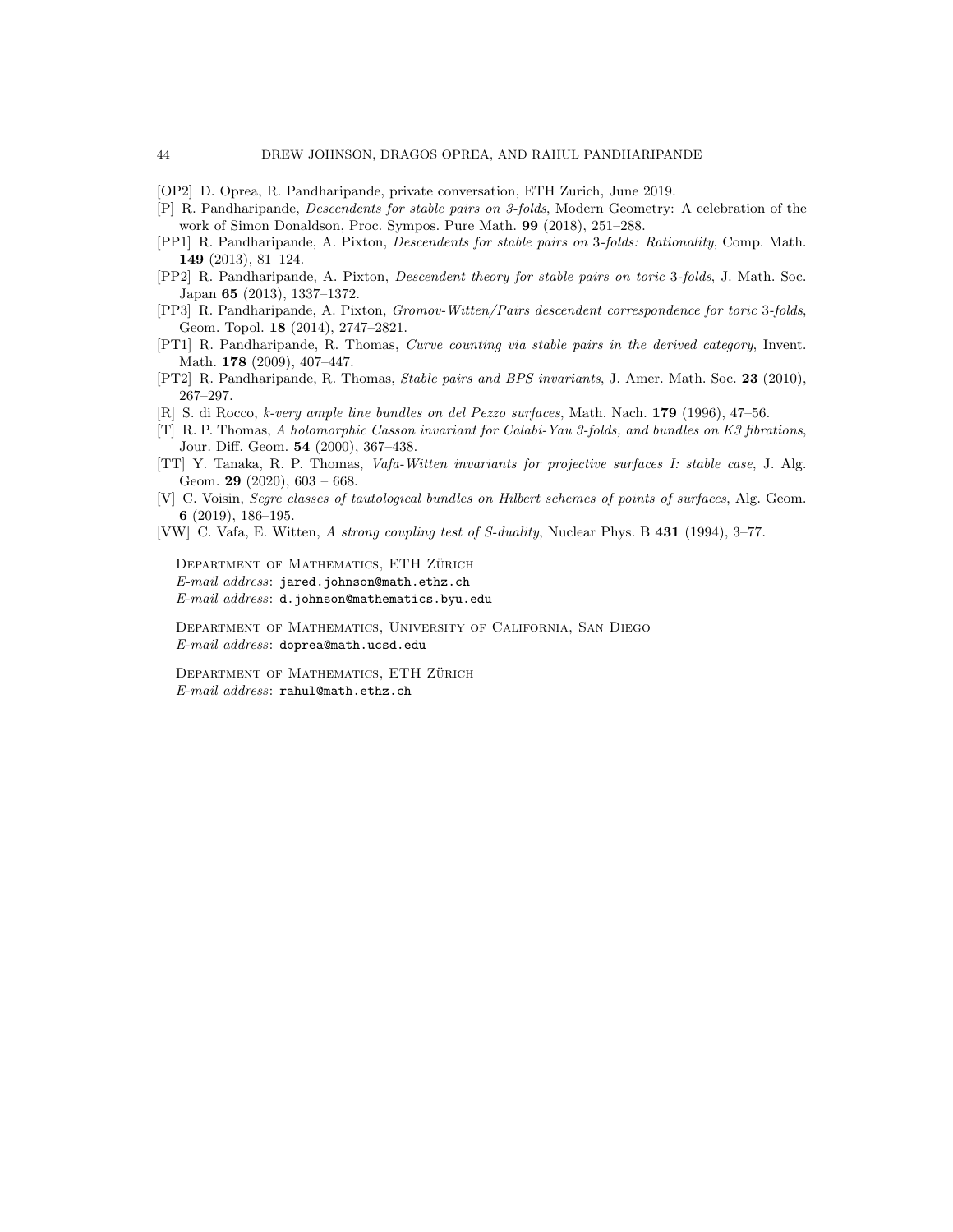[OP2] D. Oprea, R. Pandharipande, private conversation, ETH Zurich, June 2019.

[P] R. Pandharipande, *Descendents for stable pairs on 3-folds*, Modern Geometry: A celebration of the work of Simon Donaldson, Proc. Sympos. Pure Math. **99** (2018), 251–288.

[PP1] R. Pandharipande, A. Pixton, *Descendents for stable pairs on 3-folds: Rationality*, Comp. Math. **149** (2013), 81–124.

[PP2] R. Pandharipande, A. Pixton, *Descendent theory for stable pairs on toric 3-folds*, J. Math. Soc. Japan **65** (2013), 1337–1372.

[PP3] R. Pandharipande, A. Pixton, *Gromov-Witten/Pairs descendent correspondence for toric 3-folds*, Geom. Topol. **18** (2014), 2747–2821.

[PT1] R. Pandharipande, R. Thomas, *Curve counting via stable pairs in the derived category*, Invent. Math. **178** (2009), 407–447.

[PT2] R. Pandharipande, R. Thomas, *Stable pairs and BPS invariants*, J. Amer. Math. Soc. **23** (2010), 267–297.

[R] S. di Rocco, *k-very ample line bundles on del Pezzo surfaces*, Math. Nach. **179** (1996), 47–56.

[T] R. P. Thomas, *A holomorphic Casson invariant for Calabi-Yau 3-folds, and bundles on K3 fibrations*, Jour. Diff. Geom. **54** (2000), 367–438.

[TT] Y. Tanaka, R. P. Thomas, *Vafa-Witten invariants for projective surfaces I: stable case*, J. Alg. Geom. **29** (2020), 603 – 668.

[V] C. Voisin, *Segre classes of tautological bundles on Hilbert schemes of points of surfaces*, Alg. Geom. **6** (2019), 186–195.

[VW] C. Vafa, E. Witten, *A strong coupling test of S-duality*, Nuclear Phys. B **431** (1994), 3–77.

Department of Mathematics, ETH Zürich
*E-mail address*: `jared.johnson@math.ethz.ch`
*E-mail address*: `d.johnson@mathematics.byu.edu`

Department of Mathematics, University of California, San Diego
*E-mail address*: `doprea@math.ucsd.edu`

Department of Mathematics, ETH Zürich
*E-mail address*: `rahul@math.ethz.ch`